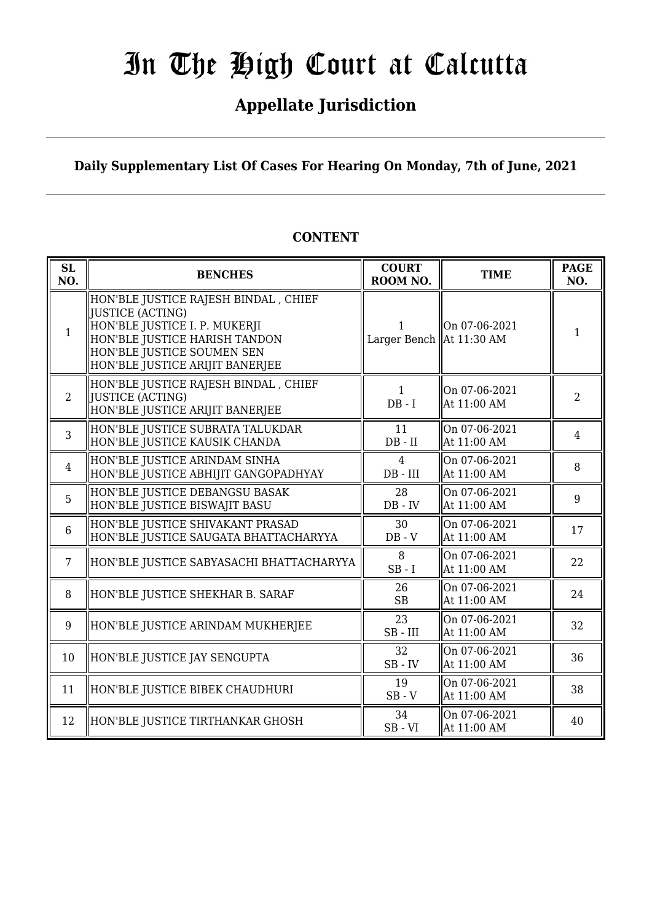# In The High Court at Calcutta

## Appellate Jurisdiction

**Daily Supplementary List Of Cases For Hearing On Monday, 7th of June, 2021**

**CONTENT**

| SL NO. | BENCHES | COURT ROOM NO. | TIME | PAGE NO. |
|---|---|---|---|---|
| 1 | HON'BLE JUSTICE RAJESH BINDAL , CHIEF JUSTICE (ACTING)<br>HON'BLE JUSTICE I. P. MUKERJI<br>HON'BLE JUSTICE HARISH TANDON<br>HON'BLE JUSTICE SOUMEN SEN<br>HON'BLE JUSTICE ARIJIT BANERJEE | 1<br>Larger Bench | On 07-06-2021<br>At 11:30 AM | 1 |
| 2 | HON'BLE JUSTICE RAJESH BINDAL , CHIEF JUSTICE (ACTING)<br>HON'BLE JUSTICE ARIJIT BANERJEE | 1<br>DB - I | On 07-06-2021<br>At 11:00 AM | 2 |
| 3 | HON'BLE JUSTICE SUBRATA TALUKDAR<br>HON'BLE JUSTICE KAUSIK CHANDA | 11<br>DB - II | On 07-06-2021<br>At 11:00 AM | 4 |
| 4 | HON'BLE JUSTICE ARINDAM SINHA<br>HON'BLE JUSTICE ABHIJIT GANGOPADHYAY | 4<br>DB - III | On 07-06-2021<br>At 11:00 AM | 8 |
| 5 | HON'BLE JUSTICE DEBANGSU BASAK<br>HON'BLE JUSTICE BISWAJIT BASU | 28<br>DB - IV | On 07-06-2021<br>At 11:00 AM | 9 |
| 6 | HON'BLE JUSTICE SHIVAKANT PRASAD<br>HON'BLE JUSTICE SAUGATA BHATTACHARYYA | 30<br>DB - V | On 07-06-2021<br>At 11:00 AM | 17 |
| 7 | HON'BLE JUSTICE SABYASACHI BHATTACHARYYA | 8<br>SB - I | On 07-06-2021<br>At 11:00 AM | 22 |
| 8 | HON'BLE JUSTICE SHEKHAR B. SARAF | 26<br>SB | On 07-06-2021<br>At 11:00 AM | 24 |
| 9 | HON'BLE JUSTICE ARINDAM MUKHERJEE | 23<br>SB - III | On 07-06-2021<br>At 11:00 AM | 32 |
| 10 | HON'BLE JUSTICE JAY SENGUPTA | 32<br>SB - IV | On 07-06-2021<br>At 11:00 AM | 36 |
| 11 | HON'BLE JUSTICE BIBEK CHAUDHURI | 19<br>SB - V | On 07-06-2021<br>At 11:00 AM | 38 |
| 12 | HON'BLE JUSTICE TIRTHANKAR GHOSH | 34<br>SB - VI | On 07-06-2021<br>At 11:00 AM | 40 |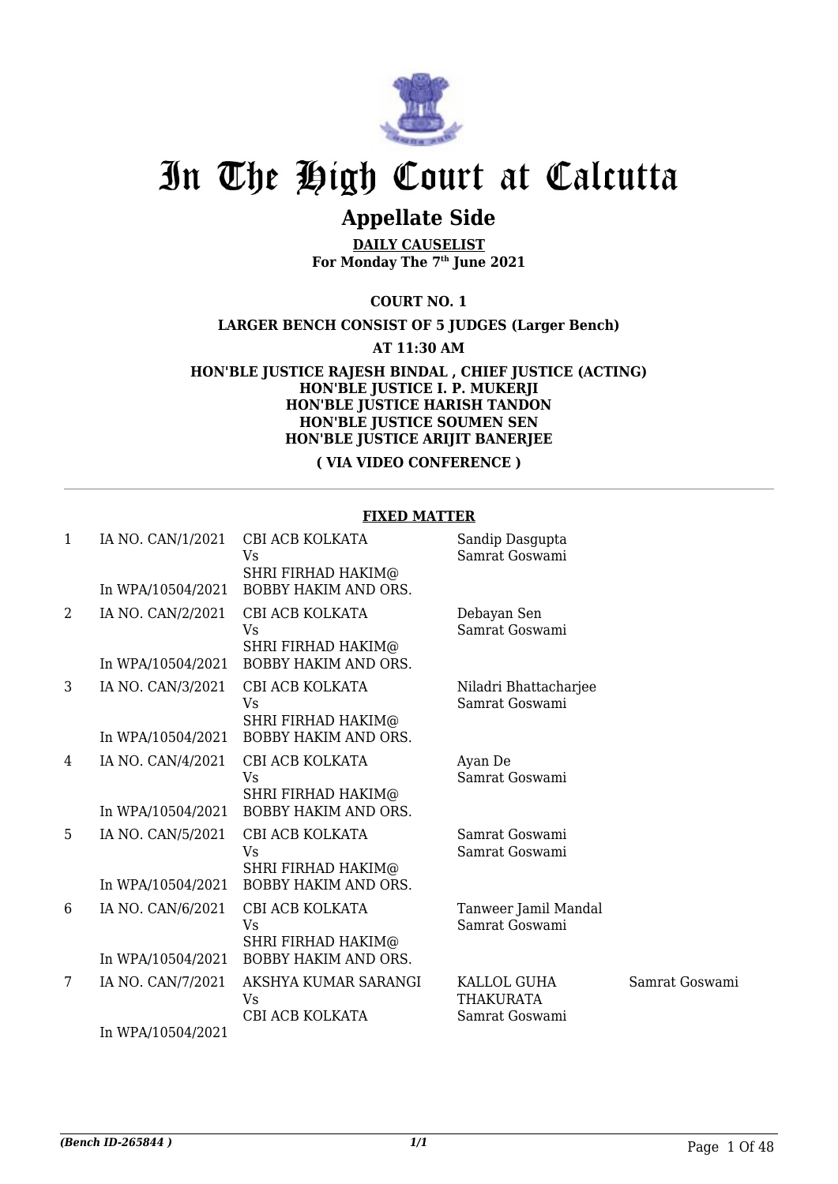# In The High Court at Calcutta

## Appellate Side

**DAILY CAUSELIST**
**For Monday The 7th June 2021**

**COURT NO. 1**

**LARGER BENCH CONSIST OF 5 JUDGES (Larger Bench)**

**AT 11:30 AM**

**HON'BLE JUSTICE RAJESH BINDAL , CHIEF JUSTICE (ACTING)**
**HON'BLE JUSTICE I. P. MUKERJI**
**HON'BLE JUSTICE HARISH TANDON**
**HON'BLE JUSTICE SOUMEN SEN**
**HON'BLE JUSTICE ARIJIT BANERJEE**

**( VIA VIDEO CONFERENCE )**

**FIXED MATTER**

| | | | | |
|---|---|---|---|---|
| 1 | IA NO. CAN/1/2021<br>In WPA/10504/2021 | CBI ACB KOLKATA<br>Vs<br>SHRI FIRHAD HAKIM@<br>BOBBY HAKIM AND ORS. | Sandip Dasgupta<br>Samrat Goswami | |
| 2 | IA NO. CAN/2/2021<br>In WPA/10504/2021 | CBI ACB KOLKATA<br>Vs<br>SHRI FIRHAD HAKIM@<br>BOBBY HAKIM AND ORS. | Debayan Sen<br>Samrat Goswami | |
| 3 | IA NO. CAN/3/2021<br>In WPA/10504/2021 | CBI ACB KOLKATA<br>Vs<br>SHRI FIRHAD HAKIM@<br>BOBBY HAKIM AND ORS. | Niladri Bhattacharjee<br>Samrat Goswami | |
| 4 | IA NO. CAN/4/2021<br>In WPA/10504/2021 | CBI ACB KOLKATA<br>Vs<br>SHRI FIRHAD HAKIM@<br>BOBBY HAKIM AND ORS. | Ayan De<br>Samrat Goswami | |
| 5 | IA NO. CAN/5/2021<br>In WPA/10504/2021 | CBI ACB KOLKATA<br>Vs<br>SHRI FIRHAD HAKIM@<br>BOBBY HAKIM AND ORS. | Samrat Goswami<br>Samrat Goswami | |
| 6 | IA NO. CAN/6/2021<br>In WPA/10504/2021 | CBI ACB KOLKATA<br>Vs<br>SHRI FIRHAD HAKIM@<br>BOBBY HAKIM AND ORS. | Tanweer Jamil Mandal<br>Samrat Goswami | |
| 7 | IA NO. CAN/7/2021<br>In WPA/10504/2021 | AKSHYA KUMAR SARANGI<br>Vs<br>CBI ACB KOLKATA | KALLOL GUHA THAKURATA<br>Samrat Goswami | Samrat Goswami |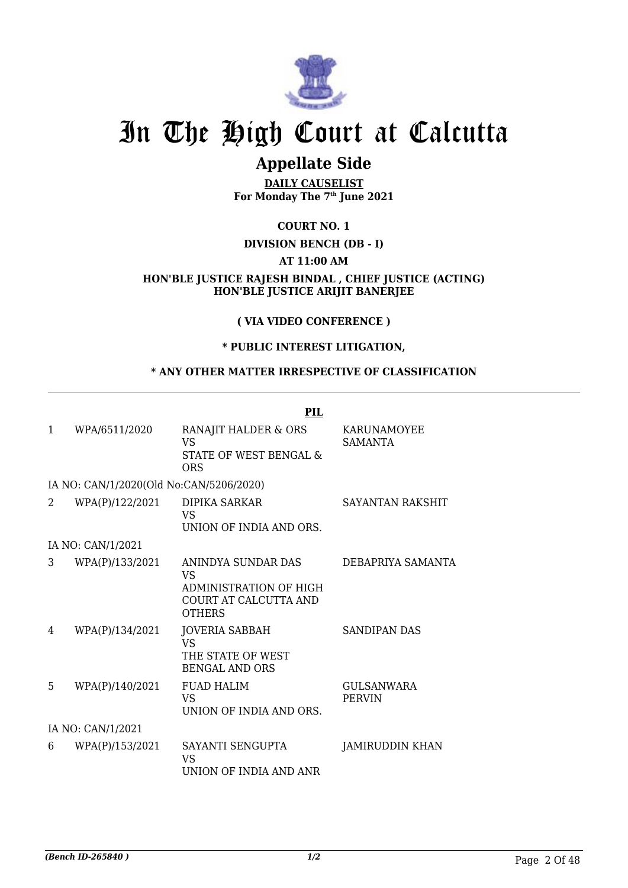# In The High Court at Calcutta

## Appellate Side

**DAILY CAUSELIST**
**For Monday The 7th June 2021**

**COURT NO. 1**

**DIVISION BENCH (DB - I)**

**AT 11:00 AM**

**HON'BLE JUSTICE RAJESH BINDAL , CHIEF JUSTICE (ACTING)**
**HON'BLE JUSTICE ARIJIT BANERJEE**

**( VIA VIDEO CONFERENCE )**

**\* PUBLIC INTEREST LITIGATION,**

**\* ANY OTHER MATTER IRRESPECTIVE OF CLASSIFICATION**

**PIL**

| | | | |
|---|---|---|---|
| 1 | WPA/6511/2020 | RANAJIT HALDER & ORS<br>VS<br>STATE OF WEST BENGAL & ORS | KARUNAMOYEE SAMANTA |
| | IA NO: CAN/1/2020(Old No:CAN/5206/2020) | | |
| 2 | WPA(P)/122/2021 | DIPIKA SARKAR<br>VS<br>UNION OF INDIA AND ORS. | SAYANTAN RAKSHIT |
| | IA NO: CAN/1/2021 | | |
| 3 | WPA(P)/133/2021 | ANINDYA SUNDAR DAS<br>VS<br>ADMINISTRATION OF HIGH COURT AT CALCUTTA AND OTHERS | DEBAPRIYA SAMANTA |
| 4 | WPA(P)/134/2021 | JOVERIA SABBAH<br>VS<br>THE STATE OF WEST BENGAL AND ORS | SANDIPAN DAS |
| 5 | WPA(P)/140/2021 | FUAD HALIM<br>VS<br>UNION OF INDIA AND ORS. | GULSANWARA PERVIN |
| | IA NO: CAN/1/2021 | | |
| 6 | WPA(P)/153/2021 | SAYANTI SENGUPTA<br>VS<br>UNION OF INDIA AND ANR | JAMIRUDDIN KHAN |

*(Bench ID-265840 )* 1/2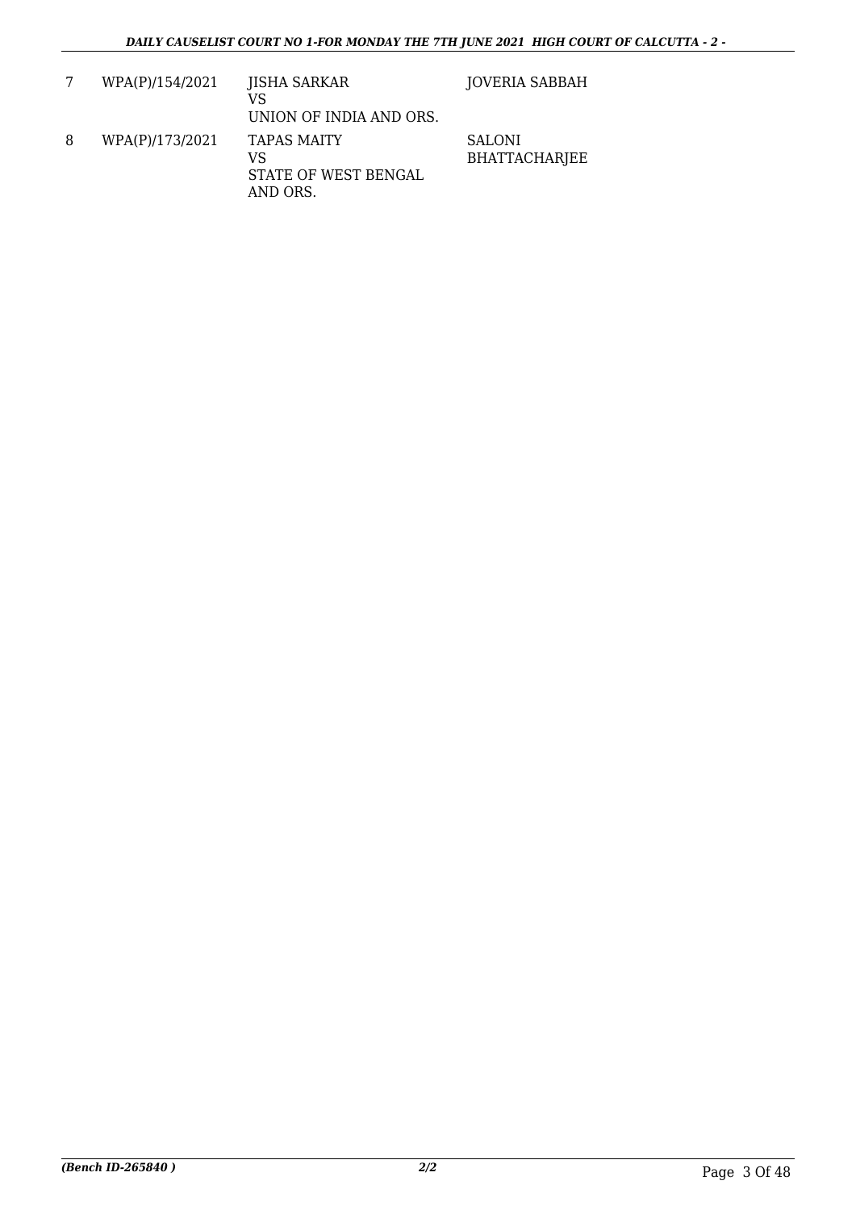| | | | |
|---|---|---|---|
| 7 | WPA(P)/154/2021 | JISHA SARKAR<br>VS<br>UNION OF INDIA AND ORS. | JOVERIA SABBAH |
| 8 | WPA(P)/173/2021 | TAPAS MAITY<br>VS<br>STATE OF WEST BENGAL AND ORS. | SALONI BHATTACHARJEE |

*(Bench ID-265840 )* **2/2**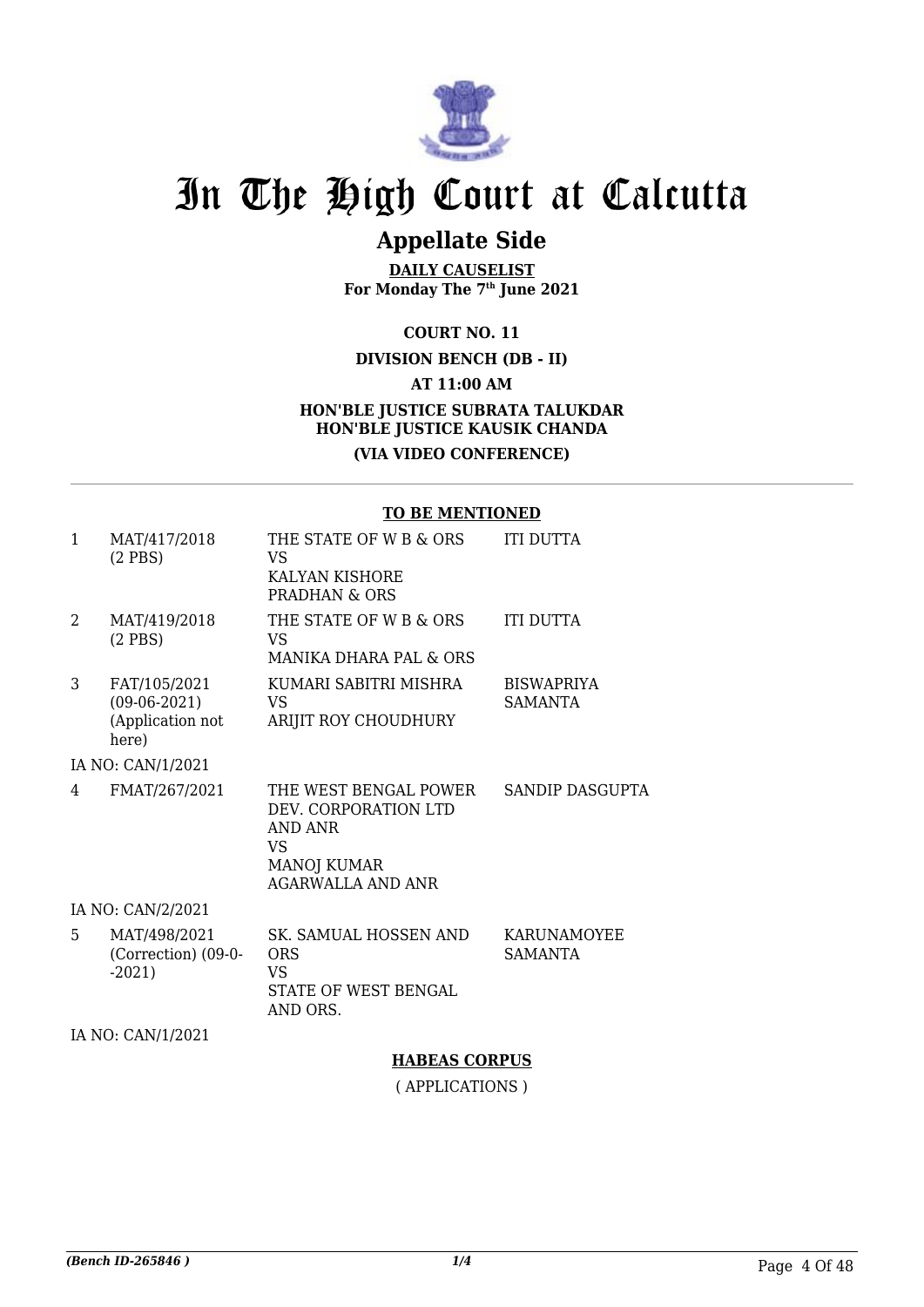# In The High Court at Calcutta

## Appellate Side

**DAILY CAUSELIST**
**For Monday The 7th June 2021**

**COURT NO. 11**

**DIVISION BENCH (DB - II)**

**AT 11:00 AM**

**HON'BLE JUSTICE SUBRATA TALUKDAR**
**HON'BLE JUSTICE KAUSIK CHANDA**

**(VIA VIDEO CONFERENCE)**

---

**TO BE MENTIONED**

| | | | |
|---|---|---|---|
| 1 | MAT/417/2018 (2 PBS) | THE STATE OF W B & ORS VS KALYAN KISHORE PRADHAN & ORS | ITI DUTTA |
| 2 | MAT/419/2018 (2 PBS) | THE STATE OF W B & ORS VS MANIKA DHARA PAL & ORS | ITI DUTTA |
| 3 | FAT/105/2021 (09-06-2021) (Application not here) | KUMARI SABITRI MISHRA VS ARIJIT ROY CHOUDHURY | BISWAPRIYA SAMANTA |
| | IA NO: CAN/1/2021 | | |
| 4 | FMAT/267/2021 | THE WEST BENGAL POWER DEV. CORPORATION LTD AND ANR VS MANOJ KUMAR AGARWALLA AND ANR | SANDIP DASGUPTA |
| | IA NO: CAN/2/2021 | | |
| 5 | MAT/498/2021 (Correction) (09-0--2021) | SK. SAMUAL HOSSEN AND ORS VS STATE OF WEST BENGAL AND ORS. | KARUNAMOYEE SAMANTA |
| | IA NO: CAN/1/2021 | | |

**HABEAS CORPUS**

( APPLICATIONS )

*(Bench ID-265846 )* 1/4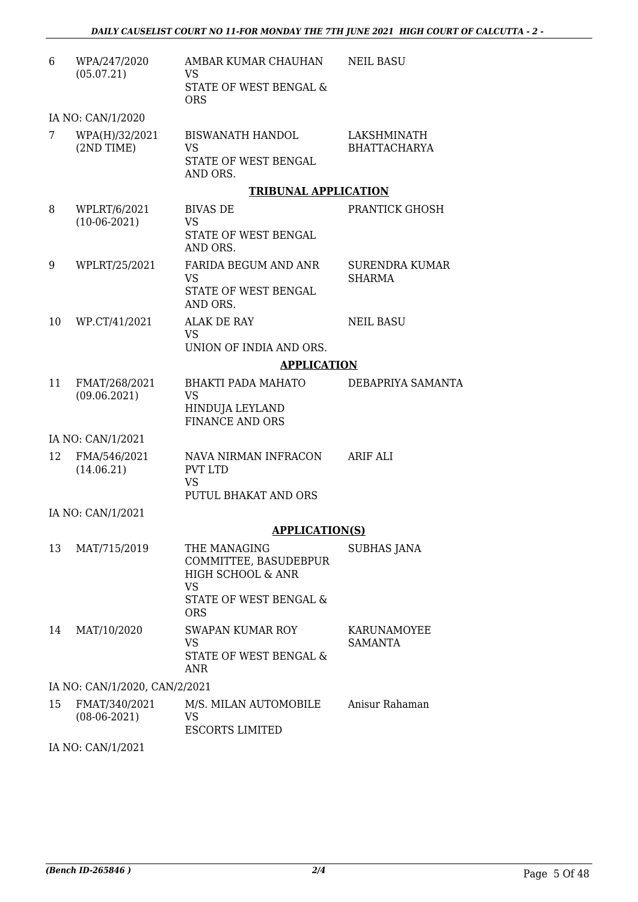| | | | |
|---|---|---|---|
| 6 | WPA/247/2020 (05.07.21) | AMBAR KUMAR CHAUHAN VS STATE OF WEST BENGAL & ORS | NEIL BASU |
| | IA NO: CAN/1/2020 | | |
| 7 | WPA(H)/32/2021 (2ND TIME) | BISWANATH HANDOL VS STATE OF WEST BENGAL AND ORS. | LAKSHMINATH BHATTACHARYA |

**TRIBUNAL APPLICATION**

| | | | |
|---|---|---|---|
| 8 | WPLRT/6/2021 (10-06-2021) | BIVAS DE VS STATE OF WEST BENGAL AND ORS. | PRANTICK GHOSH |
| 9 | WPLRT/25/2021 | FARIDA BEGUM AND ANR VS STATE OF WEST BENGAL AND ORS. | SURENDRA KUMAR SHARMA |
| 10 | WP.CT/41/2021 | ALAK DE RAY VS UNION OF INDIA AND ORS. | NEIL BASU |

**APPLICATION**

| | | | |
|---|---|---|---|
| 11 | FMAT/268/2021 (09.06.2021) | BHAKTI PADA MAHATO VS HINDUJA LEYLAND FINANCE AND ORS | DEBAPRIYA SAMANTA |
| | IA NO: CAN/1/2021 | | |
| 12 | FMA/546/2021 (14.06.21) | NAVA NIRMAN INFRACON PVT LTD VS PUTUL BHAKAT AND ORS | ARIF ALI |
| | IA NO: CAN/1/2021 | | |

**APPLICATION(S)**

| | | | |
|---|---|---|---|
| 13 | MAT/715/2019 | THE MANAGING COMMITTEE, BASUDEBPUR HIGH SCHOOL & ANR VS STATE OF WEST BENGAL & ORS | SUBHAS JANA |
| 14 | MAT/10/2020 | SWAPAN KUMAR ROY VS STATE OF WEST BENGAL & ANR | KARUNAMOYEE SAMANTA |
| | IA NO: CAN/1/2020, CAN/2/2021 | | |
| 15 | FMAT/340/2021 (08-06-2021) | M/S. MILAN AUTOMOBILE VS ESCORTS LIMITED | Anisur Rahaman |
| | IA NO: CAN/1/2021 | | |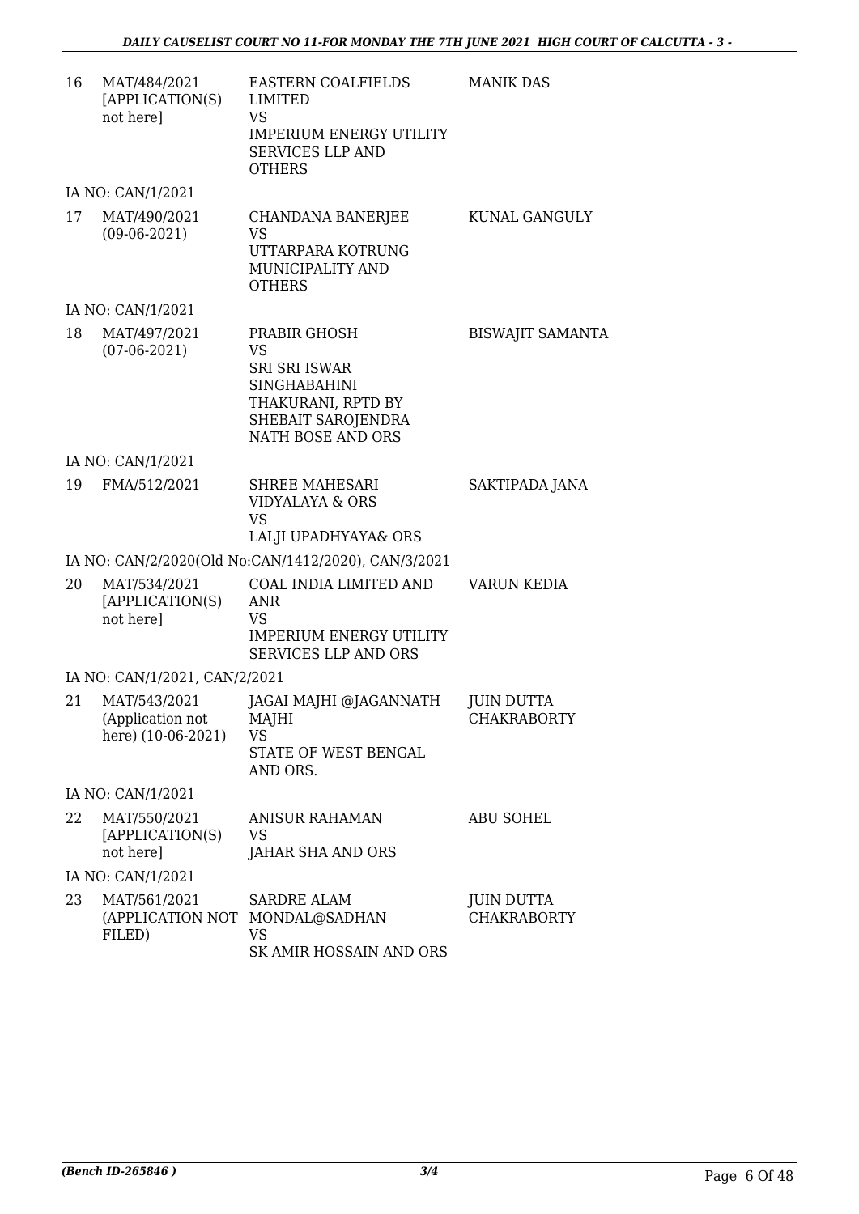| | | | |
|---|---|---|---|
| 16 | MAT/484/2021 [APPLICATION(S) not here] | EASTERN COALFIELDS LIMITED VS IMPERIUM ENERGY UTILITY SERVICES LLP AND OTHERS | MANIK DAS |
| | IA NO: CAN/1/2021 | | |
| 17 | MAT/490/2021 (09-06-2021) | CHANDANA BANERJEE VS UTTARPARA KOTRUNG MUNICIPALITY AND OTHERS | KUNAL GANGULY |
| | IA NO: CAN/1/2021 | | |
| 18 | MAT/497/2021 (07-06-2021) | PRABIR GHOSH VS SRI SRI ISWAR SINGHABAHINI THAKURANI, RPTD BY SHEBAIT SAROJENDRA NATH BOSE AND ORS | BISWAJIT SAMANTA |
| | IA NO: CAN/1/2021 | | |
| 19 | FMA/512/2021 | SHREE MAHESARI VIDYALAYA & ORS VS LALJI UPADHYAYA& ORS | SAKTIPADA JANA |
| | IA NO: CAN/2/2020(Old No:CAN/1412/2020), CAN/3/2021 | | |
| 20 | MAT/534/2021 [APPLICATION(S) not here] | COAL INDIA LIMITED AND ANR VS IMPERIUM ENERGY UTILITY SERVICES LLP AND ORS | VARUN KEDIA |
| | IA NO: CAN/1/2021, CAN/2/2021 | | |
| 21 | MAT/543/2021 (Application not here) (10-06-2021) | JAGAI MAJHI @JAGANNATH MAJHI VS STATE OF WEST BENGAL AND ORS. | JUIN DUTTA CHAKRABORTY |
| | IA NO: CAN/1/2021 | | |
| 22 | MAT/550/2021 [APPLICATION(S) not here] | ANISUR RAHAMAN VS JAHAR SHA AND ORS | ABU SOHEL |
| | IA NO: CAN/1/2021 | | |
| 23 | MAT/561/2021 (APPLICATION NOT FILED) | SARDRE ALAM MONDAL@SADHAN VS SK AMIR HOSSAIN AND ORS | JUIN DUTTA CHAKRABORTY |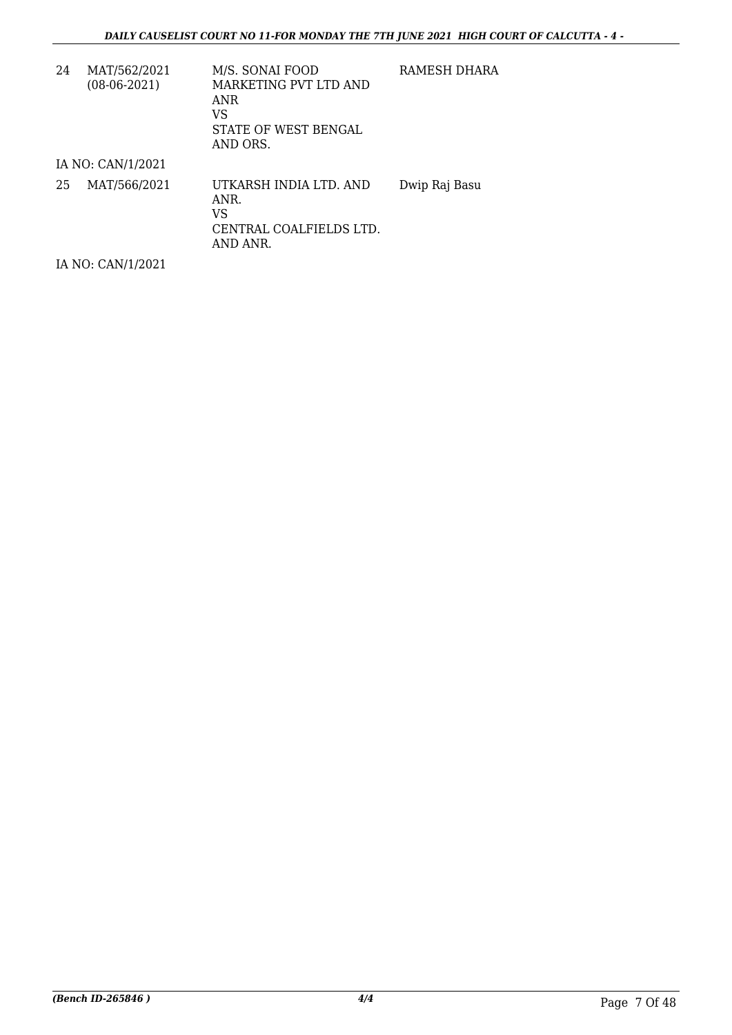| | | | |
|---|---|---|---|
| 24 | MAT/562/2021 (08-06-2021) | M/S. SONAI FOOD MARKETING PVT LTD AND ANR VS STATE OF WEST BENGAL AND ORS. | RAMESH DHARA |
| IA NO: CAN/1/2021 | | | |
| 25 | MAT/566/2021 | UTKARSH INDIA LTD. AND ANR. VS CENTRAL COALFIELDS LTD. AND ANR. | Dwip Raj Basu |
| IA NO: CAN/1/2021 | | | |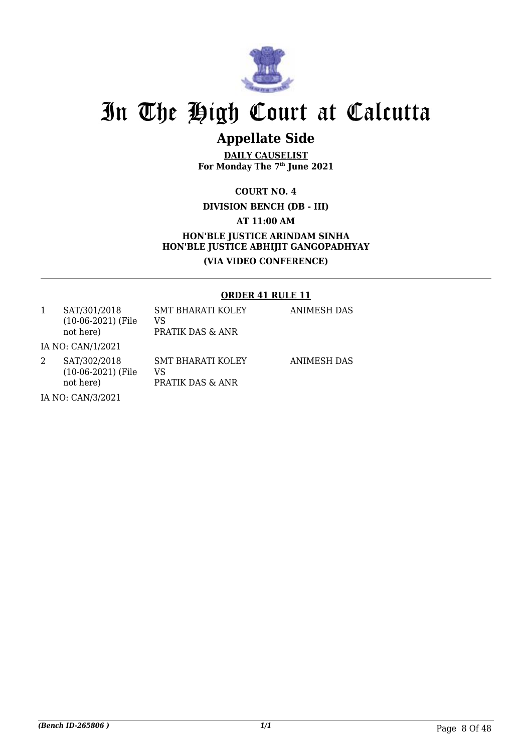# In The High Court at Calcutta

## Appellate Side

**DAILY CAUSELIST**
**For Monday The 7th June 2021**

**COURT NO. 4**

**DIVISION BENCH (DB - III)**

**AT 11:00 AM**

**HON'BLE JUSTICE ARINDAM SINHA**
**HON'BLE JUSTICE ABHIJIT GANGOPADHYAY**

**(VIA VIDEO CONFERENCE)**

---

**ORDER 41 RULE 11**

| | | | |
|---|---|---|---|
| 1 | SAT/301/2018 (10-06-2021) (File not here) | SMT BHARATI KOLEY VS PRATIK DAS & ANR | ANIMESH DAS |
| | IA NO: CAN/1/2021 | | |
| 2 | SAT/302/2018 (10-06-2021) (File not here) | SMT BHARATI KOLEY VS PRATIK DAS & ANR | ANIMESH DAS |
| | IA NO: CAN/3/2021 | | |

*(Bench ID-265806 )*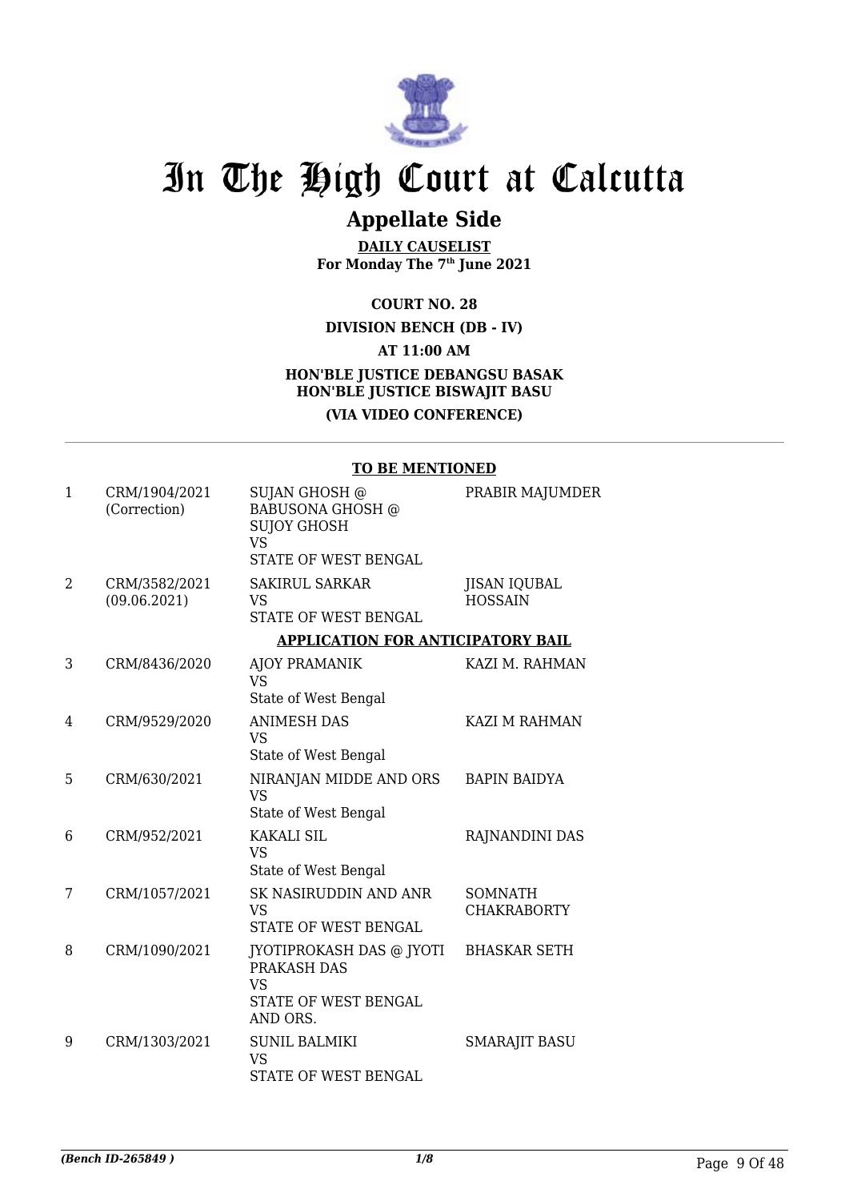# In The High Court at Calcutta

## Appellate Side

**DAILY CAUSELIST**
**For Monday The 7th June 2021**

**COURT NO. 28**

**DIVISION BENCH (DB - IV)**

**AT 11:00 AM**

**HON'BLE JUSTICE DEBANGSU BASAK**
**HON'BLE JUSTICE BISWAJIT BASU**

**(VIA VIDEO CONFERENCE)**

**TO BE MENTIONED**

| | | | |
|---|---|---|---|
| 1 | CRM/1904/2021 (Correction) | SUJAN GHOSH @ BABUSONA GHOSH @ SUJOY GHOSH VS STATE OF WEST BENGAL | PRABIR MAJUMDER |
| 2 | CRM/3582/2021 (09.06.2021) | SAKIRUL SARKAR VS STATE OF WEST BENGAL | JISAN IQUBAL HOSSAIN |

**APPLICATION FOR ANTICIPATORY BAIL**

| | | | |
|---|---|---|---|
| 3 | CRM/8436/2020 | AJOY PRAMANIK VS State of West Bengal | KAZI M. RAHMAN |
| 4 | CRM/9529/2020 | ANIMESH DAS VS State of West Bengal | KAZI M RAHMAN |
| 5 | CRM/630/2021 | NIRANJAN MIDDE AND ORS VS State of West Bengal | BAPIN BAIDYA |
| 6 | CRM/952/2021 | KAKALI SIL VS State of West Bengal | RAJNANDINI DAS |
| 7 | CRM/1057/2021 | SK NASIRUDDIN AND ANR VS STATE OF WEST BENGAL | SOMNATH CHAKRABORTY |
| 8 | CRM/1090/2021 | JYOTIPROKASH DAS @ JYOTI PRAKASH DAS VS STATE OF WEST BENGAL AND ORS. | BHASKAR SETH |
| 9 | CRM/1303/2021 | SUNIL BALMIKI VS STATE OF WEST BENGAL | SMARAJIT BASU |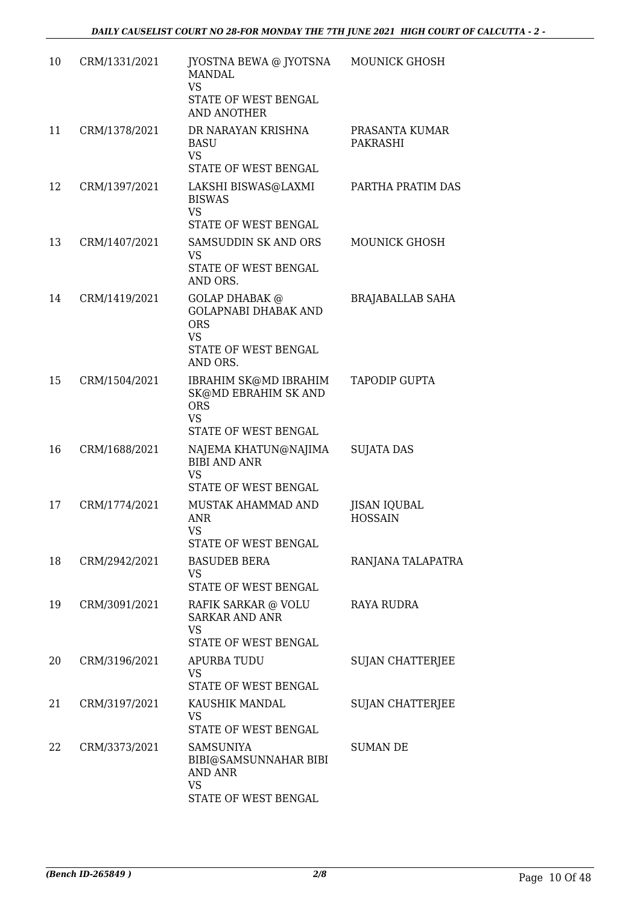| 10 | CRM/1331/2021 | JYOSTNA BEWA @ JYOTSNA MANDAL<br>VS<br>STATE OF WEST BENGAL AND ANOTHER | MOUNICK GHOSH |
|---|---|---|---|
| 11 | CRM/1378/2021 | DR NARAYAN KRISHNA BASU<br>VS<br>STATE OF WEST BENGAL | PRASANTA KUMAR PAKRASHI |
| 12 | CRM/1397/2021 | LAKSHI BISWAS@LAXMI BISWAS<br>VS<br>STATE OF WEST BENGAL | PARTHA PRATIM DAS |
| 13 | CRM/1407/2021 | SAMSUDDIN SK AND ORS<br>VS<br>STATE OF WEST BENGAL AND ORS. | MOUNICK GHOSH |
| 14 | CRM/1419/2021 | GOLAP DHABAK @ GOLAPNABI DHABAK AND ORS<br>VS<br>STATE OF WEST BENGAL AND ORS. | BRAJABALLAB SAHA |
| 15 | CRM/1504/2021 | IBRAHIM SK@MD IBRAHIM SK@MD EBRAHIM SK AND ORS<br>VS<br>STATE OF WEST BENGAL | TAPODIP GUPTA |
| 16 | CRM/1688/2021 | NAJEMA KHATUN@NAJIMA BIBI AND ANR<br>VS<br>STATE OF WEST BENGAL | SUJATA DAS |
| 17 | CRM/1774/2021 | MUSTAK AHAMMAD AND ANR<br>VS<br>STATE OF WEST BENGAL | JISAN IQUBAL HOSSAIN |
| 18 | CRM/2942/2021 | BASUDEB BERA<br>VS<br>STATE OF WEST BENGAL | RANJANA TALAPATRA |
| 19 | CRM/3091/2021 | RAFIK SARKAR @ VOLU SARKAR AND ANR<br>VS<br>STATE OF WEST BENGAL | RAYA RUDRA |
| 20 | CRM/3196/2021 | APURBA TUDU<br>VS<br>STATE OF WEST BENGAL | SUJAN CHATTERJEE |
| 21 | CRM/3197/2021 | KAUSHIK MANDAL<br>VS<br>STATE OF WEST BENGAL | SUJAN CHATTERJEE |
| 22 | CRM/3373/2021 | SAMSUNIYA BIBI@SAMSUNNAHAR BIBI AND ANR<br>VS<br>STATE OF WEST BENGAL | SUMAN DE |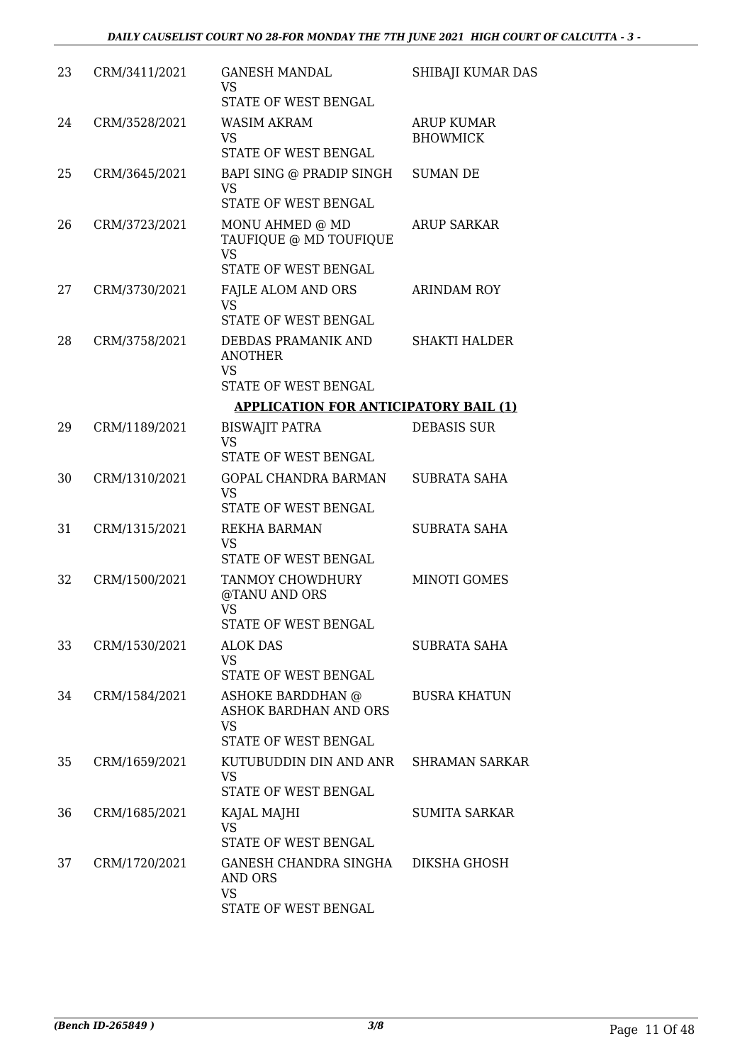| | | | |
|---|---|---|---|
| 23 | CRM/3411/2021 | GANESH MANDAL<br>VS<br>STATE OF WEST BENGAL | SHIBAJI KUMAR DAS |
| 24 | CRM/3528/2021 | WASIM AKRAM<br>VS<br>STATE OF WEST BENGAL | ARUP KUMAR BHOWMICK |
| 25 | CRM/3645/2021 | BAPI SING @ PRADIP SINGH<br>VS<br>STATE OF WEST BENGAL | SUMAN DE |
| 26 | CRM/3723/2021 | MONU AHMED @ MD TAUFIQUE @ MD TOUFIQUE<br>VS<br>STATE OF WEST BENGAL | ARUP SARKAR |
| 27 | CRM/3730/2021 | FAJLE ALOM AND ORS<br>VS<br>STATE OF WEST BENGAL | ARINDAM ROY |
| 28 | CRM/3758/2021 | DEBDAS PRAMANIK AND ANOTHER<br>VS<br>STATE OF WEST BENGAL | SHAKTI HALDER |

**APPLICATION FOR ANTICIPATORY BAIL (1)**

| | | | |
|---|---|---|---|
| 29 | CRM/1189/2021 | BISWAJIT PATRA<br>VS<br>STATE OF WEST BENGAL | DEBASIS SUR |
| 30 | CRM/1310/2021 | GOPAL CHANDRA BARMAN<br>VS<br>STATE OF WEST BENGAL | SUBRATA SAHA |
| 31 | CRM/1315/2021 | REKHA BARMAN<br>VS<br>STATE OF WEST BENGAL | SUBRATA SAHA |
| 32 | CRM/1500/2021 | TANMOY CHOWDHURY @TANU AND ORS<br>VS<br>STATE OF WEST BENGAL | MINOTI GOMES |
| 33 | CRM/1530/2021 | ALOK DAS<br>VS<br>STATE OF WEST BENGAL | SUBRATA SAHA |
| 34 | CRM/1584/2021 | ASHOKE BARDDHAN @ ASHOK BARDHAN AND ORS<br>VS<br>STATE OF WEST BENGAL | BUSRA KHATUN |
| 35 | CRM/1659/2021 | KUTUBUDDIN DIN AND ANR<br>VS<br>STATE OF WEST BENGAL | SHRAMAN SARKAR |
| 36 | CRM/1685/2021 | KAJAL MAJHI<br>VS<br>STATE OF WEST BENGAL | SUMITA SARKAR |
| 37 | CRM/1720/2021 | GANESH CHANDRA SINGHA AND ORS<br>VS<br>STATE OF WEST BENGAL | DIKSHA GHOSH |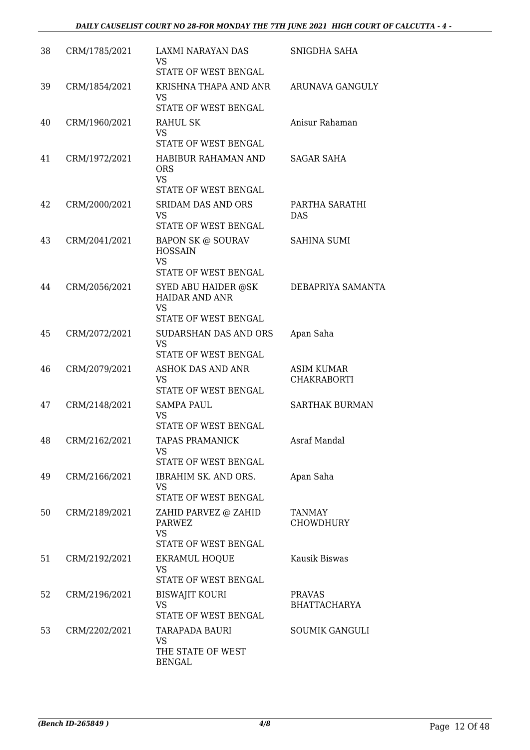| 38 | CRM/1785/2021 | LAXMI NARAYAN DAS<br>VS<br>STATE OF WEST BENGAL | SNIGDHA SAHA |
|---|---|---|---|
| 39 | CRM/1854/2021 | KRISHNA THAPA AND ANR<br>VS<br>STATE OF WEST BENGAL | ARUNAVA GANGULY |
| 40 | CRM/1960/2021 | RAHUL SK<br>VS<br>STATE OF WEST BENGAL | Anisur Rahaman |
| 41 | CRM/1972/2021 | HABIBUR RAHAMAN AND ORS<br>VS<br>STATE OF WEST BENGAL | SAGAR SAHA |
| 42 | CRM/2000/2021 | SRIDAM DAS AND ORS<br>VS<br>STATE OF WEST BENGAL | PARTHA SARATHI DAS |
| 43 | CRM/2041/2021 | BAPON SK @ SOURAV HOSSAIN<br>VS<br>STATE OF WEST BENGAL | SAHINA SUMI |
| 44 | CRM/2056/2021 | SYED ABU HAIDER @SK HAIDAR AND ANR<br>VS<br>STATE OF WEST BENGAL | DEBAPRIYA SAMANTA |
| 45 | CRM/2072/2021 | SUDARSHAN DAS AND ORS<br>VS<br>STATE OF WEST BENGAL | Apan Saha |
| 46 | CRM/2079/2021 | ASHOK DAS AND ANR<br>VS<br>STATE OF WEST BENGAL | ASIM KUMAR CHAKRABORTI |
| 47 | CRM/2148/2021 | SAMPA PAUL<br>VS<br>STATE OF WEST BENGAL | SARTHAK BURMAN |
| 48 | CRM/2162/2021 | TAPAS PRAMANICK<br>VS<br>STATE OF WEST BENGAL | Asraf Mandal |
| 49 | CRM/2166/2021 | IBRAHIM SK. AND ORS.<br>VS<br>STATE OF WEST BENGAL | Apan Saha |
| 50 | CRM/2189/2021 | ZAHID PARVEZ @ ZAHID PARWEZ<br>VS<br>STATE OF WEST BENGAL | TANMAY CHOWDHURY |
| 51 | CRM/2192/2021 | EKRAMUL HOQUE<br>VS<br>STATE OF WEST BENGAL | Kausik Biswas |
| 52 | CRM/2196/2021 | BISWAJIT KOURI<br>VS<br>STATE OF WEST BENGAL | PRAVAS BHATTACHARYA |
| 53 | CRM/2202/2021 | TARAPADA BAURI<br>VS<br>THE STATE OF WEST BENGAL | SOUMIK GANGULI |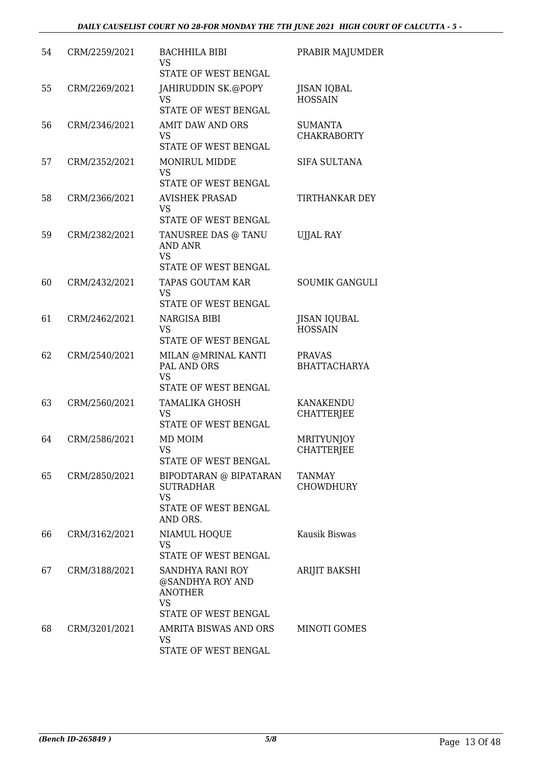| 54 | CRM/2259/2021 | BACHHILA BIBI<br>VS<br>STATE OF WEST BENGAL | PRABIR MAJUMDER |
|---|---|---|---|
| 55 | CRM/2269/2021 | JAHIRUDDIN SK.@POPY<br>VS<br>STATE OF WEST BENGAL | JISAN IQBAL HOSSAIN |
| 56 | CRM/2346/2021 | AMIT DAW AND ORS<br>VS<br>STATE OF WEST BENGAL | SUMANTA CHAKRABORTY |
| 57 | CRM/2352/2021 | MONIRUL MIDDE<br>VS<br>STATE OF WEST BENGAL | SIFA SULTANA |
| 58 | CRM/2366/2021 | AVISHEK PRASAD<br>VS<br>STATE OF WEST BENGAL | TIRTHANKAR DEY |
| 59 | CRM/2382/2021 | TANUSREE DAS @ TANU AND ANR<br>VS<br>STATE OF WEST BENGAL | UJJAL RAY |
| 60 | CRM/2432/2021 | TAPAS GOUTAM KAR<br>VS<br>STATE OF WEST BENGAL | SOUMIK GANGULI |
| 61 | CRM/2462/2021 | NARGISA BIBI<br>VS<br>STATE OF WEST BENGAL | JISAN IQUBAL HOSSAIN |
| 62 | CRM/2540/2021 | MILAN @MRINAL KANTI PAL AND ORS<br>VS<br>STATE OF WEST BENGAL | PRAVAS BHATTACHARYA |
| 63 | CRM/2560/2021 | TAMALIKA GHOSH<br>VS<br>STATE OF WEST BENGAL | KANAKENDU CHATTERJEE |
| 64 | CRM/2586/2021 | MD MOIM<br>VS<br>STATE OF WEST BENGAL | MRITYUNJOY CHATTERJEE |
| 65 | CRM/2850/2021 | BIPODTARAN @ BIPATARAN SUTRADHAR<br>VS<br>STATE OF WEST BENGAL AND ORS. | TANMAY CHOWDHURY |
| 66 | CRM/3162/2021 | NIAMUL HOQUE<br>VS<br>STATE OF WEST BENGAL | Kausik Biswas |
| 67 | CRM/3188/2021 | SANDHYA RANI ROY @SANDHYA ROY AND ANOTHER<br>VS<br>STATE OF WEST BENGAL | ARIJIT BAKSHI |
| 68 | CRM/3201/2021 | AMRITA BISWAS AND ORS<br>VS<br>STATE OF WEST BENGAL | MINOTI GOMES |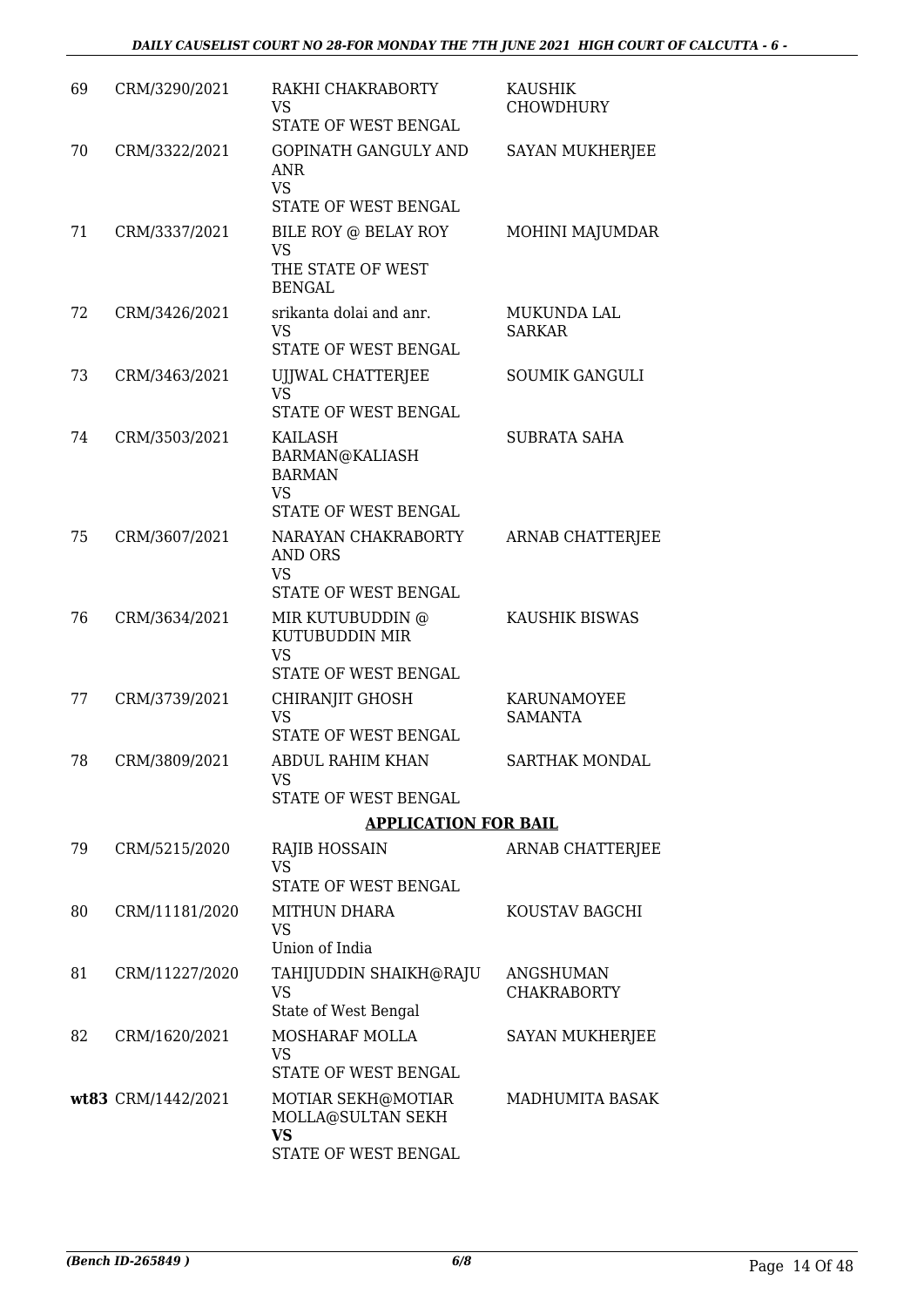| | | | |
|---|---|---|---|
| 69 | CRM/3290/2021 | RAKHI CHAKRABORTY<br>VS<br>STATE OF WEST BENGAL | KAUSHIK CHOWDHURY |
| 70 | CRM/3322/2021 | GOPINATH GANGULY AND ANR<br>VS<br>STATE OF WEST BENGAL | SAYAN MUKHERJEE |
| 71 | CRM/3337/2021 | BILE ROY @ BELAY ROY<br>VS<br>THE STATE OF WEST BENGAL | MOHINI MAJUMDAR |
| 72 | CRM/3426/2021 | srikanta dolai and anr.<br>VS<br>STATE OF WEST BENGAL | MUKUNDA LAL SARKAR |
| 73 | CRM/3463/2021 | UJJWAL CHATTERJEE<br>VS<br>STATE OF WEST BENGAL | SOUMIK GANGULI |
| 74 | CRM/3503/2021 | KAILASH BARMAN@KALIASH BARMAN<br>VS<br>STATE OF WEST BENGAL | SUBRATA SAHA |
| 75 | CRM/3607/2021 | NARAYAN CHAKRABORTY AND ORS<br>VS<br>STATE OF WEST BENGAL | ARNAB CHATTERJEE |
| 76 | CRM/3634/2021 | MIR KUTUBUDDIN @ KUTUBUDDIN MIR<br>VS<br>STATE OF WEST BENGAL | KAUSHIK BISWAS |
| 77 | CRM/3739/2021 | CHIRANJIT GHOSH<br>VS<br>STATE OF WEST BENGAL | KARUNAMOYEE SAMANTA |
| 78 | CRM/3809/2021 | ABDUL RAHIM KHAN<br>VS<br>STATE OF WEST BENGAL | SARTHAK MONDAL |

**APPLICATION FOR BAIL**

| | | | |
|---|---|---|---|
| 79 | CRM/5215/2020 | RAJIB HOSSAIN<br>VS<br>STATE OF WEST BENGAL | ARNAB CHATTERJEE |
| 80 | CRM/11181/2020 | MITHUN DHARA<br>VS<br>Union of India | KOUSTAV BAGCHI |
| 81 | CRM/11227/2020 | TAHIJUDDIN SHAIKH@RAJU<br>VS<br>State of West Bengal | ANGSHUMAN CHAKRABORTY |
| 82 | CRM/1620/2021 | MOSHARAF MOLLA<br>VS<br>STATE OF WEST BENGAL | SAYAN MUKHERJEE |
| **wt83** | CRM/1442/2021 | MOTIAR SEKH@MOTIAR MOLLA@SULTAN SEKH<br>**VS**<br>STATE OF WEST BENGAL | MADHUMITA BASAK |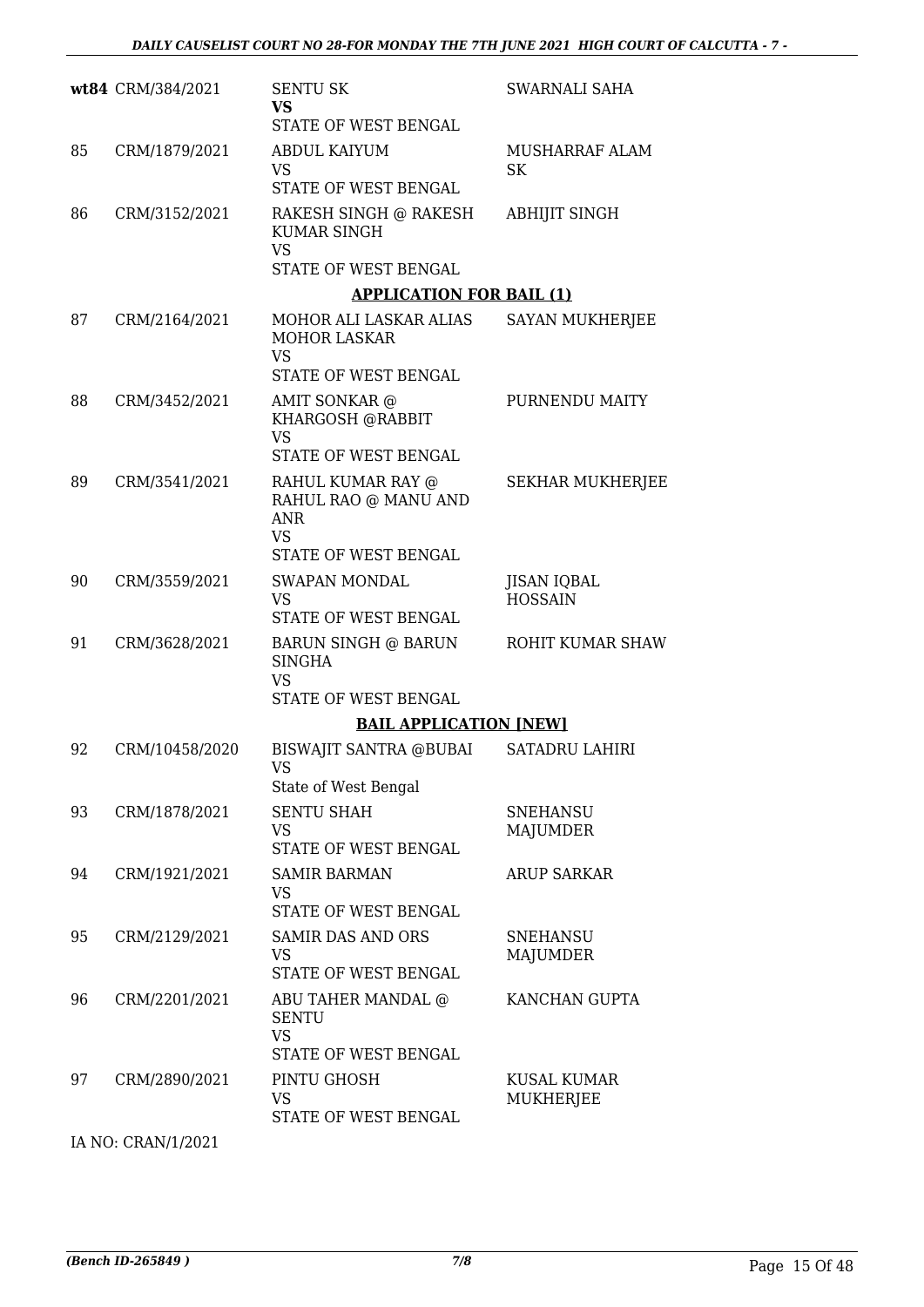| | | | |
|---|---|---|---|
| **wt84** | CRM/384/2021 | SENTU SK<br>**VS**<br>STATE OF WEST BENGAL | SWARNALI SAHA |
| 85 | CRM/1879/2021 | ABDUL KAIYUM<br>VS<br>STATE OF WEST BENGAL | MUSHARRAF ALAM SK |
| 86 | CRM/3152/2021 | RAKESH SINGH @ RAKESH KUMAR SINGH<br>VS<br>STATE OF WEST BENGAL | ABHIJIT SINGH |

**APPLICATION FOR BAIL (1)**

| | | | |
|---|---|---|---|
| 87 | CRM/2164/2021 | MOHOR ALI LASKAR ALIAS MOHOR LASKAR<br>VS<br>STATE OF WEST BENGAL | SAYAN MUKHERJEE |
| 88 | CRM/3452/2021 | AMIT SONKAR @ KHARGOSH @RABBIT<br>VS<br>STATE OF WEST BENGAL | PURNENDU MAITY |
| 89 | CRM/3541/2021 | RAHUL KUMAR RAY @ RAHUL RAO @ MANU AND ANR<br>VS<br>STATE OF WEST BENGAL | SEKHAR MUKHERJEE |
| 90 | CRM/3559/2021 | SWAPAN MONDAL<br>VS<br>STATE OF WEST BENGAL | JISAN IQBAL HOSSAIN |
| 91 | CRM/3628/2021 | BARUN SINGH @ BARUN SINGHA<br>VS<br>STATE OF WEST BENGAL | ROHIT KUMAR SHAW |

**BAIL APPLICATION [NEW]**

| | | | |
|---|---|---|---|
| 92 | CRM/10458/2020 | BISWAJIT SANTRA @BUBAI<br>VS<br>State of West Bengal | SATADRU LAHIRI |
| 93 | CRM/1878/2021 | SENTU SHAH<br>VS<br>STATE OF WEST BENGAL | SNEHANSU MAJUMDER |
| 94 | CRM/1921/2021 | SAMIR BARMAN<br>VS<br>STATE OF WEST BENGAL | ARUP SARKAR |
| 95 | CRM/2129/2021 | SAMIR DAS AND ORS<br>VS<br>STATE OF WEST BENGAL | SNEHANSU MAJUMDER |
| 96 | CRM/2201/2021 | ABU TAHER MANDAL @ SENTU<br>VS<br>STATE OF WEST BENGAL | KANCHAN GUPTA |
| 97 | CRM/2890/2021 | PINTU GHOSH<br>VS<br>STATE OF WEST BENGAL | KUSAL KUMAR MUKHERJEE |

IA NO: CRAN/1/2021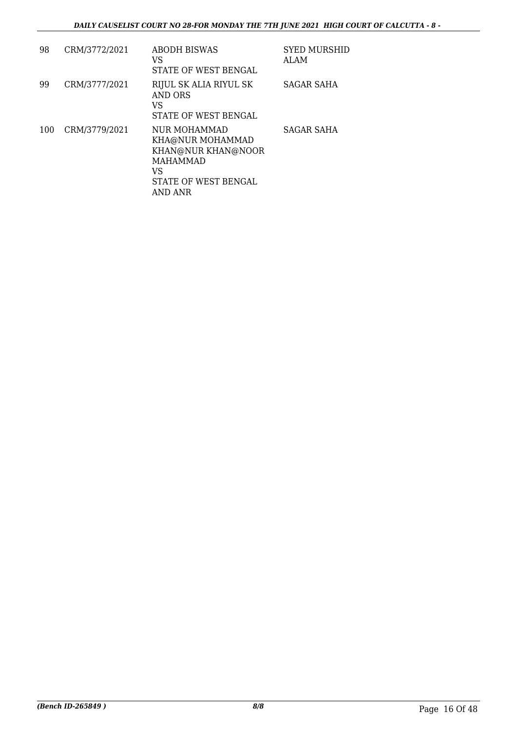| 98 | CRM/3772/2021 | ABODH BISWAS<br>VS<br>STATE OF WEST BENGAL | SYED MURSHID ALAM |
|---|---|---|---|
| 99 | CRM/3777/2021 | RIJUL SK ALIA RIYUL SK AND ORS<br>VS<br>STATE OF WEST BENGAL | SAGAR SAHA |
| 100 | CRM/3779/2021 | NUR MOHAMMAD KHA@NUR MOHAMMAD KHAN@NUR KHAN@NOOR MAHAMMAD<br>VS<br>STATE OF WEST BENGAL AND ANR | SAGAR SAHA |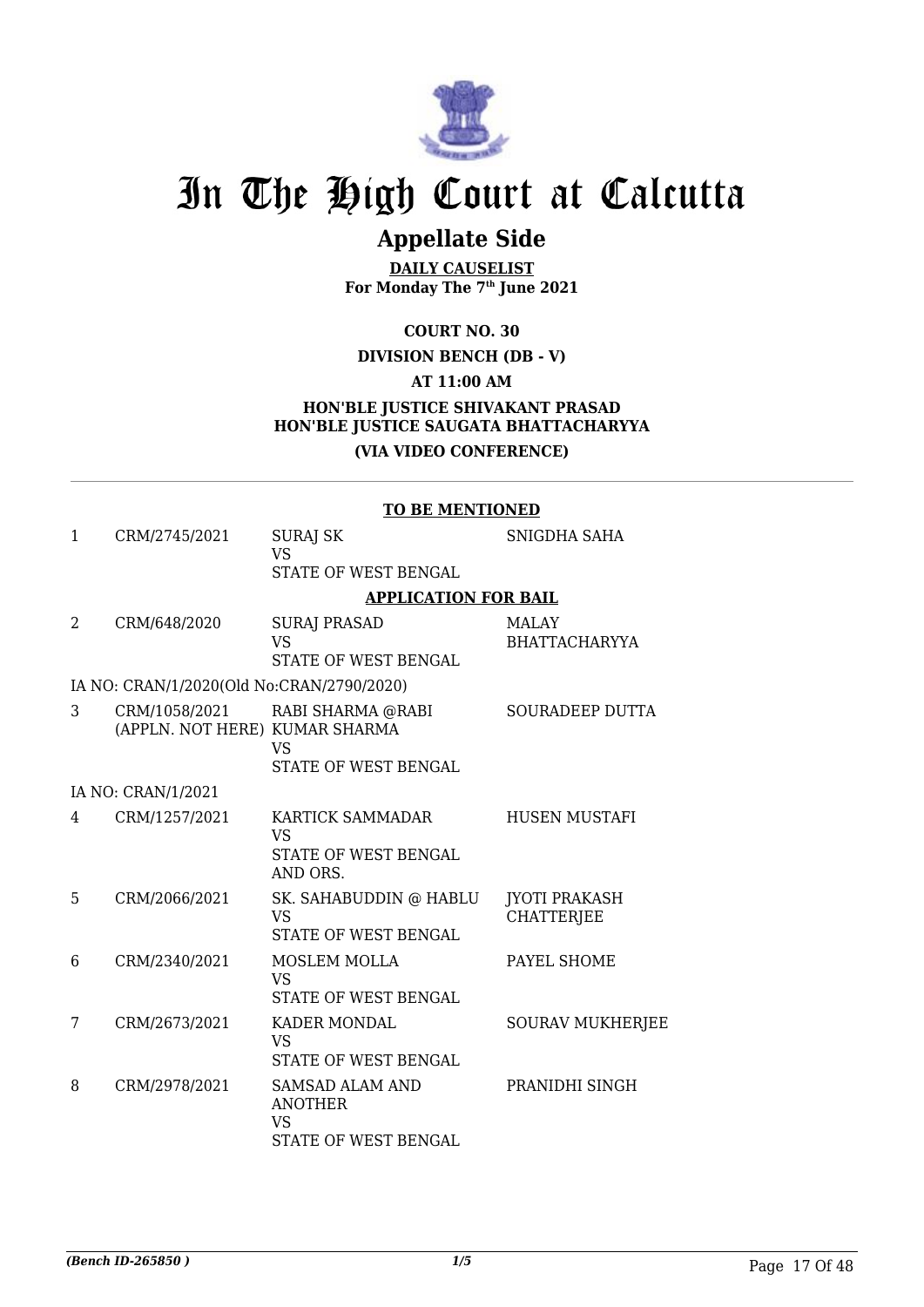# In The High Court at Calcutta

## Appellate Side

**DAILY CAUSELIST**
**For Monday The 7th June 2021**

**COURT NO. 30**

**DIVISION BENCH (DB - V)**

**AT 11:00 AM**

**HON'BLE JUSTICE SHIVAKANT PRASAD**
**HON'BLE JUSTICE SAUGATA BHATTACHARYYA**

**(VIA VIDEO CONFERENCE)**

**TO BE MENTIONED**

| | | | |
|---|---|---|---|
| 1 | CRM/2745/2021 | SURAJ SK<br>VS<br>STATE OF WEST BENGAL | SNIGDHA SAHA |

**APPLICATION FOR BAIL**

| | | | |
|---|---|---|---|
| 2 | CRM/648/2020 | SURAJ PRASAD<br>VS<br>STATE OF WEST BENGAL | MALAY BHATTACHARYYA |
| | IA NO: CRAN/1/2020(Old No:CRAN/2790/2020) | | |
| 3 | CRM/1058/2021<br>(APPLN. NOT HERE) | RABI SHARMA @RABI KUMAR SHARMA<br>VS<br>STATE OF WEST BENGAL | SOURADEEP DUTTA |
| | IA NO: CRAN/1/2021 | | |
| 4 | CRM/1257/2021 | KARTICK SAMMADAR<br>VS<br>STATE OF WEST BENGAL AND ORS. | HUSEN MUSTAFI |
| 5 | CRM/2066/2021 | SK. SAHABUDDIN @ HABLU<br>VS<br>STATE OF WEST BENGAL | JYOTI PRAKASH CHATTERJEE |
| 6 | CRM/2340/2021 | MOSLEM MOLLA<br>VS<br>STATE OF WEST BENGAL | PAYEL SHOME |
| 7 | CRM/2673/2021 | KADER MONDAL<br>VS<br>STATE OF WEST BENGAL | SOURAV MUKHERJEE |
| 8 | CRM/2978/2021 | SAMSAD ALAM AND ANOTHER<br>VS<br>STATE OF WEST BENGAL | PRANIDHI SINGH |

*(Bench ID-265850 )*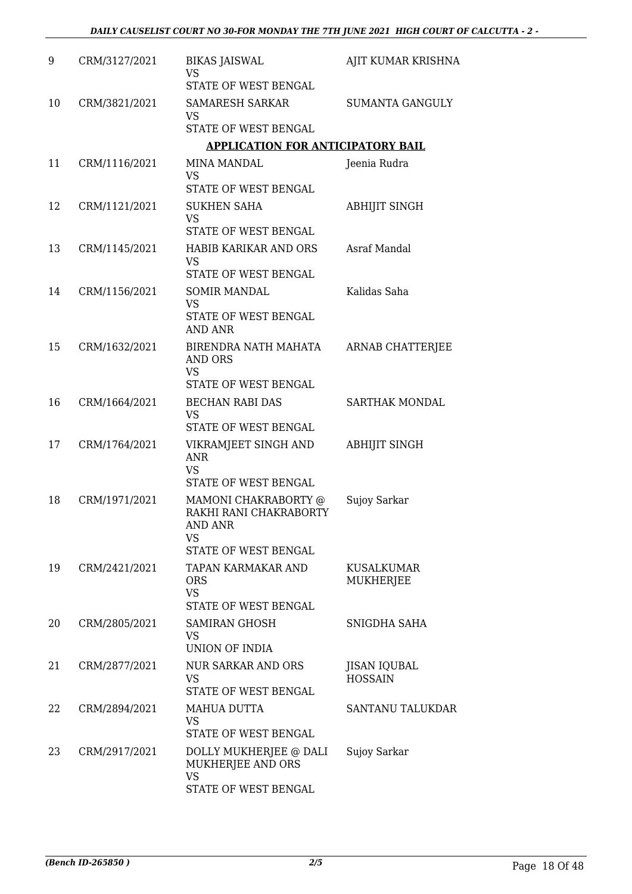| 9 | CRM/3127/2021 | BIKAS JAISWAL<br>VS<br>STATE OF WEST BENGAL | AJIT KUMAR KRISHNA |
|---|---|---|---|
| 10 | CRM/3821/2021 | SAMARESH SARKAR<br>VS<br>STATE OF WEST BENGAL | SUMANTA GANGULY |

**APPLICATION FOR ANTICIPATORY BAIL**

| 11 | CRM/1116/2021 | MINA MANDAL<br>VS<br>STATE OF WEST BENGAL | Jeenia Rudra |
|---|---|---|---|
| 12 | CRM/1121/2021 | SUKHEN SAHA<br>VS<br>STATE OF WEST BENGAL | ABHIJIT SINGH |
| 13 | CRM/1145/2021 | HABIB KARIKAR AND ORS<br>VS<br>STATE OF WEST BENGAL | Asraf Mandal |
| 14 | CRM/1156/2021 | SOMIR MANDAL<br>VS<br>STATE OF WEST BENGAL AND ANR | Kalidas Saha |
| 15 | CRM/1632/2021 | BIRENDRA NATH MAHATA AND ORS<br>VS<br>STATE OF WEST BENGAL | ARNAB CHATTERJEE |
| 16 | CRM/1664/2021 | BECHAN RABI DAS<br>VS<br>STATE OF WEST BENGAL | SARTHAK MONDAL |
| 17 | CRM/1764/2021 | VIKRAMJEET SINGH AND ANR<br>VS<br>STATE OF WEST BENGAL | ABHIJIT SINGH |
| 18 | CRM/1971/2021 | MAMONI CHAKRABORTY @ RAKHI RANI CHAKRABORTY AND ANR<br>VS<br>STATE OF WEST BENGAL | Sujoy Sarkar |
| 19 | CRM/2421/2021 | TAPAN KARMAKAR AND ORS<br>VS<br>STATE OF WEST BENGAL | KUSALKUMAR MUKHERJEE |
| 20 | CRM/2805/2021 | SAMIRAN GHOSH<br>VS<br>UNION OF INDIA | SNIGDHA SAHA |
| 21 | CRM/2877/2021 | NUR SARKAR AND ORS<br>VS<br>STATE OF WEST BENGAL | JISAN IQUBAL HOSSAIN |
| 22 | CRM/2894/2021 | MAHUA DUTTA<br>VS<br>STATE OF WEST BENGAL | SANTANU TALUKDAR |
| 23 | CRM/2917/2021 | DOLLY MUKHERJEE @ DALI MUKHERJEE AND ORS<br>VS<br>STATE OF WEST BENGAL | Sujoy Sarkar |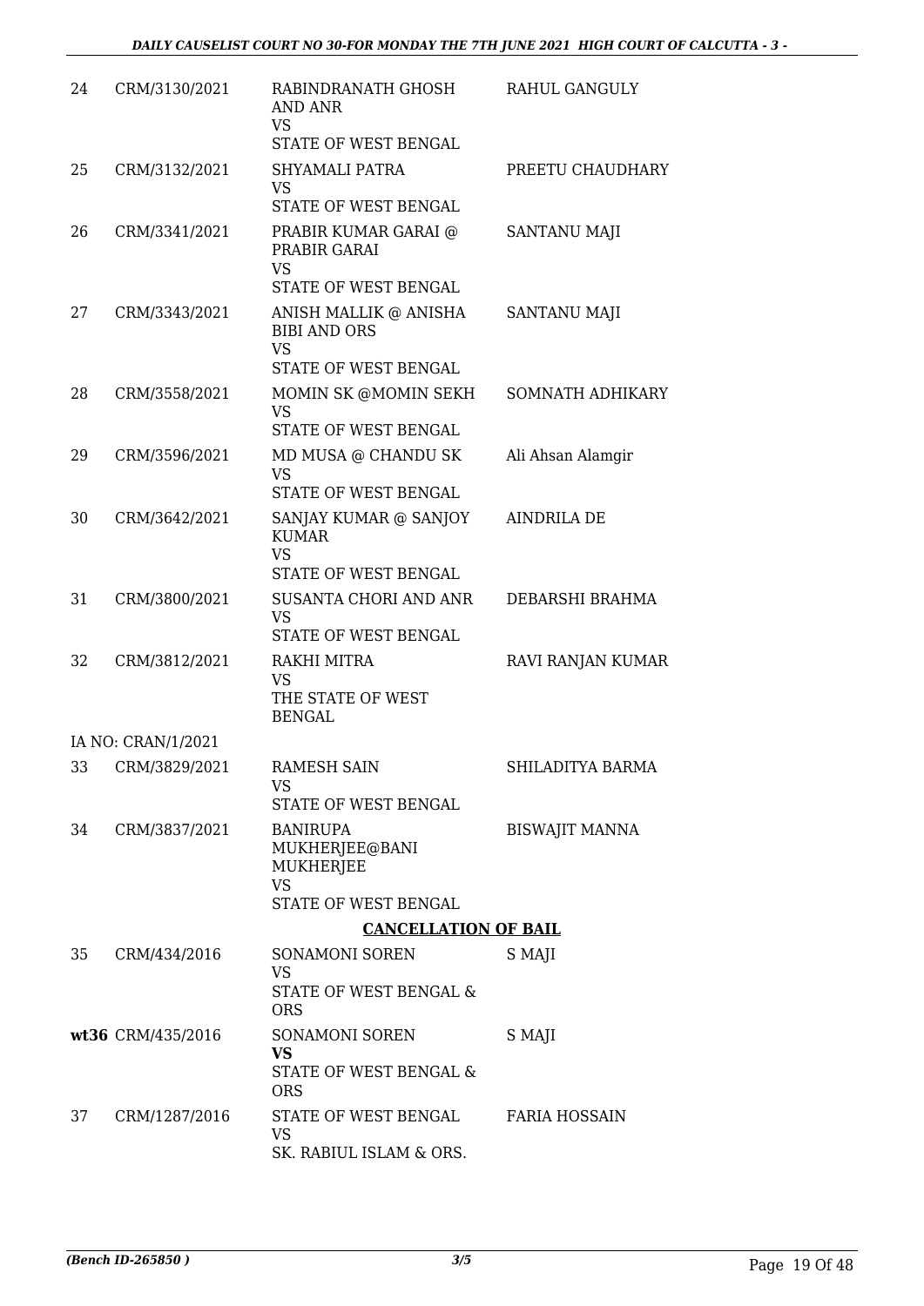| | | | |
|---|---|---|---|
| 24 | CRM/3130/2021 | RABINDRANATH GHOSH AND ANR<br>VS<br>STATE OF WEST BENGAL | RAHUL GANGULY |
| 25 | CRM/3132/2021 | SHYAMALI PATRA<br>VS<br>STATE OF WEST BENGAL | PREETU CHAUDHARY |
| 26 | CRM/3341/2021 | PRABIR KUMAR GARAI @ PRABIR GARAI<br>VS<br>STATE OF WEST BENGAL | SANTANU MAJI |
| 27 | CRM/3343/2021 | ANISH MALLIK @ ANISHA BIBI AND ORS<br>VS<br>STATE OF WEST BENGAL | SANTANU MAJI |
| 28 | CRM/3558/2021 | MOMIN SK @MOMIN SEKH<br>VS<br>STATE OF WEST BENGAL | SOMNATH ADHIKARY |
| 29 | CRM/3596/2021 | MD MUSA @ CHANDU SK<br>VS<br>STATE OF WEST BENGAL | Ali Ahsan Alamgir |
| 30 | CRM/3642/2021 | SANJAY KUMAR @ SANJOY KUMAR<br>VS<br>STATE OF WEST BENGAL | AINDRILA DE |
| 31 | CRM/3800/2021 | SUSANTA CHORI AND ANR<br>VS<br>STATE OF WEST BENGAL | DEBARSHI BRAHMA |
| 32 | CRM/3812/2021 | RAKHI MITRA<br>VS<br>THE STATE OF WEST BENGAL | RAVI RANJAN KUMAR |
| | IA NO: CRAN/1/2021 | | |
| 33 | CRM/3829/2021 | RAMESH SAIN<br>VS<br>STATE OF WEST BENGAL | SHILADITYA BARMA |
| 34 | CRM/3837/2021 | BANIRUPA MUKHERJEE@BANI MUKHERJEE<br>VS<br>STATE OF WEST BENGAL | BISWAJIT MANNA |

**CANCELLATION OF BAIL**

| | | | |
|---|---|---|---|
| 35 | CRM/434/2016 | SONAMONI SOREN<br>VS<br>STATE OF WEST BENGAL & ORS | S MAJI |
| **wt36** | CRM/435/2016 | SONAMONI SOREN<br>**VS**<br>STATE OF WEST BENGAL & ORS | S MAJI |
| 37 | CRM/1287/2016 | STATE OF WEST BENGAL<br>VS<br>SK. RABIUL ISLAM & ORS. | FARIA HOSSAIN |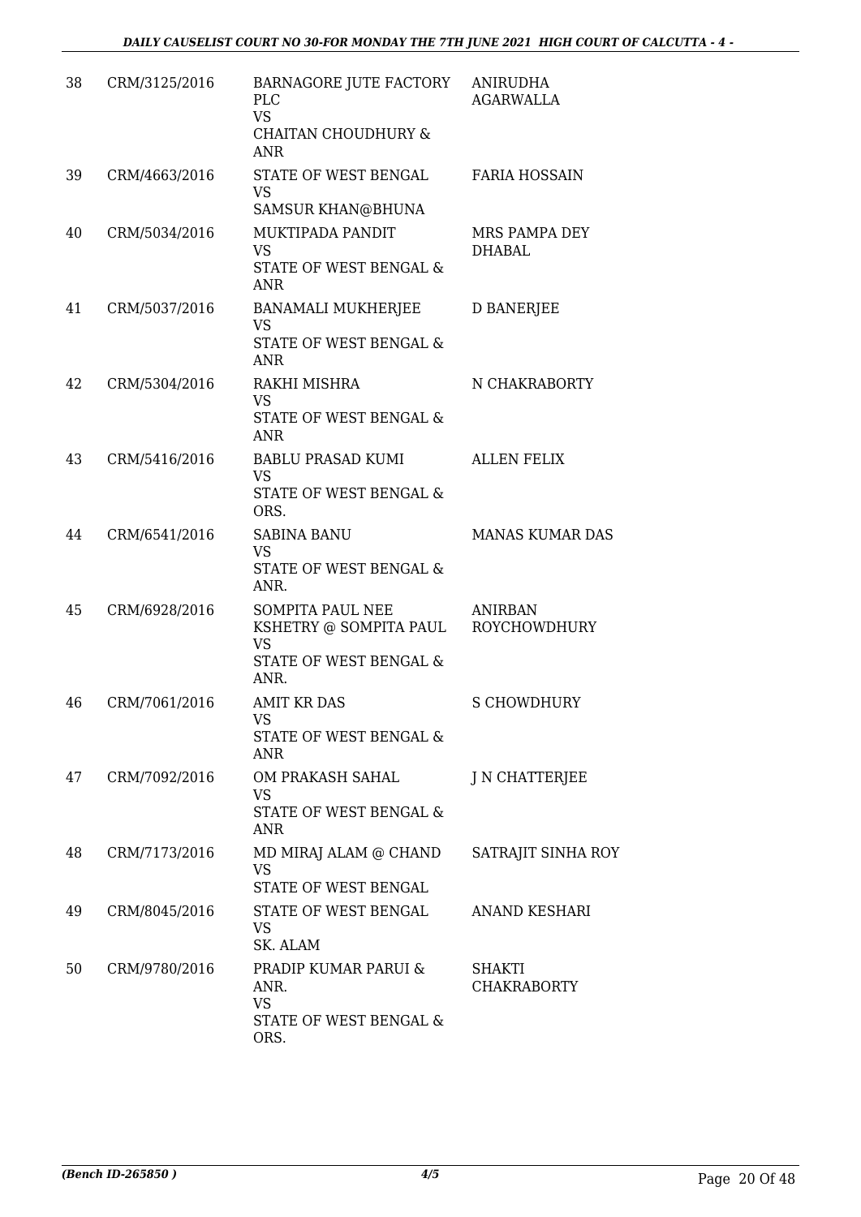| 38 | CRM/3125/2016 | BARNAGORE JUTE FACTORY PLC<br>VS<br>CHAITAN CHOUDHURY & ANR | ANIRUDHA AGARWALLA |
|---|---|---|---|
| 39 | CRM/4663/2016 | STATE OF WEST BENGAL<br>VS<br>SAMSUR KHAN@BHUNA | FARIA HOSSAIN |
| 40 | CRM/5034/2016 | MUKTIPADA PANDIT<br>VS<br>STATE OF WEST BENGAL & ANR | MRS PAMPA DEY DHABAL |
| 41 | CRM/5037/2016 | BANAMALI MUKHERJEE<br>VS<br>STATE OF WEST BENGAL & ANR | D BANERJEE |
| 42 | CRM/5304/2016 | RAKHI MISHRA<br>VS<br>STATE OF WEST BENGAL & ANR | N CHAKRABORTY |
| 43 | CRM/5416/2016 | BABLU PRASAD KUMI<br>VS<br>STATE OF WEST BENGAL & ORS. | ALLEN FELIX |
| 44 | CRM/6541/2016 | SABINA BANU<br>VS<br>STATE OF WEST BENGAL & ANR. | MANAS KUMAR DAS |
| 45 | CRM/6928/2016 | SOMPITA PAUL NEE KSHETRY @ SOMPITA PAUL<br>VS<br>STATE OF WEST BENGAL & ANR. | ANIRBAN ROYCHOWDHURY |
| 46 | CRM/7061/2016 | AMIT KR DAS<br>VS<br>STATE OF WEST BENGAL & ANR | S CHOWDHURY |
| 47 | CRM/7092/2016 | OM PRAKASH SAHAL<br>VS<br>STATE OF WEST BENGAL & ANR | J N CHATTERJEE |
| 48 | CRM/7173/2016 | MD MIRAJ ALAM @ CHAND<br>VS<br>STATE OF WEST BENGAL | SATRAJIT SINHA ROY |
| 49 | CRM/8045/2016 | STATE OF WEST BENGAL<br>VS<br>SK. ALAM | ANAND KESHARI |
| 50 | CRM/9780/2016 | PRADIP KUMAR PARUI & ANR.<br>VS<br>STATE OF WEST BENGAL & ORS. | SHAKTI CHAKRABORTY |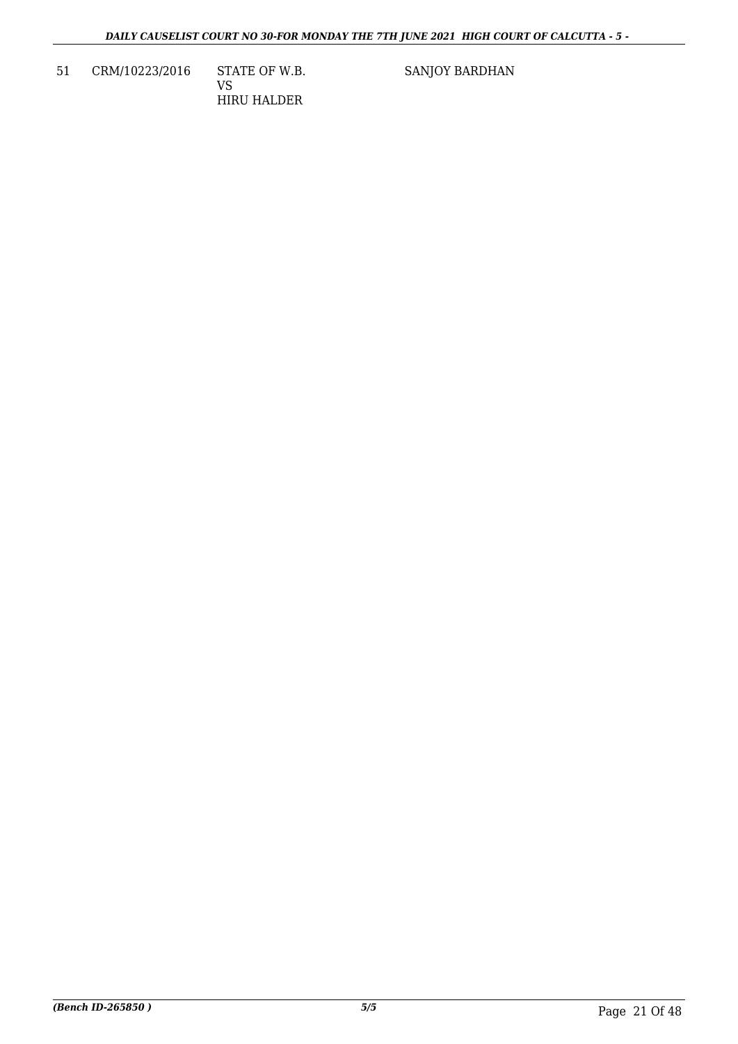| 51 | CRM/10223/2016 | STATE OF W.B.<br>VS<br>HIRU HALDER | SANJOY BARDHAN |
|---|---|---|---|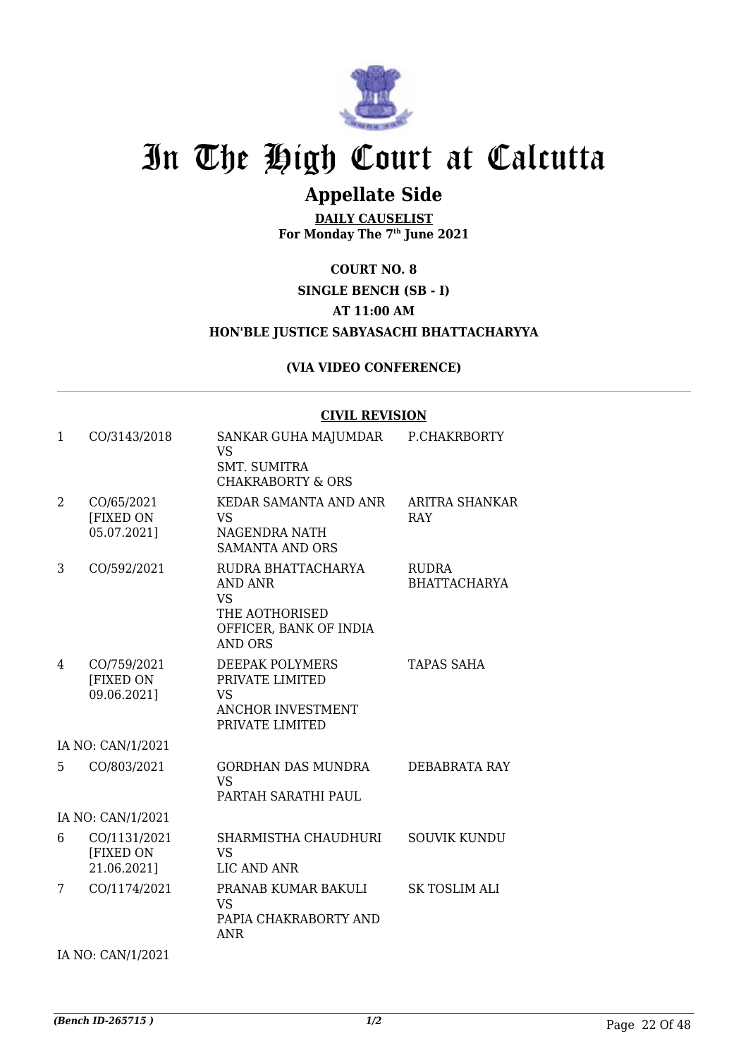# In The High Court at Calcutta

## Appellate Side

**DAILY CAUSELIST**
**For Monday The 7th June 2021**

**COURT NO. 8**

**SINGLE BENCH (SB - I)**

**AT 11:00 AM**

**HON'BLE JUSTICE SABYASACHI BHATTACHARYYA**

**(VIA VIDEO CONFERENCE)**

**CIVIL REVISION**

| | | | |
|---|---|---|---|
| 1 | CO/3143/2018 | SANKAR GUHA MAJUMDAR VS SMT. SUMITRA CHAKRABORTY & ORS | P.CHAKRBORTY |
| 2 | CO/65/2021 [FIXED ON 05.07.2021] | KEDAR SAMANTA AND ANR VS NAGENDRA NATH SAMANTA AND ORS | ARITRA SHANKAR RAY |
| 3 | CO/592/2021 | RUDRA BHATTACHARYA AND ANR VS THE AOTHORISED OFFICER, BANK OF INDIA AND ORS | RUDRA BHATTACHARYA |
| 4 | CO/759/2021 [FIXED ON 09.06.2021] | DEEPAK POLYMERS PRIVATE LIMITED VS ANCHOR INVESTMENT PRIVATE LIMITED | TAPAS SAHA |
| | IA NO: CAN/1/2021 | | |
| 5 | CO/803/2021 | GORDHAN DAS MUNDRA VS PARTAH SARATHI PAUL | DEBABRATA RAY |
| | IA NO: CAN/1/2021 | | |
| 6 | CO/1131/2021 [FIXED ON 21.06.2021] | SHARMISTHA CHAUDHURI VS LIC AND ANR | SOUVIK KUNDU |
| 7 | CO/1174/2021 | PRANAB KUMAR BAKULI VS PAPIA CHAKRABORTY AND ANR | SK TOSLIM ALI |
| | IA NO: CAN/1/2021 | | |

*(Bench ID-265715 )* 1/2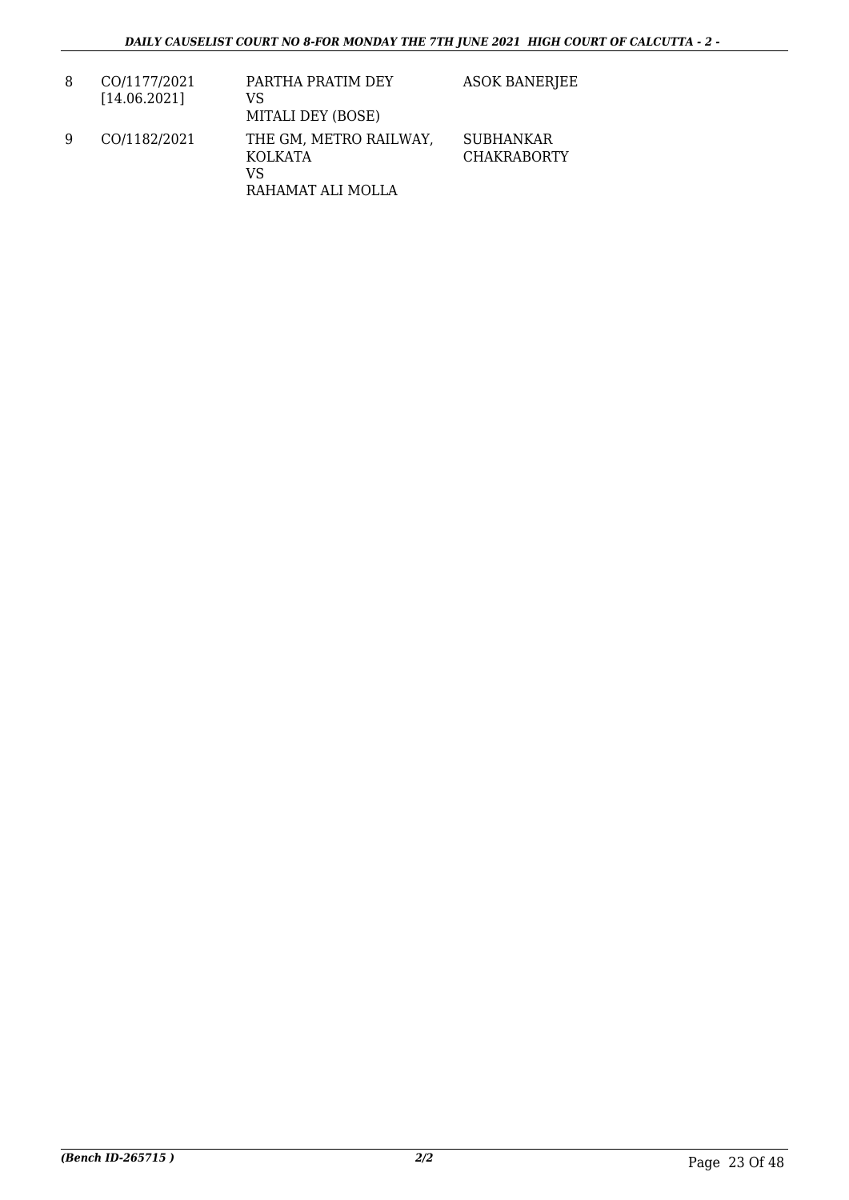| | | | |
|---|---|---|---|
| 8 | CO/1177/2021 [14.06.2021] | PARTHA PRATIM DEY VS MITALI DEY (BOSE) | ASOK BANERJEE |
| 9 | CO/1182/2021 | THE GM, METRO RAILWAY, KOLKATA VS RAHAMAT ALI MOLLA | SUBHANKAR CHAKRABORTY |

*(Bench ID-265715 )* *2/2*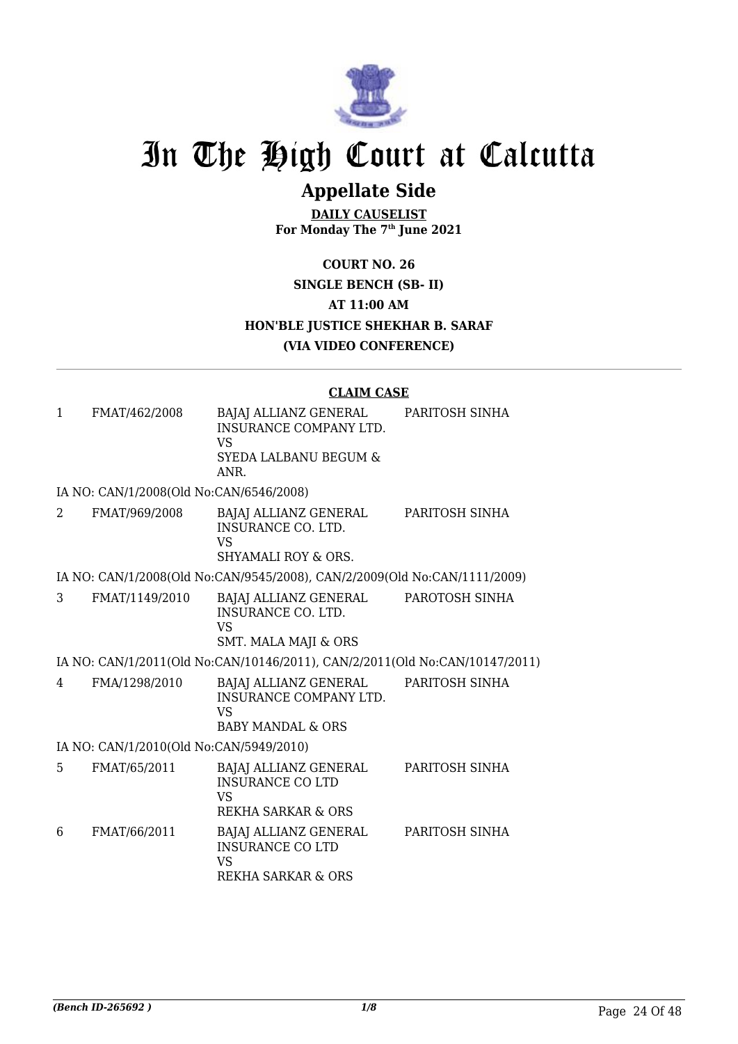# In The High Court at Calcutta

## Appellate Side

**DAILY CAUSELIST**
**For Monday The 7th June 2021**

**COURT NO. 26**
**SINGLE BENCH (SB- II)**
**AT 11:00 AM**
**HON'BLE JUSTICE SHEKHAR B. SARAF**
**(VIA VIDEO CONFERENCE)**

---

**CLAIM CASE**

| | | | |
|---|---|---|---|
| 1 | FMAT/462/2008 | BAJAJ ALLIANZ GENERAL INSURANCE COMPANY LTD. VS SYEDA LALBANU BEGUM & ANR. | PARITOSH SINHA |

IA NO: CAN/1/2008(Old No:CAN/6546/2008)

| | | | |
|---|---|---|---|
| 2 | FMAT/969/2008 | BAJAJ ALLIANZ GENERAL INSURANCE CO. LTD. VS SHYAMALI ROY & ORS. | PARITOSH SINHA |

IA NO: CAN/1/2008(Old No:CAN/9545/2008), CAN/2/2009(Old No:CAN/1111/2009)

| | | | |
|---|---|---|---|
| 3 | FMAT/1149/2010 | BAJAJ ALLIANZ GENERAL INSURANCE CO. LTD. VS SMT. MALA MAJI & ORS | PAROTOSH SINHA |

IA NO: CAN/1/2011(Old No:CAN/10146/2011), CAN/2/2011(Old No:CAN/10147/2011)

| | | | |
|---|---|---|---|
| 4 | FMA/1298/2010 | BAJAJ ALLIANZ GENERAL INSURANCE COMPANY LTD. VS BABY MANDAL & ORS | PARITOSH SINHA |

IA NO: CAN/1/2010(Old No:CAN/5949/2010)

| | | | |
|---|---|---|---|
| 5 | FMAT/65/2011 | BAJAJ ALLIANZ GENERAL INSURANCE CO LTD VS REKHA SARKAR & ORS | PARITOSH SINHA |
| 6 | FMAT/66/2011 | BAJAJ ALLIANZ GENERAL INSURANCE CO LTD VS REKHA SARKAR & ORS | PARITOSH SINHA |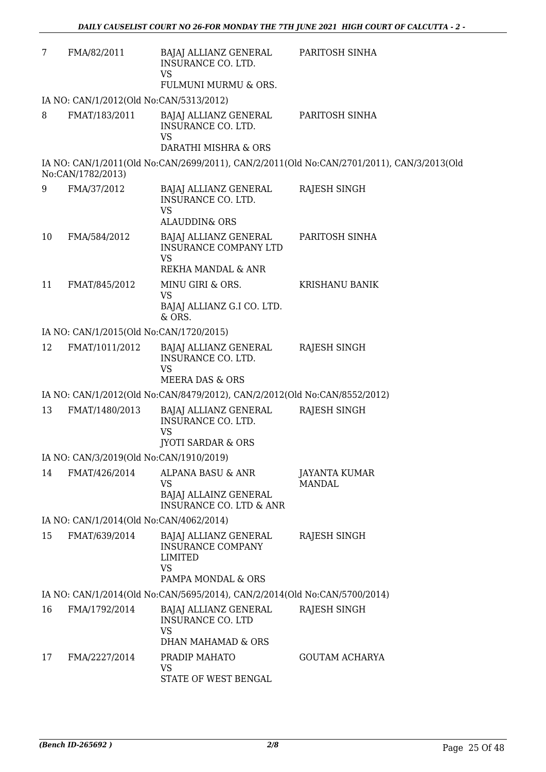| | | | |
|---|---|---|---|
| 7 | FMA/82/2011 | BAJAJ ALLIANZ GENERAL INSURANCE CO. LTD.<br>VS<br>FULMUNI MURMU & ORS. | PARITOSH SINHA |

IA NO: CAN/1/2012(Old No:CAN/5313/2012)

| | | | |
|---|---|---|---|
| 8 | FMAT/183/2011 | BAJAJ ALLIANZ GENERAL INSURANCE CO. LTD.<br>VS<br>DARATHI MISHRA & ORS | PARITOSH SINHA |

IA NO: CAN/1/2011(Old No:CAN/2699/2011), CAN/2/2011(Old No:CAN/2701/2011), CAN/3/2013(Old No:CAN/1782/2013)

| | | | |
|---|---|---|---|
| 9 | FMA/37/2012 | BAJAJ ALLIANZ GENERAL INSURANCE CO. LTD.<br>VS<br>ALAUDDIN& ORS | RAJESH SINGH |
| 10 | FMA/584/2012 | BAJAJ ALLIANZ GENERAL INSURANCE COMPANY LTD<br>VS<br>REKHA MANDAL & ANR | PARITOSH SINHA |
| 11 | FMAT/845/2012 | MINU GIRI & ORS.<br>VS<br>BAJAJ ALLIANZ G.I CO. LTD. & ORS. | KRISHANU BANIK |

IA NO: CAN/1/2015(Old No:CAN/1720/2015)

| | | | |
|---|---|---|---|
| 12 | FMAT/1011/2012 | BAJAJ ALLIANZ GENERAL INSURANCE CO. LTD.<br>VS<br>MEERA DAS & ORS | RAJESH SINGH |

IA NO: CAN/1/2012(Old No:CAN/8479/2012), CAN/2/2012(Old No:CAN/8552/2012)

| | | | |
|---|---|---|---|
| 13 | FMAT/1480/2013 | BAJAJ ALLIANZ GENERAL INSURANCE CO. LTD.<br>VS<br>JYOTI SARDAR & ORS | RAJESH SINGH |

IA NO: CAN/3/2019(Old No:CAN/1910/2019)

| | | | |
|---|---|---|---|
| 14 | FMAT/426/2014 | ALPANA BASU & ANR<br>VS<br>BAJAJ ALLAINZ GENERAL INSURANCE CO. LTD & ANR | JAYANTA KUMAR MANDAL |

IA NO: CAN/1/2014(Old No:CAN/4062/2014)

| | | | |
|---|---|---|---|
| 15 | FMAT/639/2014 | BAJAJ ALLIANZ GENERAL INSURANCE COMPANY LIMITED<br>VS<br>PAMPA MONDAL & ORS | RAJESH SINGH |

IA NO: CAN/1/2014(Old No:CAN/5695/2014), CAN/2/2014(Old No:CAN/5700/2014)

| | | | |
|---|---|---|---|
| 16 | FMA/1792/2014 | BAJAJ ALLIANZ GENERAL INSURANCE CO. LTD<br>VS<br>DHAN MAHAMAD & ORS | RAJESH SINGH |
| 17 | FMA/2227/2014 | PRADIP MAHATO<br>VS<br>STATE OF WEST BENGAL | GOUTAM ACHARYA |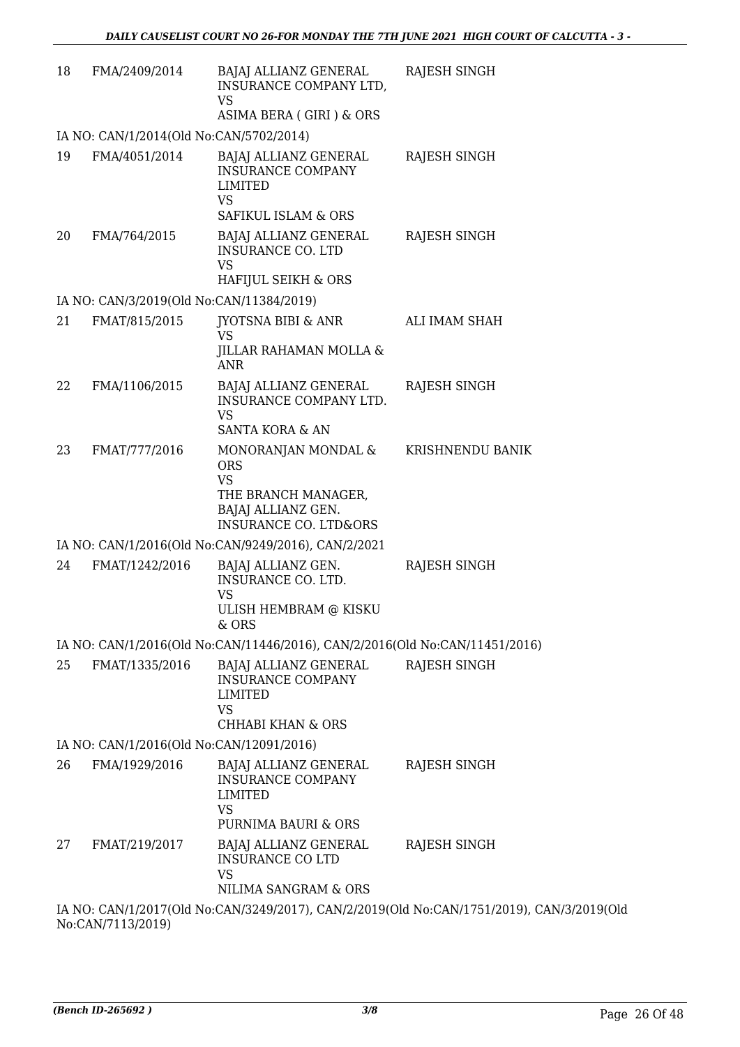| | | | |
|---|---|---|---|
| 18 | FMA/2409/2014 | BAJAJ ALLIANZ GENERAL INSURANCE COMPANY LTD, VS ASIMA BERA ( GIRI ) & ORS | RAJESH SINGH |

IA NO: CAN/1/2014(Old No:CAN/5702/2014)

| | | | |
|---|---|---|---|
| 19 | FMA/4051/2014 | BAJAJ ALLIANZ GENERAL INSURANCE COMPANY LIMITED VS SAFIKUL ISLAM & ORS | RAJESH SINGH |
| 20 | FMA/764/2015 | BAJAJ ALLIANZ GENERAL INSURANCE CO. LTD VS HAFIJUL SEIKH & ORS | RAJESH SINGH |

IA NO: CAN/3/2019(Old No:CAN/11384/2019)

| | | | |
|---|---|---|---|
| 21 | FMAT/815/2015 | JYOTSNA BIBI & ANR VS JILLAR RAHAMAN MOLLA & ANR | ALI IMAM SHAH |
| 22 | FMA/1106/2015 | BAJAJ ALLIANZ GENERAL INSURANCE COMPANY LTD. VS SANTA KORA & AN | RAJESH SINGH |
| 23 | FMAT/777/2016 | MONORANJAN MONDAL & ORS VS THE BRANCH MANAGER, BAJAJ ALLIANZ GEN. INSURANCE CO. LTD&ORS | KRISHNENDU BANIK |

IA NO: CAN/1/2016(Old No:CAN/9249/2016), CAN/2/2021

| | | | |
|---|---|---|---|
| 24 | FMAT/1242/2016 | BAJAJ ALLIANZ GEN. INSURANCE CO. LTD. VS ULISH HEMBRAM @ KISKU & ORS | RAJESH SINGH |

IA NO: CAN/1/2016(Old No:CAN/11446/2016), CAN/2/2016(Old No:CAN/11451/2016)

| | | | |
|---|---|---|---|
| 25 | FMAT/1335/2016 | BAJAJ ALLIANZ GENERAL INSURANCE COMPANY LIMITED VS CHHABI KHAN & ORS | RAJESH SINGH |

IA NO: CAN/1/2016(Old No:CAN/12091/2016)

| | | | |
|---|---|---|---|
| 26 | FMA/1929/2016 | BAJAJ ALLIANZ GENERAL INSURANCE COMPANY LIMITED VS PURNIMA BAURI & ORS | RAJESH SINGH |
| 27 | FMAT/219/2017 | BAJAJ ALLIANZ GENERAL INSURANCE CO LTD VS NILIMA SANGRAM & ORS | RAJESH SINGH |

IA NO: CAN/1/2017(Old No:CAN/3249/2017), CAN/2/2019(Old No:CAN/1751/2019), CAN/3/2019(Old No:CAN/7113/2019)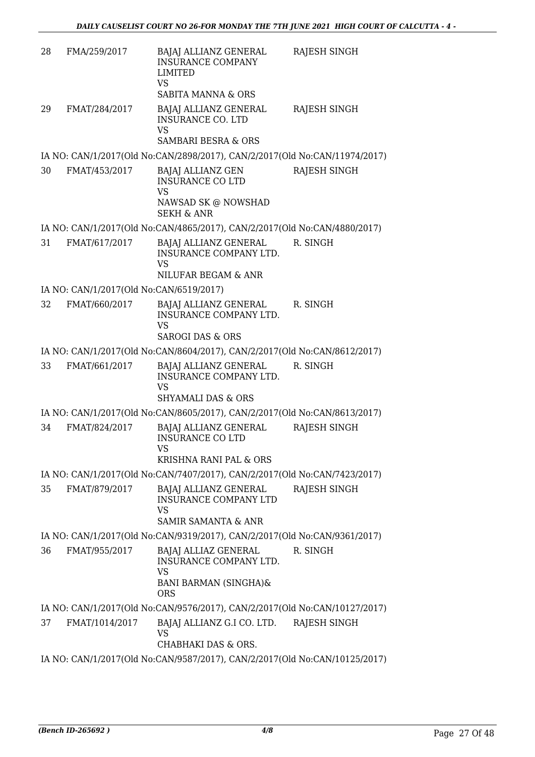| | | | |
|---|---|---|---|
| 28 | FMA/259/2017 | BAJAJ ALLIANZ GENERAL INSURANCE COMPANY LIMITED<br>VS<br>SABITA MANNA & ORS | RAJESH SINGH |
| 29 | FMAT/284/2017 | BAJAJ ALLIANZ GENERAL INSURANCE CO. LTD<br>VS<br>SAMBARI BESRA & ORS | RAJESH SINGH |

IA NO: CAN/1/2017(Old No:CAN/2898/2017), CAN/2/2017(Old No:CAN/11974/2017)

| | | | |
|---|---|---|---|
| 30 | FMAT/453/2017 | BAJAJ ALLIANZ GEN INSURANCE CO LTD<br>VS<br>NAWSAD SK @ NOWSHAD SEKH & ANR | RAJESH SINGH |

IA NO: CAN/1/2017(Old No:CAN/4865/2017), CAN/2/2017(Old No:CAN/4880/2017)

| | | | |
|---|---|---|---|
| 31 | FMAT/617/2017 | BAJAJ ALLIANZ GENERAL INSURANCE COMPANY LTD.<br>VS<br>NILUFAR BEGAM & ANR | R. SINGH |

IA NO: CAN/1/2017(Old No:CAN/6519/2017)

| | | | |
|---|---|---|---|
| 32 | FMAT/660/2017 | BAJAJ ALLIANZ GENERAL INSURANCE COMPANY LTD.<br>VS<br>SAROGI DAS & ORS | R. SINGH |

IA NO: CAN/1/2017(Old No:CAN/8604/2017), CAN/2/2017(Old No:CAN/8612/2017)

| | | | |
|---|---|---|---|
| 33 | FMAT/661/2017 | BAJAJ ALLIANZ GENERAL INSURANCE COMPANY LTD.<br>VS<br>SHYAMALI DAS & ORS | R. SINGH |

IA NO: CAN/1/2017(Old No:CAN/8605/2017), CAN/2/2017(Old No:CAN/8613/2017)

| | | | |
|---|---|---|---|
| 34 | FMAT/824/2017 | BAJAJ ALLIANZ GENERAL INSURANCE CO LTD<br>VS<br>KRISHNA RANI PAL & ORS | RAJESH SINGH |

IA NO: CAN/1/2017(Old No:CAN/7407/2017), CAN/2/2017(Old No:CAN/7423/2017)

| | | | |
|---|---|---|---|
| 35 | FMAT/879/2017 | BAJAJ ALLIANZ GENERAL INSURANCE COMPANY LTD<br>VS<br>SAMIR SAMANTA & ANR | RAJESH SINGH |

IA NO: CAN/1/2017(Old No:CAN/9319/2017), CAN/2/2017(Old No:CAN/9361/2017)

| | | | |
|---|---|---|---|
| 36 | FMAT/955/2017 | BAJAJ ALLIAZ GENERAL INSURANCE COMPANY LTD.<br>VS<br>BANI BARMAN (SINGHA)& ORS | R. SINGH |

IA NO: CAN/1/2017(Old No:CAN/9576/2017), CAN/2/2017(Old No:CAN/10127/2017)

| | | | |
|---|---|---|---|
| 37 | FMAT/1014/2017 | BAJAJ ALLIANZ G.I CO. LTD.<br>VS<br>CHABHAKI DAS & ORS. | RAJESH SINGH |

IA NO: CAN/1/2017(Old No:CAN/9587/2017), CAN/2/2017(Old No:CAN/10125/2017)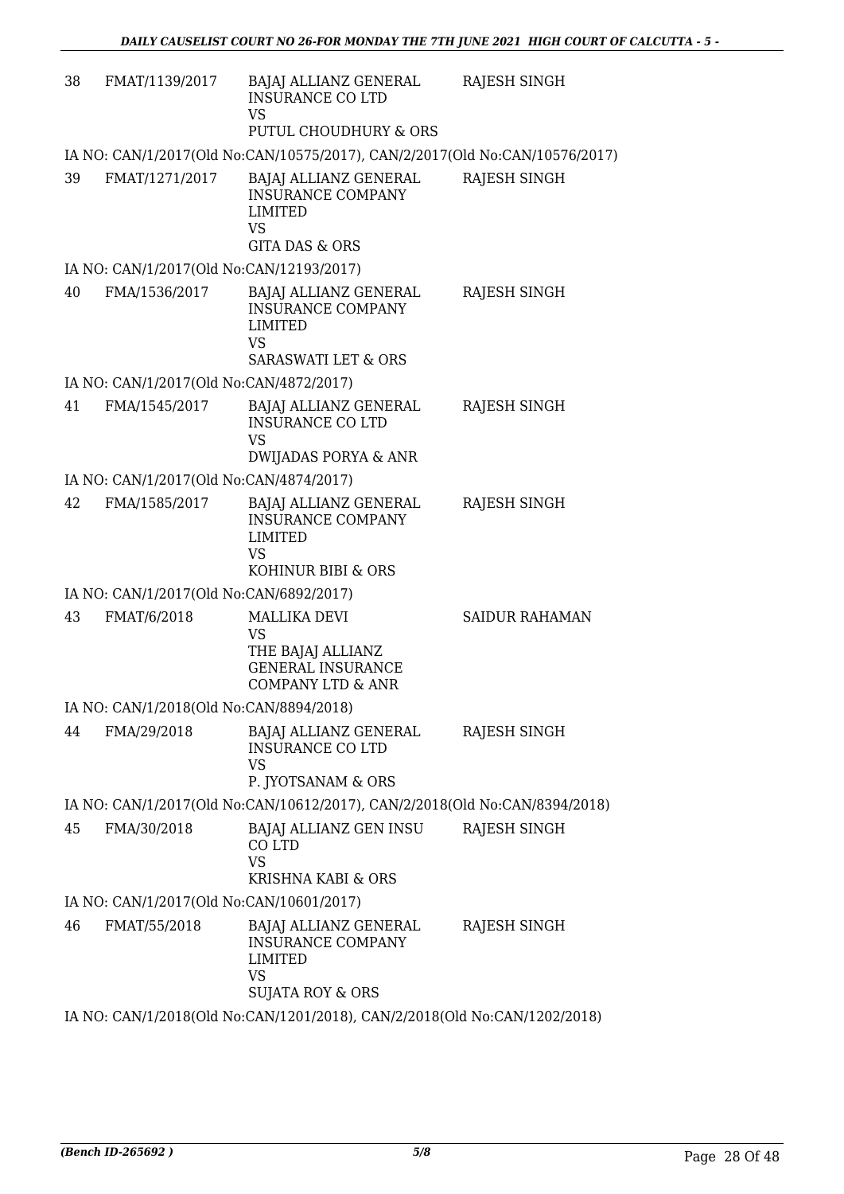| | | | |
|---|---|---|---|
| 38 | FMAT/1139/2017 | BAJAJ ALLIANZ GENERAL INSURANCE CO LTD<br>VS<br>PUTUL CHOUDHURY & ORS | RAJESH SINGH |

IA NO: CAN/1/2017(Old No:CAN/10575/2017), CAN/2/2017(Old No:CAN/10576/2017)

| | | | |
|---|---|---|---|
| 39 | FMAT/1271/2017 | BAJAJ ALLIANZ GENERAL INSURANCE COMPANY LIMITED<br>VS<br>GITA DAS & ORS | RAJESH SINGH |

IA NO: CAN/1/2017(Old No:CAN/12193/2017)

| | | | |
|---|---|---|---|
| 40 | FMA/1536/2017 | BAJAJ ALLIANZ GENERAL INSURANCE COMPANY LIMITED<br>VS<br>SARASWATI LET & ORS | RAJESH SINGH |

IA NO: CAN/1/2017(Old No:CAN/4872/2017)

| | | | |
|---|---|---|---|
| 41 | FMA/1545/2017 | BAJAJ ALLIANZ GENERAL INSURANCE CO LTD<br>VS<br>DWIJADAS PORYA & ANR | RAJESH SINGH |

IA NO: CAN/1/2017(Old No:CAN/4874/2017)

| | | | |
|---|---|---|---|
| 42 | FMA/1585/2017 | BAJAJ ALLIANZ GENERAL INSURANCE COMPANY LIMITED<br>VS<br>KOHINUR BIBI & ORS | RAJESH SINGH |

IA NO: CAN/1/2017(Old No:CAN/6892/2017)

| | | | |
|---|---|---|---|
| 43 | FMAT/6/2018 | MALLIKA DEVI<br>VS<br>THE BAJAJ ALLIANZ GENERAL INSURANCE COMPANY LTD & ANR | SAIDUR RAHAMAN |

IA NO: CAN/1/2018(Old No:CAN/8894/2018)

| | | | |
|---|---|---|---|
| 44 | FMA/29/2018 | BAJAJ ALLIANZ GENERAL INSURANCE CO LTD<br>VS<br>P. JYOTSANAM & ORS | RAJESH SINGH |

IA NO: CAN/1/2017(Old No:CAN/10612/2017), CAN/2/2018(Old No:CAN/8394/2018)

| | | | |
|---|---|---|---|
| 45 | FMA/30/2018 | BAJAJ ALLIANZ GEN INSU CO LTD<br>VS<br>KRISHNA KABI & ORS | RAJESH SINGH |

IA NO: CAN/1/2017(Old No:CAN/10601/2017)

| | | | |
|---|---|---|---|
| 46 | FMAT/55/2018 | BAJAJ ALLIANZ GENERAL INSURANCE COMPANY LIMITED<br>VS<br>SUJATA ROY & ORS | RAJESH SINGH |

IA NO: CAN/1/2018(Old No:CAN/1201/2018), CAN/2/2018(Old No:CAN/1202/2018)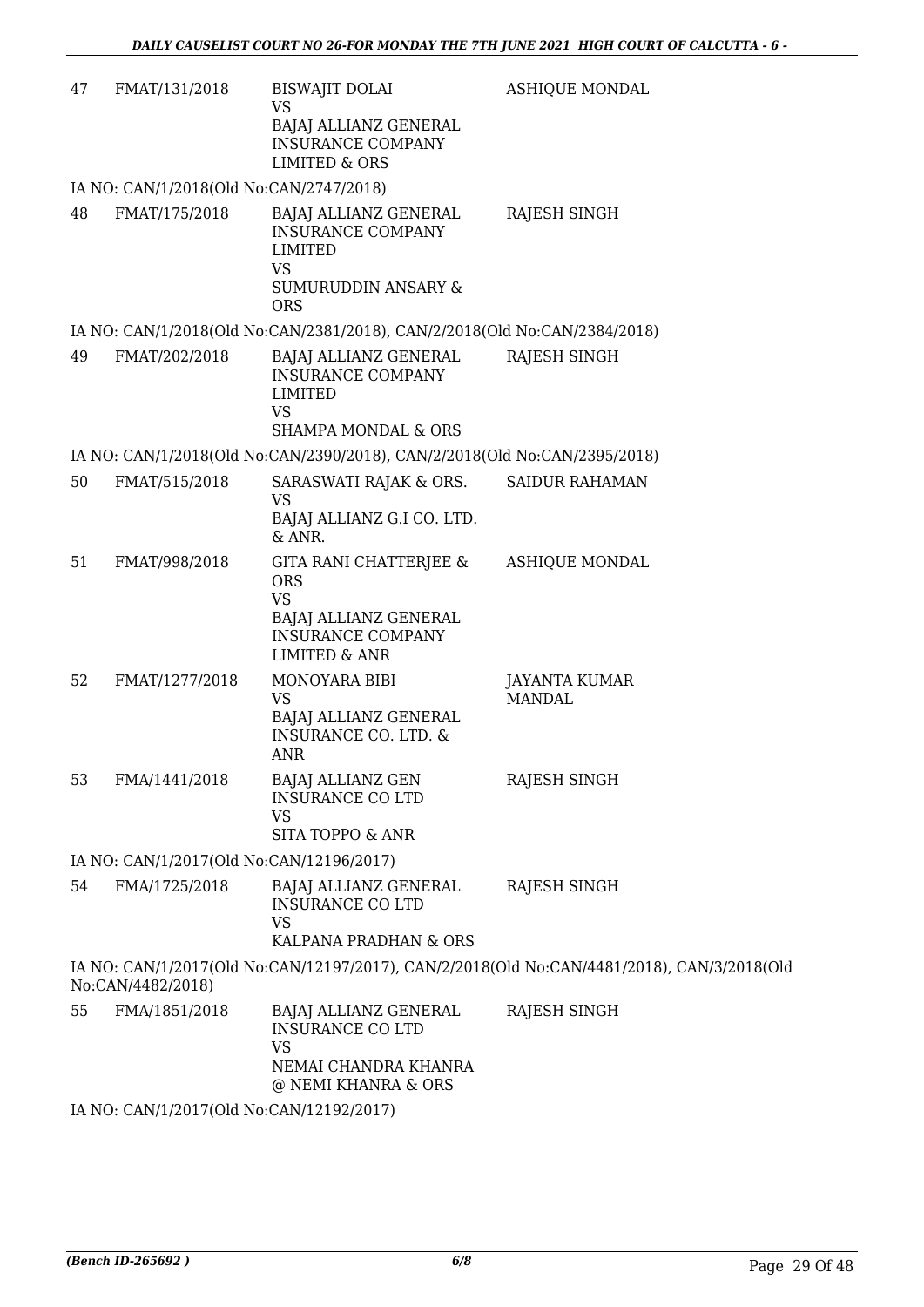| | | | |
|---|---|---|---|
| 47 | FMAT/131/2018 | BISWAJIT DOLAI<br>VS<br>BAJAJ ALLIANZ GENERAL INSURANCE COMPANY LIMITED & ORS | ASHIQUE MONDAL |

IA NO: CAN/1/2018(Old No:CAN/2747/2018)

| | | | |
|---|---|---|---|
| 48 | FMAT/175/2018 | BAJAJ ALLIANZ GENERAL INSURANCE COMPANY LIMITED<br>VS<br>SUMURUDDIN ANSARY & ORS | RAJESH SINGH |

IA NO: CAN/1/2018(Old No:CAN/2381/2018), CAN/2/2018(Old No:CAN/2384/2018)

| | | | |
|---|---|---|---|
| 49 | FMAT/202/2018 | BAJAJ ALLIANZ GENERAL INSURANCE COMPANY LIMITED<br>VS<br>SHAMPA MONDAL & ORS | RAJESH SINGH |

IA NO: CAN/1/2018(Old No:CAN/2390/2018), CAN/2/2018(Old No:CAN/2395/2018)

| | | | |
|---|---|---|---|
| 50 | FMAT/515/2018 | SARASWATI RAJAK & ORS.<br>VS<br>BAJAJ ALLIANZ G.I CO. LTD. & ANR. | SAIDUR RAHAMAN |
| 51 | FMAT/998/2018 | GITA RANI CHATTERJEE & ORS<br>VS<br>BAJAJ ALLIANZ GENERAL INSURANCE COMPANY LIMITED & ANR | ASHIQUE MONDAL |
| 52 | FMAT/1277/2018 | MONOYARA BIBI<br>VS<br>BAJAJ ALLIANZ GENERAL INSURANCE CO. LTD. & ANR | JAYANTA KUMAR MANDAL |
| 53 | FMA/1441/2018 | BAJAJ ALLIANZ GEN INSURANCE CO LTD<br>VS<br>SITA TOPPO & ANR | RAJESH SINGH |

IA NO: CAN/1/2017(Old No:CAN/12196/2017)

| | | | |
|---|---|---|---|
| 54 | FMA/1725/2018 | BAJAJ ALLIANZ GENERAL INSURANCE CO LTD<br>VS<br>KALPANA PRADHAN & ORS | RAJESH SINGH |

IA NO: CAN/1/2017(Old No:CAN/12197/2017), CAN/2/2018(Old No:CAN/4481/2018), CAN/3/2018(Old No:CAN/4482/2018)

| | | | |
|---|---|---|---|
| 55 | FMA/1851/2018 | BAJAJ ALLIANZ GENERAL INSURANCE CO LTD<br>VS<br>NEMAI CHANDRA KHANRA @ NEMI KHANRA & ORS | RAJESH SINGH |

IA NO: CAN/1/2017(Old No:CAN/12192/2017)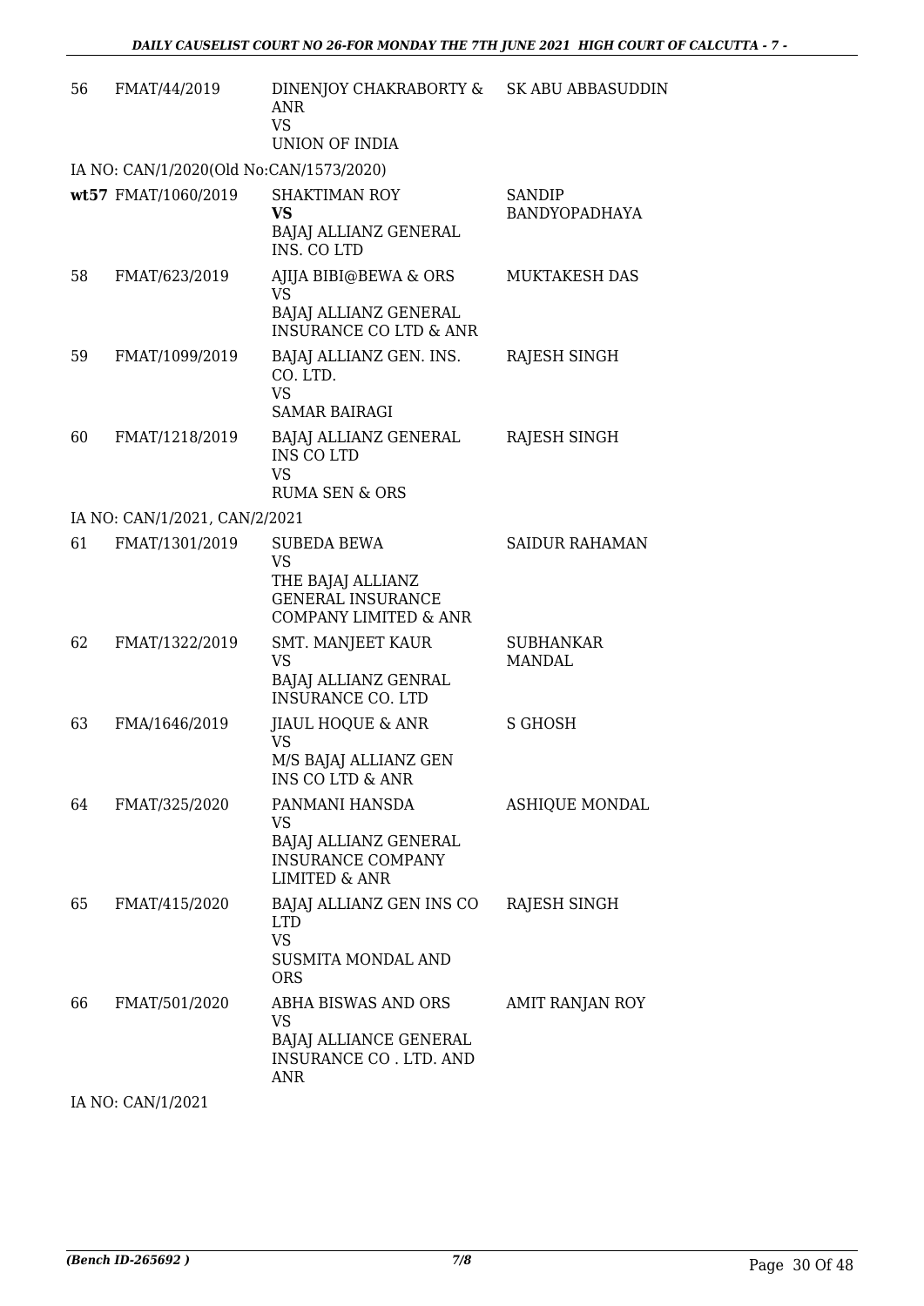| | | | |
|---|---|---|---|
| 56 | FMAT/44/2019 | DINENJOY CHAKRABORTY & ANR<br>VS<br>UNION OF INDIA | SK ABU ABBASUDDIN |
| IA NO: CAN/1/2020(Old No:CAN/1573/2020) | | | |
| wt57 | FMAT/1060/2019 | SHAKTIMAN ROY<br>**VS**<br>BAJAJ ALLIANZ GENERAL INS. CO LTD | SANDIP BANDYOPADHAYA |
| 58 | FMAT/623/2019 | AJIJA BIBI@BEWA & ORS<br>VS<br>BAJAJ ALLIANZ GENERAL INSURANCE CO LTD & ANR | MUKTAKESH DAS |
| 59 | FMAT/1099/2019 | BAJAJ ALLIANZ GEN. INS. CO. LTD.<br>VS<br>SAMAR BAIRAGI | RAJESH SINGH |
| 60 | FMAT/1218/2019 | BAJAJ ALLIANZ GENERAL INS CO LTD<br>VS<br>RUMA SEN & ORS | RAJESH SINGH |
| IA NO: CAN/1/2021, CAN/2/2021 | | | |
| 61 | FMAT/1301/2019 | SUBEDA BEWA<br>VS<br>THE BAJAJ ALLIANZ GENERAL INSURANCE COMPANY LIMITED & ANR | SAIDUR RAHAMAN |
| 62 | FMAT/1322/2019 | SMT. MANJEET KAUR<br>VS<br>BAJAJ ALLIANZ GENRAL INSURANCE CO. LTD | SUBHANKAR MANDAL |
| 63 | FMA/1646/2019 | JIAUL HOQUE & ANR<br>VS<br>M/S BAJAJ ALLIANZ GEN INS CO LTD & ANR | S GHOSH |
| 64 | FMAT/325/2020 | PANMANI HANSDA<br>VS<br>BAJAJ ALLIANZ GENERAL INSURANCE COMPANY LIMITED & ANR | ASHIQUE MONDAL |
| 65 | FMAT/415/2020 | BAJAJ ALLIANZ GEN INS CO LTD<br>VS<br>SUSMITA MONDAL AND ORS | RAJESH SINGH |
| 66 | FMAT/501/2020 | ABHA BISWAS AND ORS<br>VS<br>BAJAJ ALLIANCE GENERAL INSURANCE CO . LTD. AND ANR | AMIT RANJAN ROY |
| IA NO: CAN/1/2021 | | | |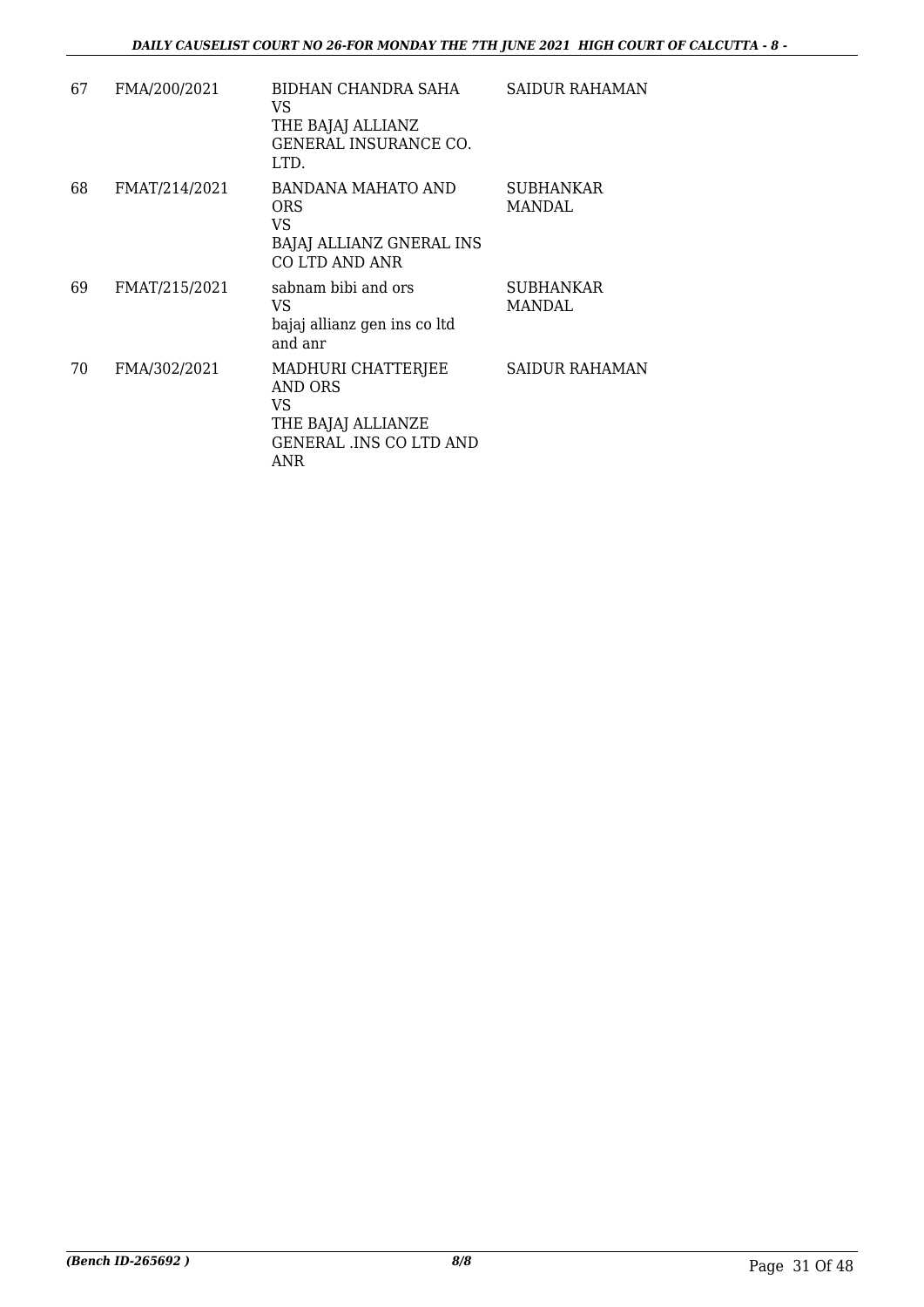| 67 | FMA/200/2021 | BIDHAN CHANDRA SAHA<br>VS<br>THE BAJAJ ALLIANZ GENERAL INSURANCE CO. LTD. | SAIDUR RAHAMAN |
|---|---|---|---|
| 68 | FMAT/214/2021 | BANDANA MAHATO AND ORS<br>VS<br>BAJAJ ALLIANZ GNERAL INS CO LTD AND ANR | SUBHANKAR MANDAL |
| 69 | FMAT/215/2021 | sabnam bibi and ors<br>VS<br>bajaj allianz gen ins co ltd and anr | SUBHANKAR MANDAL |
| 70 | FMA/302/2021 | MADHURI CHATTERJEE AND ORS<br>VS<br>THE BAJAJ ALLIANZE GENERAL .INS CO LTD AND ANR | SAIDUR RAHAMAN |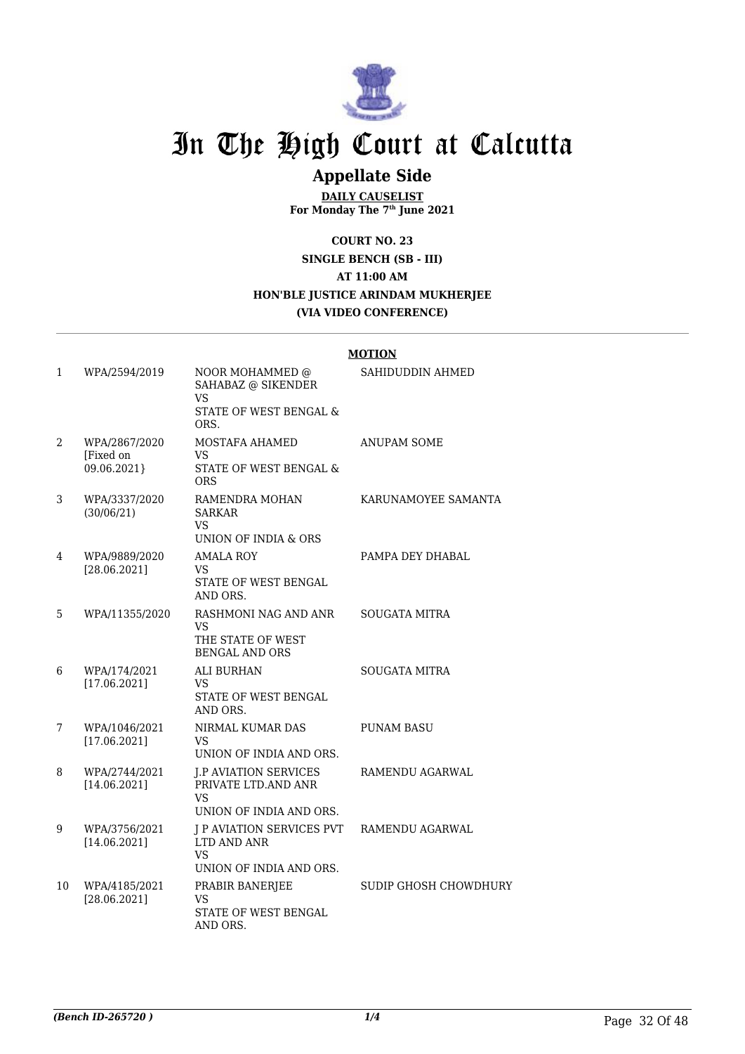# In The High Court at Calcutta

## Appellate Side

**DAILY CAUSELIST**
**For Monday The 7th June 2021**

**COURT NO. 23**
**SINGLE BENCH (SB - III)**
**AT 11:00 AM**
**HON'BLE JUSTICE ARINDAM MUKHERJEE**
**(VIA VIDEO CONFERENCE)**

**MOTION**

| | | | |
|---|---|---|---|
| 1 | WPA/2594/2019 | NOOR MOHAMMED @ SAHABAZ @ SIKENDER VS STATE OF WEST BENGAL & ORS. | SAHIDUDDIN AHMED |
| 2 | WPA/2867/2020 [Fixed on 09.06.2021} | MOSTAFA AHAMED VS STATE OF WEST BENGAL & ORS | ANUPAM SOME |
| 3 | WPA/3337/2020 (30/06/21) | RAMENDRA MOHAN SARKAR VS UNION OF INDIA & ORS | KARUNAMOYEE SAMANTA |
| 4 | WPA/9889/2020 [28.06.2021] | AMALA ROY VS STATE OF WEST BENGAL AND ORS. | PAMPA DEY DHABAL |
| 5 | WPA/11355/2020 | RASHMONI NAG AND ANR VS THE STATE OF WEST BENGAL AND ORS | SOUGATA MITRA |
| 6 | WPA/174/2021 [17.06.2021] | ALI BURHAN VS STATE OF WEST BENGAL AND ORS. | SOUGATA MITRA |
| 7 | WPA/1046/2021 [17.06.2021] | NIRMAL KUMAR DAS VS UNION OF INDIA AND ORS. | PUNAM BASU |
| 8 | WPA/2744/2021 [14.06.2021] | J.P AVIATION SERVICES PRIVATE LTD.AND ANR VS UNION OF INDIA AND ORS. | RAMENDU AGARWAL |
| 9 | WPA/3756/2021 [14.06.2021] | J P AVIATION SERVICES PVT LTD AND ANR VS UNION OF INDIA AND ORS. | RAMENDU AGARWAL |
| 10 | WPA/4185/2021 [28.06.2021] | PRABIR BANERJEE VS STATE OF WEST BENGAL AND ORS. | SUDIP GHOSH CHOWDHURY |

*(Bench ID-265720 )* 1/4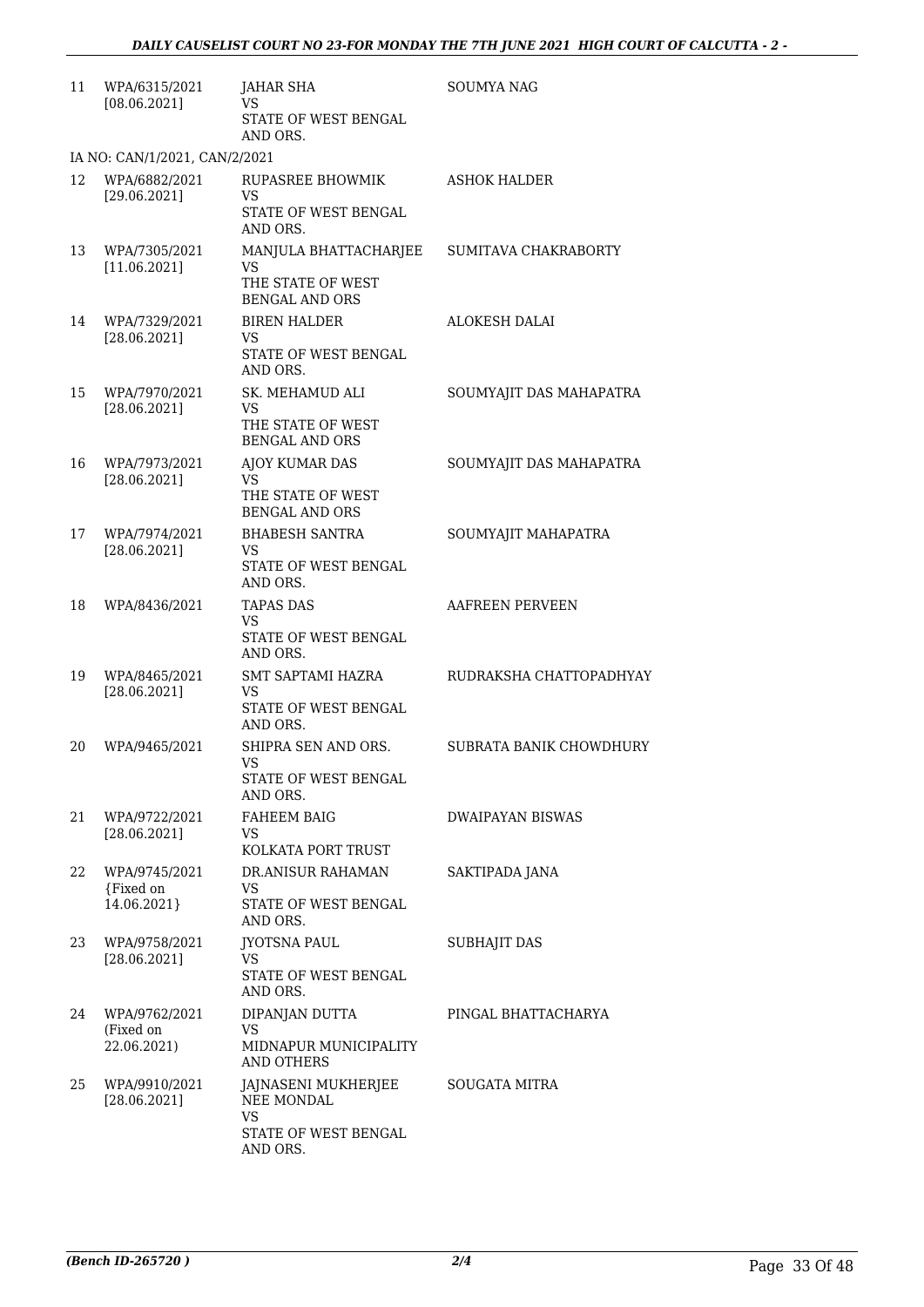| | | | |
|---|---|---|---|
| 11 | WPA/6315/2021 [08.06.2021] | JAHAR SHA<br>VS<br>STATE OF WEST BENGAL AND ORS. | SOUMYA NAG |
| | IA NO: CAN/1/2021, CAN/2/2021 | | |
| 12 | WPA/6882/2021 [29.06.2021] | RUPASREE BHOWMIK<br>VS<br>STATE OF WEST BENGAL AND ORS. | ASHOK HALDER |
| 13 | WPA/7305/2021 [11.06.2021] | MANJULA BHATTACHARJEE<br>VS<br>THE STATE OF WEST BENGAL AND ORS | SUMITAVA CHAKRABORTY |
| 14 | WPA/7329/2021 [28.06.2021] | BIREN HALDER<br>VS<br>STATE OF WEST BENGAL AND ORS. | ALOKESH DALAI |
| 15 | WPA/7970/2021 [28.06.2021] | SK. MEHAMUD ALI<br>VS<br>THE STATE OF WEST BENGAL AND ORS | SOUMYAJIT DAS MAHAPATRA |
| 16 | WPA/7973/2021 [28.06.2021] | AJOY KUMAR DAS<br>VS<br>THE STATE OF WEST BENGAL AND ORS | SOUMYAJIT DAS MAHAPATRA |
| 17 | WPA/7974/2021 [28.06.2021] | BHABESH SANTRA<br>VS<br>STATE OF WEST BENGAL AND ORS. | SOUMYAJIT MAHAPATRA |
| 18 | WPA/8436/2021 | TAPAS DAS<br>VS<br>STATE OF WEST BENGAL AND ORS. | AAFREEN PERVEEN |
| 19 | WPA/8465/2021 [28.06.2021] | SMT SAPTAMI HAZRA<br>VS<br>STATE OF WEST BENGAL AND ORS. | RUDRAKSHA CHATTOPADHYAY |
| 20 | WPA/9465/2021 | SHIPRA SEN AND ORS.<br>VS<br>STATE OF WEST BENGAL AND ORS. | SUBRATA BANIK CHOWDHURY |
| 21 | WPA/9722/2021 [28.06.2021] | FAHEEM BAIG<br>VS<br>KOLKATA PORT TRUST | DWAIPAYAN BISWAS |
| 22 | WPA/9745/2021 {Fixed on 14.06.2021} | DR.ANISUR RAHAMAN<br>VS<br>STATE OF WEST BENGAL AND ORS. | SAKTIPADA JANA |
| 23 | WPA/9758/2021 [28.06.2021] | JYOTSNA PAUL<br>VS<br>STATE OF WEST BENGAL AND ORS. | SUBHAJIT DAS |
| 24 | WPA/9762/2021 (Fixed on 22.06.2021) | DIPANJAN DUTTA<br>VS<br>MIDNAPUR MUNICIPALITY AND OTHERS | PINGAL BHATTACHARYA |
| 25 | WPA/9910/2021 [28.06.2021] | JAJNASENI MUKHERJEE NEE MONDAL<br>VS<br>STATE OF WEST BENGAL AND ORS. | SOUGATA MITRA |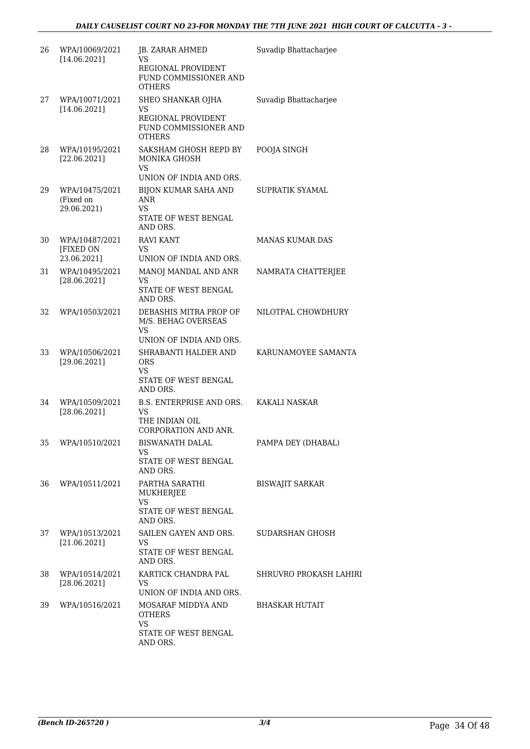| | | | |
|---|---|---|---|
| 26 | WPA/10069/2021 [14.06.2021] | JB. ZARAR AHMED VS REGIONAL PROVIDENT FUND COMMISSIONER AND OTHERS | Suvadip Bhattacharjee |
| 27 | WPA/10071/2021 [14.06.2021] | SHEO SHANKAR OJHA VS REGIONAL PROVIDENT FUND COMMISSIONER AND OTHERS | Suvadip Bhattacharjee |
| 28 | WPA/10195/2021 [22.06.2021] | SAKSHAM GHOSH REPD BY MONIKA GHOSH VS UNION OF INDIA AND ORS. | POOJA SINGH |
| 29 | WPA/10475/2021 (Fixed on 29.06.2021) | BIJON KUMAR SAHA AND ANR VS STATE OF WEST BENGAL AND ORS. | SUPRATIK SYAMAL |
| 30 | WPA/10487/2021 [FIXED ON 23.06.2021] | RAVI KANT VS UNION OF INDIA AND ORS. | MANAS KUMAR DAS |
| 31 | WPA/10495/2021 [28.06.2021] | MANOJ MANDAL AND ANR VS STATE OF WEST BENGAL AND ORS. | NAMRATA CHATTERJEE |
| 32 | WPA/10503/2021 | DEBASHIS MITRA PROP OF M/S. BEHAG OVERSEAS VS UNION OF INDIA AND ORS. | NILOTPAL CHOWDHURY |
| 33 | WPA/10506/2021 [29.06.2021] | SHRABANTI HALDER AND ORS VS STATE OF WEST BENGAL AND ORS. | KARUNAMOYEE SAMANTA |
| 34 | WPA/10509/2021 [28.06.2021] | B.S. ENTERPRISE AND ORS. VS THE INDIAN OIL CORPORATION AND ANR. | KAKALI NASKAR |
| 35 | WPA/10510/2021 | BISWANATH DALAL VS STATE OF WEST BENGAL AND ORS. | PAMPA DEY (DHABAL) |
| 36 | WPA/10511/2021 | PARTHA SARATHI MUKHERJEE VS STATE OF WEST BENGAL AND ORS. | BISWAJIT SARKAR |
| 37 | WPA/10513/2021 [21.06.2021] | SAILEN GAYEN AND ORS. VS STATE OF WEST BENGAL AND ORS. | SUDARSHAN GHOSH |
| 38 | WPA/10514/2021 [28.06.2021] | KARTICK CHANDRA PAL VS UNION OF INDIA AND ORS. | SHRUVRO PROKASH LAHIRI |
| 39 | WPA/10516/2021 | MOSARAF MIDDYA AND OTHERS VS STATE OF WEST BENGAL AND ORS. | BHASKAR HUTAIT |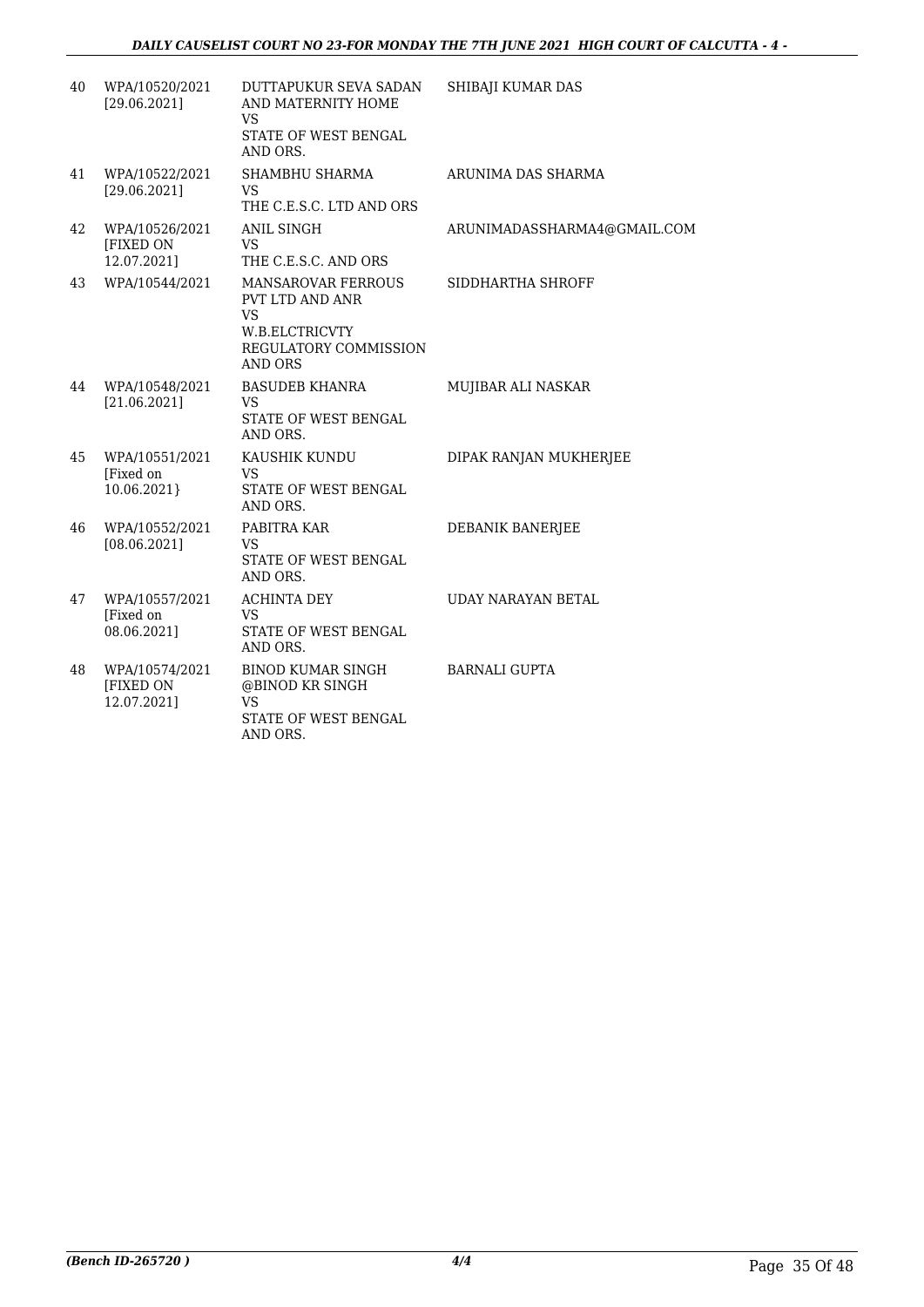| | | | |
|---|---|---|---|
| 40 | WPA/10520/2021 [29.06.2021] | DUTTAPUKUR SEVA SADAN AND MATERNITY HOME VS STATE OF WEST BENGAL AND ORS. | SHIBAJI KUMAR DAS |
| 41 | WPA/10522/2021 [29.06.2021] | SHAMBHU SHARMA VS THE C.E.S.C. LTD AND ORS | ARUNIMA DAS SHARMA |
| 42 | WPA/10526/2021 [FIXED ON 12.07.2021] | ANIL SINGH VS THE C.E.S.C. AND ORS | ARUNIMADASSHARMA4@GMAIL.COM |
| 43 | WPA/10544/2021 | MANSAROVAR FERROUS PVT LTD AND ANR VS W.B.ELCTRICVTY REGULATORY COMMISSION AND ORS | SIDDHARTHA SHROFF |
| 44 | WPA/10548/2021 [21.06.2021] | BASUDEB KHANRA VS STATE OF WEST BENGAL AND ORS. | MUJIBAR ALI NASKAR |
| 45 | WPA/10551/2021 [Fixed on 10.06.2021} | KAUSHIK KUNDU VS STATE OF WEST BENGAL AND ORS. | DIPAK RANJAN MUKHERJEE |
| 46 | WPA/10552/2021 [08.06.2021] | PABITRA KAR VS STATE OF WEST BENGAL AND ORS. | DEBANIK BANERJEE |
| 47 | WPA/10557/2021 [Fixed on 08.06.2021] | ACHINTA DEY VS STATE OF WEST BENGAL AND ORS. | UDAY NARAYAN BETAL |
| 48 | WPA/10574/2021 [FIXED ON 12.07.2021] | BINOD KUMAR SINGH @BINOD KR SINGH VS STATE OF WEST BENGAL AND ORS. | BARNALI GUPTA |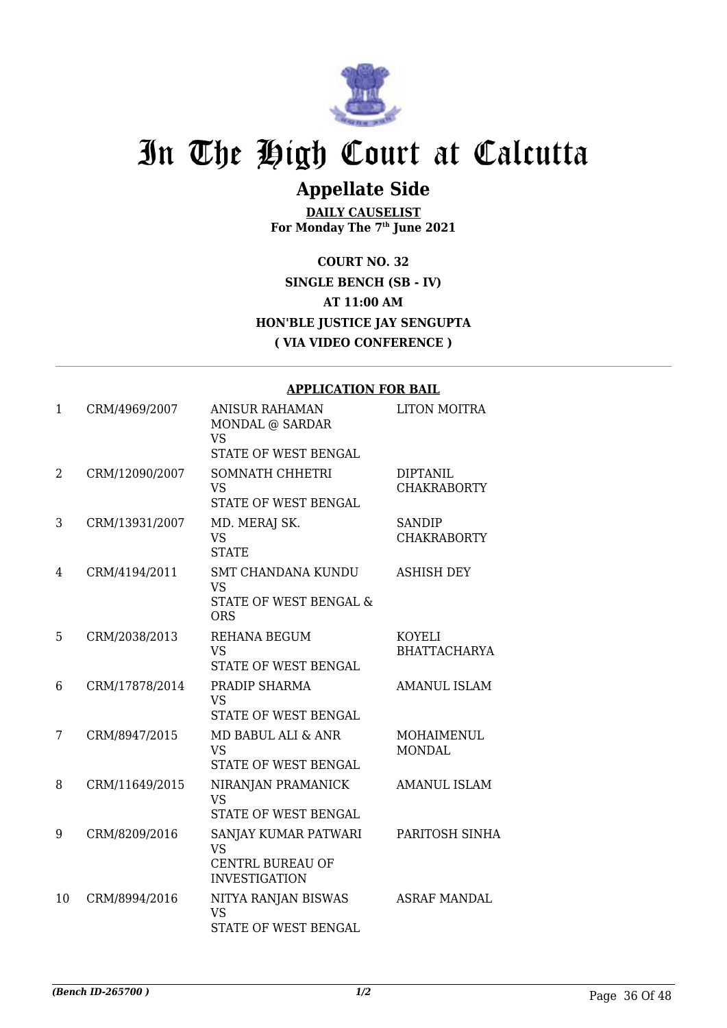# In The High Court at Calcutta

## Appellate Side

**DAILY CAUSELIST**
**For Monday The 7th June 2021**

**COURT NO. 32**
**SINGLE BENCH (SB - IV)**
**AT 11:00 AM**
**HON'BLE JUSTICE JAY SENGUPTA**
**( VIA VIDEO CONFERENCE )**

### APPLICATION FOR BAIL

| | | | |
|---|---|---|---|
| 1 | CRM/4969/2007 | ANISUR RAHAMAN MONDAL @ SARDAR VS STATE OF WEST BENGAL | LITON MOITRA |
| 2 | CRM/12090/2007 | SOMNATH CHHETRI VS STATE OF WEST BENGAL | DIPTANIL CHAKRABORTY |
| 3 | CRM/13931/2007 | MD. MERAJ SK. VS STATE | SANDIP CHAKRABORTY |
| 4 | CRM/4194/2011 | SMT CHANDANA KUNDU VS STATE OF WEST BENGAL & ORS | ASHISH DEY |
| 5 | CRM/2038/2013 | REHANA BEGUM VS STATE OF WEST BENGAL | KOYELI BHATTACHARYA |
| 6 | CRM/17878/2014 | PRADIP SHARMA VS STATE OF WEST BENGAL | AMANUL ISLAM |
| 7 | CRM/8947/2015 | MD BABUL ALI & ANR VS STATE OF WEST BENGAL | MOHAIMENUL MONDAL |
| 8 | CRM/11649/2015 | NIRANJAN PRAMANICK VS STATE OF WEST BENGAL | AMANUL ISLAM |
| 9 | CRM/8209/2016 | SANJAY KUMAR PATWARI VS CENTRL BUREAU OF INVESTIGATION | PARITOSH SINHA |
| 10 | CRM/8994/2016 | NITYA RANJAN BISWAS VS STATE OF WEST BENGAL | ASRAF MANDAL |

*(Bench ID-265700 )* 1/2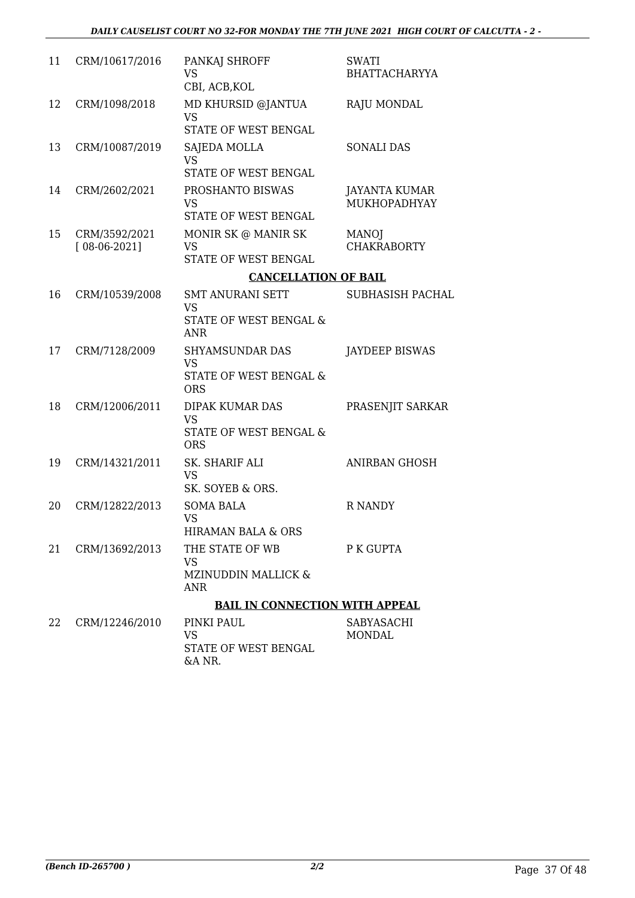| 11 | CRM/10617/2016 | PANKAJ SHROFF<br>VS<br>CBI, ACB,KOL | SWATI BHATTACHARYYA |
|---|---|---|---|
| 12 | CRM/1098/2018 | MD KHURSID @JANTUA<br>VS<br>STATE OF WEST BENGAL | RAJU MONDAL |
| 13 | CRM/10087/2019 | SAJEDA MOLLA<br>VS<br>STATE OF WEST BENGAL | SONALI DAS |
| 14 | CRM/2602/2021 | PROSHANTO BISWAS<br>VS<br>STATE OF WEST BENGAL | JAYANTA KUMAR MUKHOPADHYAY |
| 15 | CRM/3592/2021<br>[ 08-06-2021] | MONIR SK @ MANIR SK<br>VS<br>STATE OF WEST BENGAL | MANOJ CHAKRABORTY |

**CANCELLATION OF BAIL**

| 16 | CRM/10539/2008 | SMT ANURANI SETT<br>VS<br>STATE OF WEST BENGAL & ANR | SUBHASISH PACHAL |
|---|---|---|---|
| 17 | CRM/7128/2009 | SHYAMSUNDAR DAS<br>VS<br>STATE OF WEST BENGAL & ORS | JAYDEEP BISWAS |
| 18 | CRM/12006/2011 | DIPAK KUMAR DAS<br>VS<br>STATE OF WEST BENGAL & ORS | PRASENJIT SARKAR |
| 19 | CRM/14321/2011 | SK. SHARIF ALI<br>VS<br>SK. SOYEB & ORS. | ANIRBAN GHOSH |
| 20 | CRM/12822/2013 | SOMA BALA<br>VS<br>HIRAMAN BALA & ORS | R NANDY |
| 21 | CRM/13692/2013 | THE STATE OF WB<br>VS<br>MZINUDDIN MALLICK & ANR | P K GUPTA |

**BAIL IN CONNECTION WITH APPEAL**

| 22 | CRM/12246/2010 | PINKI PAUL<br>VS<br>STATE OF WEST BENGAL &A NR. | SABYASACHI MONDAL |
|---|---|---|---|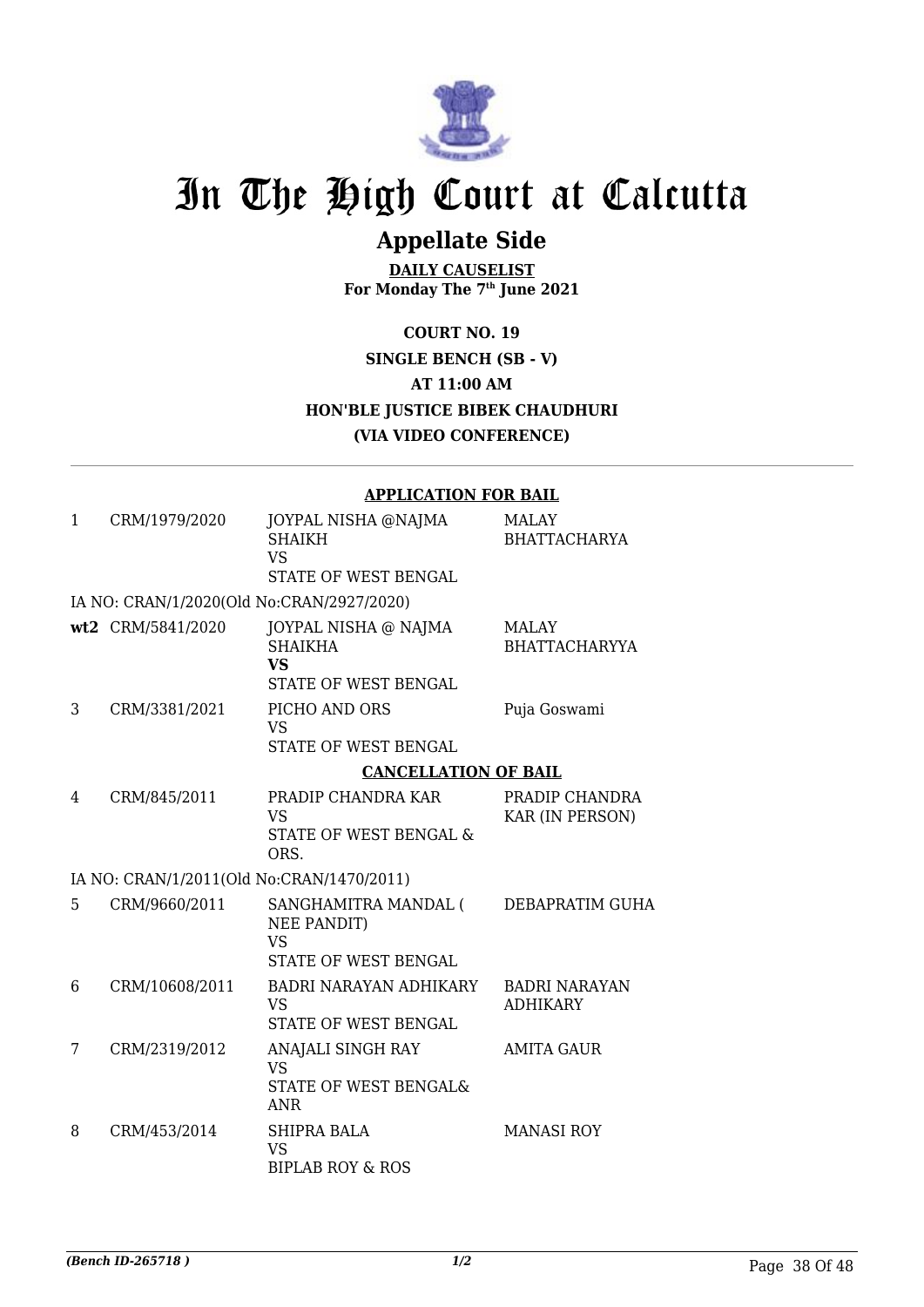# In The High Court at Calcutta

## Appellate Side

**DAILY CAUSELIST**
**For Monday The 7th June 2021**

**COURT NO. 19**
**SINGLE BENCH (SB - V)**
**AT 11:00 AM**
**HON'BLE JUSTICE BIBEK CHAUDHURI**
**(VIA VIDEO CONFERENCE)**

**APPLICATION FOR BAIL**

| | | | |
|---|---|---|---|
| 1 | CRM/1979/2020 | JOYPAL NISHA @NAJMA SHAIKH VS STATE OF WEST BENGAL | MALAY BHATTACHARYA |
| | IA NO: CRAN/1/2020(Old No:CRAN/2927/2020) | | |
| **wt2** | CRM/5841/2020 | JOYPAL NISHA @ NAJMA SHAIKHA **VS** STATE OF WEST BENGAL | MALAY BHATTACHARYYA |
| 3 | CRM/3381/2021 | PICHO AND ORS VS STATE OF WEST BENGAL | Puja Goswami |

**CANCELLATION OF BAIL**

| | | | |
|---|---|---|---|
| 4 | CRM/845/2011 | PRADIP CHANDRA KAR VS STATE OF WEST BENGAL & ORS. | PRADIP CHANDRA KAR (IN PERSON) |
| | IA NO: CRAN/1/2011(Old No:CRAN/1470/2011) | | |
| 5 | CRM/9660/2011 | SANGHAMITRA MANDAL ( NEE PANDIT) VS STATE OF WEST BENGAL | DEBAPRATIM GUHA |
| 6 | CRM/10608/2011 | BADRI NARAYAN ADHIKARY VS STATE OF WEST BENGAL | BADRI NARAYAN ADHIKARY |
| 7 | CRM/2319/2012 | ANAJALI SINGH RAY VS STATE OF WEST BENGAL& ANR | AMITA GAUR |
| 8 | CRM/453/2014 | SHIPRA BALA VS BIPLAB ROY & ROS | MANASI ROY |

*(Bench ID-265718 )* 1/2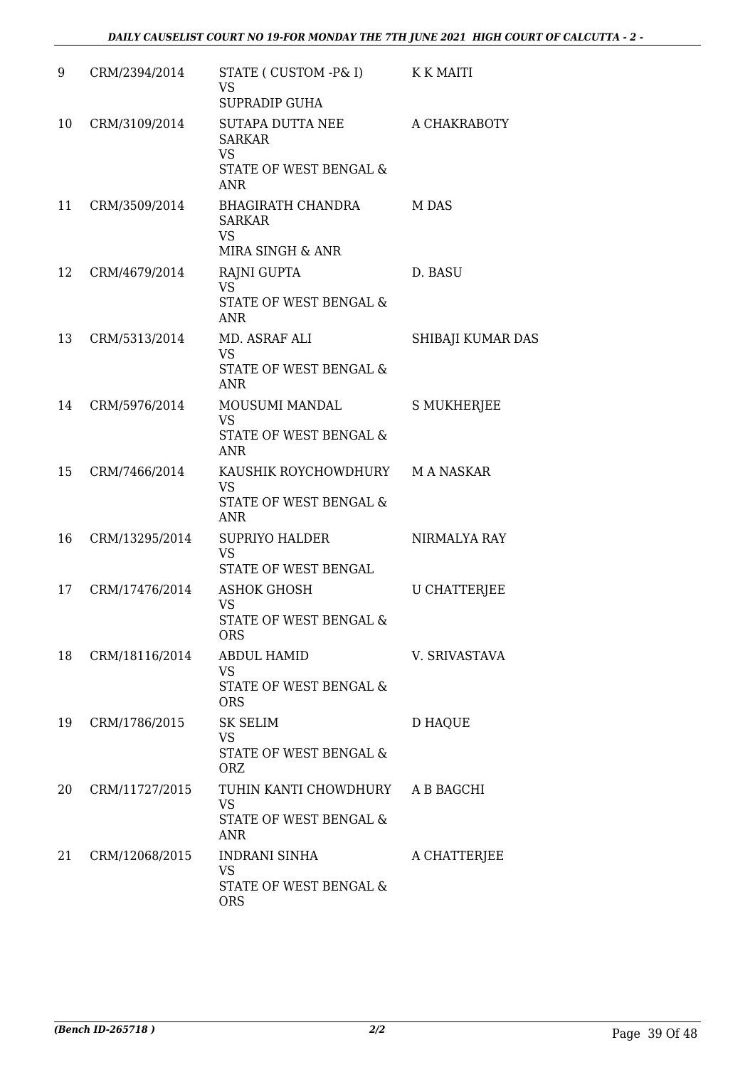| 9 | CRM/2394/2014 | STATE ( CUSTOM -P& I)<br>VS<br>SUPRADIP GUHA | K K MAITI |
|---|---|---|---|
| 10 | CRM/3109/2014 | SUTAPA DUTTA NEE SARKAR<br>VS<br>STATE OF WEST BENGAL & ANR | A CHAKRABOTY |
| 11 | CRM/3509/2014 | BHAGIRATH CHANDRA SARKAR<br>VS<br>MIRA SINGH & ANR | M DAS |
| 12 | CRM/4679/2014 | RAJNI GUPTA<br>VS<br>STATE OF WEST BENGAL & ANR | D. BASU |
| 13 | CRM/5313/2014 | MD. ASRAF ALI<br>VS<br>STATE OF WEST BENGAL & ANR | SHIBAJI KUMAR DAS |
| 14 | CRM/5976/2014 | MOUSUMI MANDAL<br>VS<br>STATE OF WEST BENGAL & ANR | S MUKHERJEE |
| 15 | CRM/7466/2014 | KAUSHIK ROYCHOWDHURY<br>VS<br>STATE OF WEST BENGAL & ANR | M A NASKAR |
| 16 | CRM/13295/2014 | SUPRIYO HALDER<br>VS<br>STATE OF WEST BENGAL | NIRMALYA RAY |
| 17 | CRM/17476/2014 | ASHOK GHOSH<br>VS<br>STATE OF WEST BENGAL & ORS | U CHATTERJEE |
| 18 | CRM/18116/2014 | ABDUL HAMID<br>VS<br>STATE OF WEST BENGAL & ORS | V. SRIVASTAVA |
| 19 | CRM/1786/2015 | SK SELIM<br>VS<br>STATE OF WEST BENGAL & ORZ | D HAQUE |
| 20 | CRM/11727/2015 | TUHIN KANTI CHOWDHURY<br>VS<br>STATE OF WEST BENGAL & ANR | A B BAGCHI |
| 21 | CRM/12068/2015 | INDRANI SINHA<br>VS<br>STATE OF WEST BENGAL & ORS | A CHATTERJEE |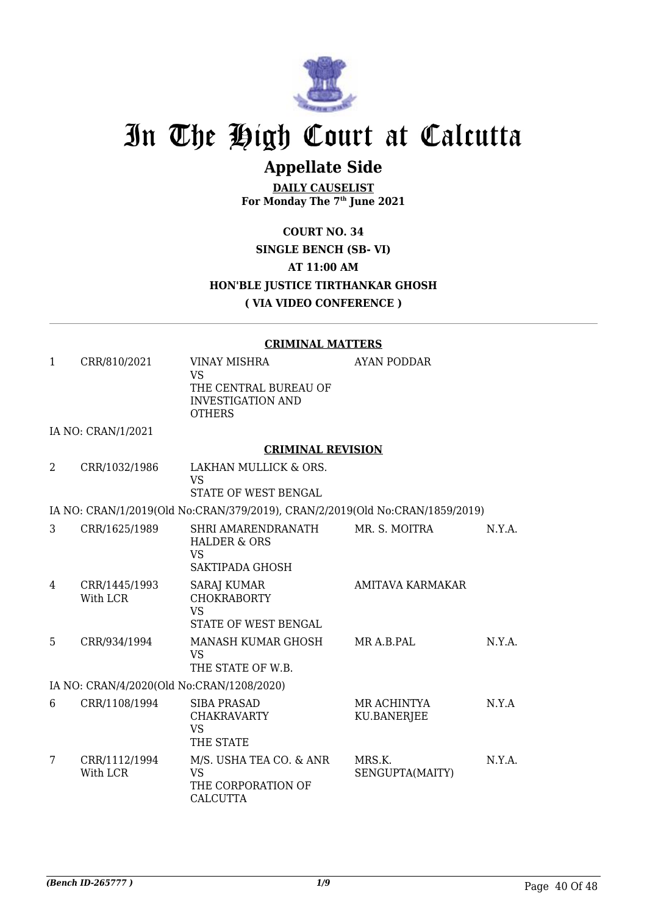# In The High Court at Calcutta

## Appellate Side

**DAILY CAUSELIST**
**For Monday The 7th June 2021**

**COURT NO. 34**
**SINGLE BENCH (SB- VI)**
**AT 11:00 AM**
**HON'BLE JUSTICE TIRTHANKAR GHOSH**
**( VIA VIDEO CONFERENCE )**

---

**CRIMINAL MATTERS**

| | | | | |
|---|---|---|---|---|
| 1 | CRR/810/2021 | VINAY MISHRA VS THE CENTRAL BUREAU OF INVESTIGATION AND OTHERS | AYAN PODDAR | |

IA NO: CRAN/1/2021

**CRIMINAL REVISION**

| | | | | |
|---|---|---|---|---|
| 2 | CRR/1032/1986 | LAKHAN MULLICK & ORS. VS STATE OF WEST BENGAL | | |

IA NO: CRAN/1/2019(Old No:CRAN/379/2019), CRAN/2/2019(Old No:CRAN/1859/2019)

| | | | | |
|---|---|---|---|---|
| 3 | CRR/1625/1989 | SHRI AMARENDRANATH HALDER & ORS VS SAKTIPADA GHOSH | MR. S. MOITRA | N.Y.A. |
| 4 | CRR/1445/1993 With LCR | SARAJ KUMAR CHOKRABORTY VS STATE OF WEST BENGAL | AMITAVA KARMAKAR | |
| 5 | CRR/934/1994 | MANASH KUMAR GHOSH VS THE STATE OF W.B. | MR A.B.PAL | N.Y.A. |

IA NO: CRAN/4/2020(Old No:CRAN/1208/2020)

| | | | | |
|---|---|---|---|---|
| 6 | CRR/1108/1994 | SIBA PRASAD CHAKRAVARTY VS THE STATE | MR ACHINTYA KU.BANERJEE | N.Y.A |
| 7 | CRR/1112/1994 With LCR | M/S. USHA TEA CO. & ANR VS THE CORPORATION OF CALCUTTA | MRS.K. SENGUPTA(MAITY) | N.Y.A. |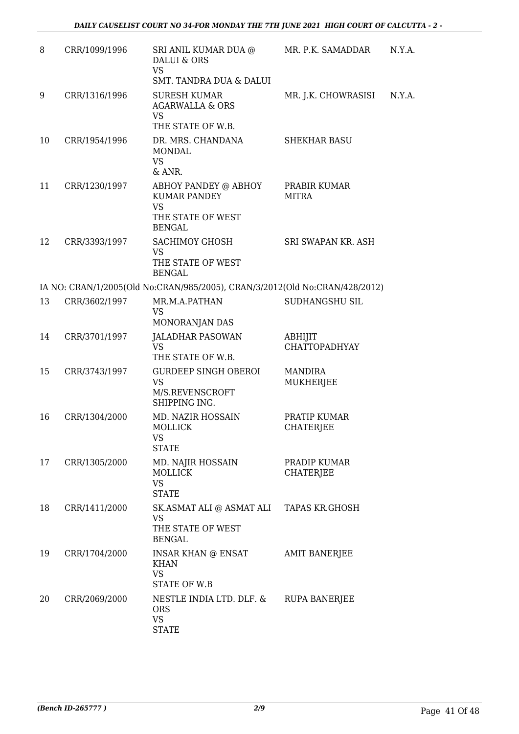| 8 | CRR/1099/1996 | SRI ANIL KUMAR DUA @ DALUI & ORS<br>VS<br>SMT. TANDRA DUA & DALUI | MR. P.K. SAMADDAR | N.Y.A. |
|---|---|---|---|---|
| 9 | CRR/1316/1996 | SURESH KUMAR AGARWALLA & ORS<br>VS<br>THE STATE OF W.B. | MR. J.K. CHOWRASISI | N.Y.A. |
| 10 | CRR/1954/1996 | DR. MRS. CHANDANA MONDAL<br>VS<br>& ANR. | SHEKHAR BASU | |
| 11 | CRR/1230/1997 | ABHOY PANDEY @ ABHOY KUMAR PANDEY<br>VS<br>THE STATE OF WEST BENGAL | PRABIR KUMAR MITRA | |
| 12 | CRR/3393/1997 | SACHIMOY GHOSH<br>VS<br>THE STATE OF WEST BENGAL | SRI SWAPAN KR. ASH | |
| | IA NO: CRAN/1/2005(Old No:CRAN/985/2005), CRAN/3/2012(Old No:CRAN/428/2012) | | | |
| 13 | CRR/3602/1997 | MR.M.A.PATHAN<br>VS<br>MONORANJAN DAS | SUDHANGSHU SIL | |
| 14 | CRR/3701/1997 | JALADHAR PASOWAN<br>VS<br>THE STATE OF W.B. | ABHIJIT CHATTOPADHYAY | |
| 15 | CRR/3743/1997 | GURDEEP SINGH OBEROI<br>VS<br>M/S.REVENSCROFT SHIPPING ING. | MANDIRA MUKHERJEE | |
| 16 | CRR/1304/2000 | MD. NAZIR HOSSAIN MOLLICK<br>VS<br>STATE | PRATIP KUMAR CHATERJEE | |
| 17 | CRR/1305/2000 | MD. NAJIR HOSSAIN MOLLICK<br>VS<br>STATE | PRADIP KUMAR CHATERJEE | |
| 18 | CRR/1411/2000 | SK.ASMAT ALI @ ASMAT ALI<br>VS<br>THE STATE OF WEST BENGAL | TAPAS KR.GHOSH | |
| 19 | CRR/1704/2000 | INSAR KHAN @ ENSAT KHAN<br>VS<br>STATE OF W.B | AMIT BANERJEE | |
| 20 | CRR/2069/2000 | NESTLE INDIA LTD. DLF. & ORS<br>VS<br>STATE | RUPA BANERJEE | |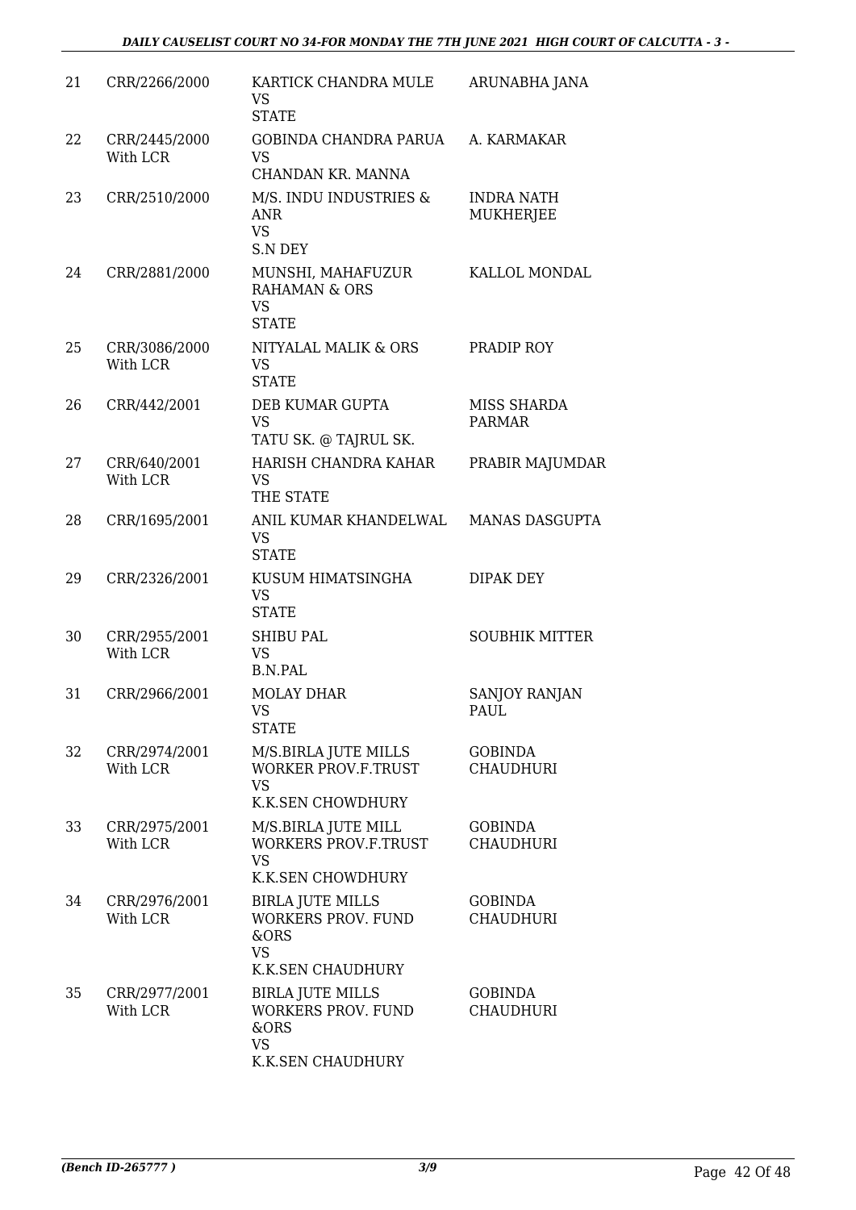| 21 | CRR/2266/2000 | KARTICK CHANDRA MULE<br>VS<br>STATE | ARUNABHA JANA |
|---|---|---|---|
| 22 | CRR/2445/2000<br>With LCR | GOBINDA CHANDRA PARUA<br>VS<br>CHANDAN KR. MANNA | A. KARMAKAR |
| 23 | CRR/2510/2000 | M/S. INDU INDUSTRIES & ANR<br>VS<br>S.N DEY | INDRA NATH MUKHERJEE |
| 24 | CRR/2881/2000 | MUNSHI, MAHAFUZUR RAHAMAN & ORS<br>VS<br>STATE | KALLOL MONDAL |
| 25 | CRR/3086/2000<br>With LCR | NITYALAL MALIK & ORS<br>VS<br>STATE | PRADIP ROY |
| 26 | CRR/442/2001 | DEB KUMAR GUPTA<br>VS<br>TATU SK. @ TAJRUL SK. | MISS SHARDA PARMAR |
| 27 | CRR/640/2001<br>With LCR | HARISH CHANDRA KAHAR<br>VS<br>THE STATE | PRABIR MAJUMDAR |
| 28 | CRR/1695/2001 | ANIL KUMAR KHANDELWAL<br>VS<br>STATE | MANAS DASGUPTA |
| 29 | CRR/2326/2001 | KUSUM HIMATSINGHA<br>VS<br>STATE | DIPAK DEY |
| 30 | CRR/2955/2001<br>With LCR | SHIBU PAL<br>VS<br>B.N.PAL | SOUBHIK MITTER |
| 31 | CRR/2966/2001 | MOLAY DHAR<br>VS<br>STATE | SANJOY RANJAN PAUL |
| 32 | CRR/2974/2001<br>With LCR | M/S.BIRLA JUTE MILLS WORKER PROV.F.TRUST<br>VS<br>K.K.SEN CHOWDHURY | GOBINDA CHAUDHURI |
| 33 | CRR/2975/2001<br>With LCR | M/S.BIRLA JUTE MILL WORKERS PROV.F.TRUST<br>VS<br>K.K.SEN CHOWDHURY | GOBINDA CHAUDHURI |
| 34 | CRR/2976/2001<br>With LCR | BIRLA JUTE MILLS WORKERS PROV. FUND &ORS<br>VS<br>K.K.SEN CHAUDHURY | GOBINDA CHAUDHURI |
| 35 | CRR/2977/2001<br>With LCR | BIRLA JUTE MILLS WORKERS PROV. FUND &ORS<br>VS<br>K.K.SEN CHAUDHURY | GOBINDA CHAUDHURI |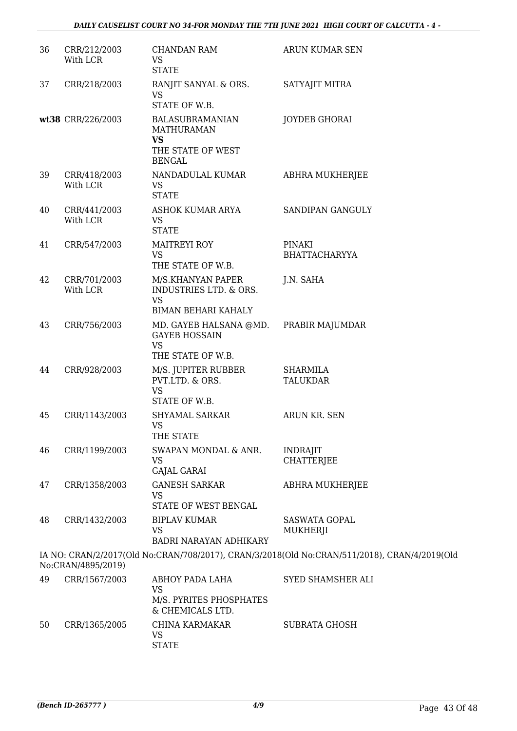| | | | |
|---|---|---|---|
| 36 | CRR/212/2003 With LCR | CHANDAN RAM VS STATE | ARUN KUMAR SEN |
| 37 | CRR/218/2003 | RANJIT SANYAL & ORS. VS STATE OF W.B. | SATYAJIT MITRA |
| **wt38** | CRR/226/2003 | BALASUBRAMANIAN MATHURAMAN **VS** THE STATE OF WEST BENGAL | JOYDEB GHORAI |
| 39 | CRR/418/2003 With LCR | NANDADULAL KUMAR VS STATE | ABHRA MUKHERJEE |
| 40 | CRR/441/2003 With LCR | ASHOK KUMAR ARYA VS STATE | SANDIPAN GANGULY |
| 41 | CRR/547/2003 | MAITREYI ROY VS THE STATE OF W.B. | PINAKI BHATTACHARYYA |
| 42 | CRR/701/2003 With LCR | M/S.KHANYAN PAPER INDUSTRIES LTD. & ORS. VS BIMAN BEHARI KAHALY | J.N. SAHA |
| 43 | CRR/756/2003 | MD. GAYEB HALSANA @MD. GAYEB HOSSAIN VS THE STATE OF W.B. | PRABIR MAJUMDAR |
| 44 | CRR/928/2003 | M/S. JUPITER RUBBER PVT.LTD. & ORS. VS STATE OF W.B. | SHARMILA TALUKDAR |
| 45 | CRR/1143/2003 | SHYAMAL SARKAR VS THE STATE | ARUN KR. SEN |
| 46 | CRR/1199/2003 | SWAPAN MONDAL & ANR. VS GAJAL GARAI | INDRAJIT CHATTERJEE |
| 47 | CRR/1358/2003 | GANESH SARKAR VS STATE OF WEST BENGAL | ABHRA MUKHERJEE |
| 48 | CRR/1432/2003 | BIPLAV KUMAR VS BADRI NARAYAN ADHIKARY | SASWATA GOPAL MUKHERJI |

IA NO: CRAN/2/2017(Old No:CRAN/708/2017), CRAN/3/2018(Old No:CRAN/511/2018), CRAN/4/2019(Old No:CRAN/4895/2019)

| | | | |
|---|---|---|---|
| 49 | CRR/1567/2003 | ABHOY PADA LAHA VS M/S. PYRITES PHOSPHATES & CHEMICALS LTD. | SYED SHAMSHER ALI |
| 50 | CRR/1365/2005 | CHINA KARMAKAR VS STATE | SUBRATA GHOSH |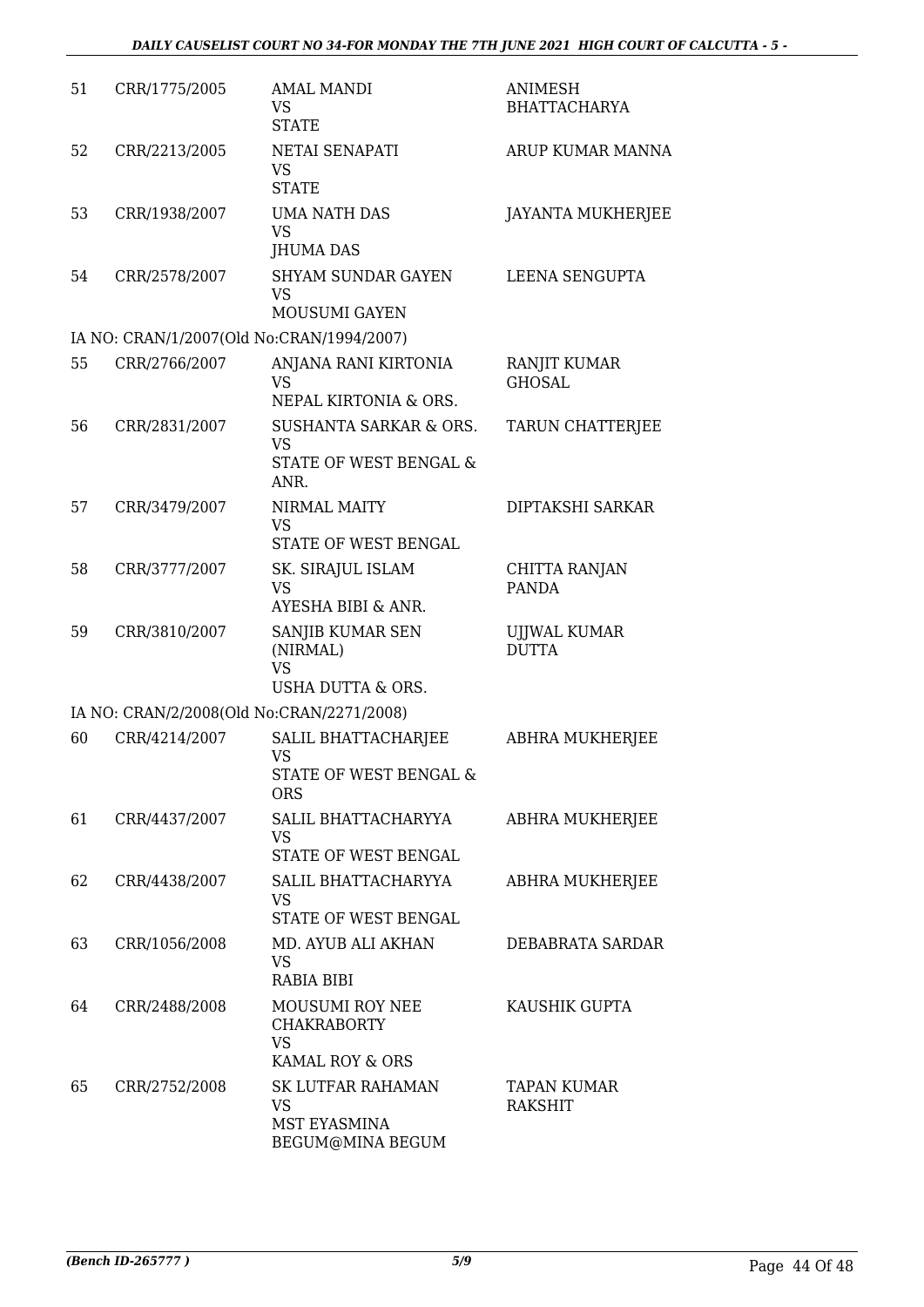| | | | |
|---|---|---|---|
| 51 | CRR/1775/2005 | AMAL MANDI<br>VS<br>STATE | ANIMESH BHATTACHARYA |
| 52 | CRR/2213/2005 | NETAI SENAPATI<br>VS<br>STATE | ARUP KUMAR MANNA |
| 53 | CRR/1938/2007 | UMA NATH DAS<br>VS<br>JHUMA DAS | JAYANTA MUKHERJEE |
| 54 | CRR/2578/2007 | SHYAM SUNDAR GAYEN<br>VS<br>MOUSUMI GAYEN | LEENA SENGUPTA |
| | IA NO: CRAN/1/2007(Old No:CRAN/1994/2007) | | |
| 55 | CRR/2766/2007 | ANJANA RANI KIRTONIA<br>VS<br>NEPAL KIRTONIA & ORS. | RANJIT KUMAR GHOSAL |
| 56 | CRR/2831/2007 | SUSHANTA SARKAR & ORS.<br>VS<br>STATE OF WEST BENGAL & ANR. | TARUN CHATTERJEE |
| 57 | CRR/3479/2007 | NIRMAL MAITY<br>VS<br>STATE OF WEST BENGAL | DIPTAKSHI SARKAR |
| 58 | CRR/3777/2007 | SK. SIRAJUL ISLAM<br>VS<br>AYESHA BIBI & ANR. | CHITTA RANJAN PANDA |
| 59 | CRR/3810/2007 | SANJIB KUMAR SEN (NIRMAL)<br>VS<br>USHA DUTTA & ORS. | UJJWAL KUMAR DUTTA |
| | IA NO: CRAN/2/2008(Old No:CRAN/2271/2008) | | |
| 60 | CRR/4214/2007 | SALIL BHATTACHARJEE<br>VS<br>STATE OF WEST BENGAL & ORS | ABHRA MUKHERJEE |
| 61 | CRR/4437/2007 | SALIL BHATTACHARYYA<br>VS<br>STATE OF WEST BENGAL | ABHRA MUKHERJEE |
| 62 | CRR/4438/2007 | SALIL BHATTACHARYYA<br>VS<br>STATE OF WEST BENGAL | ABHRA MUKHERJEE |
| 63 | CRR/1056/2008 | MD. AYUB ALI AKHAN<br>VS<br>RABIA BIBI | DEBABRATA SARDAR |
| 64 | CRR/2488/2008 | MOUSUMI ROY NEE CHAKRABORTY<br>VS<br>KAMAL ROY & ORS | KAUSHIK GUPTA |
| 65 | CRR/2752/2008 | SK LUTFAR RAHAMAN<br>VS<br>MST EYASMINA BEGUM@MINA BEGUM | TAPAN KUMAR RAKSHIT |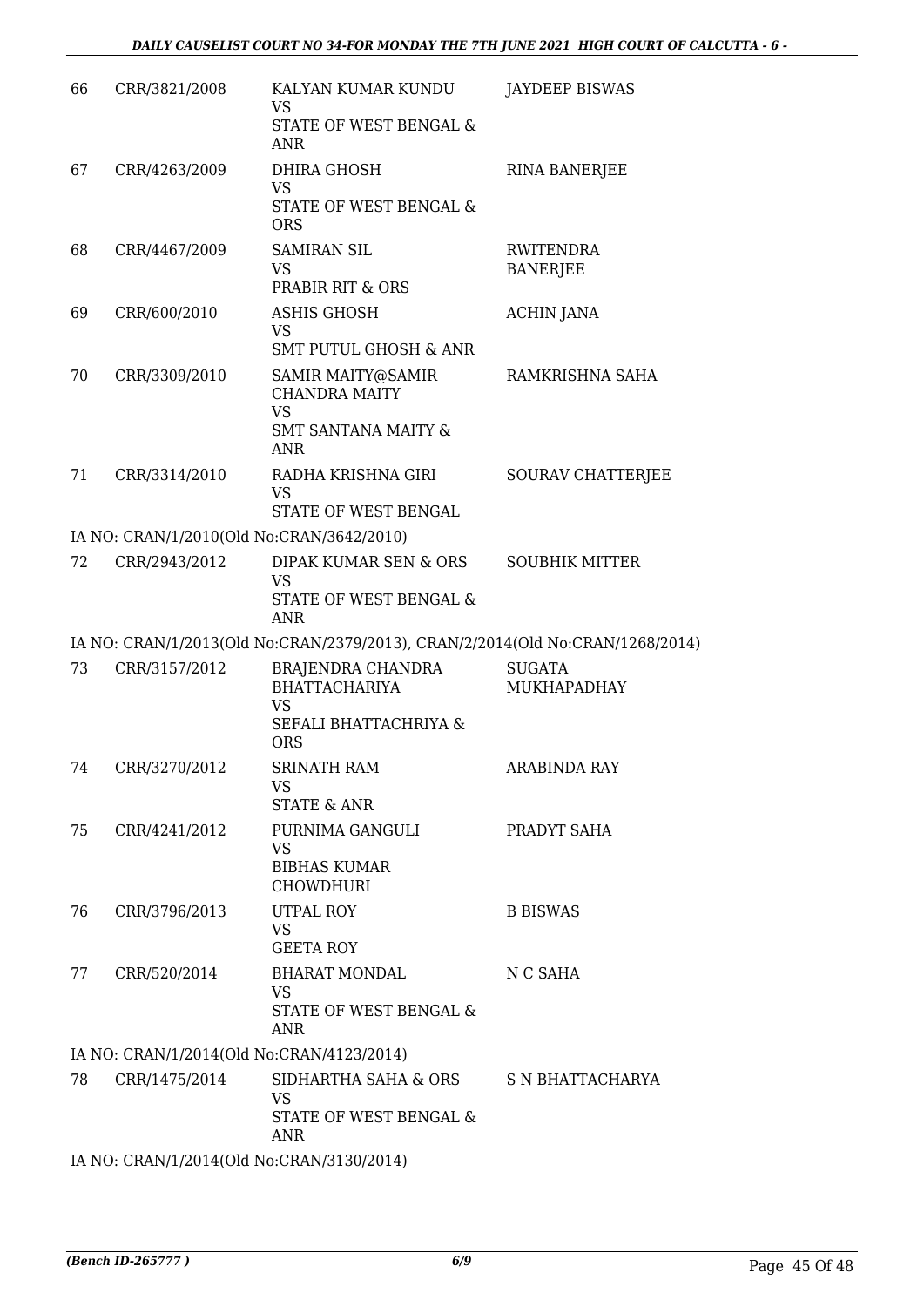| | | | |
|---|---|---|---|
| 66 | CRR/3821/2008 | KALYAN KUMAR KUNDU<br>VS<br>STATE OF WEST BENGAL & ANR | JAYDEEP BISWAS |
| 67 | CRR/4263/2009 | DHIRA GHOSH<br>VS<br>STATE OF WEST BENGAL & ORS | RINA BANERJEE |
| 68 | CRR/4467/2009 | SAMIRAN SIL<br>VS<br>PRABIR RIT & ORS | RWITENDRA BANERJEE |
| 69 | CRR/600/2010 | ASHIS GHOSH<br>VS<br>SMT PUTUL GHOSH & ANR | ACHIN JANA |
| 70 | CRR/3309/2010 | SAMIR MAITY@SAMIR CHANDRA MAITY<br>VS<br>SMT SANTANA MAITY & ANR | RAMKRISHNA SAHA |
| 71 | CRR/3314/2010 | RADHA KRISHNA GIRI<br>VS<br>STATE OF WEST BENGAL | SOURAV CHATTERJEE |
| | IA NO: CRAN/1/2010(Old No:CRAN/3642/2010) | | |
| 72 | CRR/2943/2012 | DIPAK KUMAR SEN & ORS<br>VS<br>STATE OF WEST BENGAL & ANR | SOUBHIK MITTER |
| | IA NO: CRAN/1/2013(Old No:CRAN/2379/2013), CRAN/2/2014(Old No:CRAN/1268/2014) | | |
| 73 | CRR/3157/2012 | BRAJENDRA CHANDRA BHATTACHARIYA<br>VS<br>SEFALI BHATTACHRIYA & ORS | SUGATA MUKHAPADHAY |
| 74 | CRR/3270/2012 | SRINATH RAM<br>VS<br>STATE & ANR | ARABINDA RAY |
| 75 | CRR/4241/2012 | PURNIMA GANGULI<br>VS<br>BIBHAS KUMAR CHOWDHURI | PRADYT SAHA |
| 76 | CRR/3796/2013 | UTPAL ROY<br>VS<br>GEETA ROY | B BISWAS |
| 77 | CRR/520/2014 | BHARAT MONDAL<br>VS<br>STATE OF WEST BENGAL & ANR | N C SAHA |
| | IA NO: CRAN/1/2014(Old No:CRAN/4123/2014) | | |
| 78 | CRR/1475/2014 | SIDHARTHA SAHA & ORS<br>VS<br>STATE OF WEST BENGAL & ANR | S N BHATTACHARYA |
| | IA NO: CRAN/1/2014(Old No:CRAN/3130/2014) | | |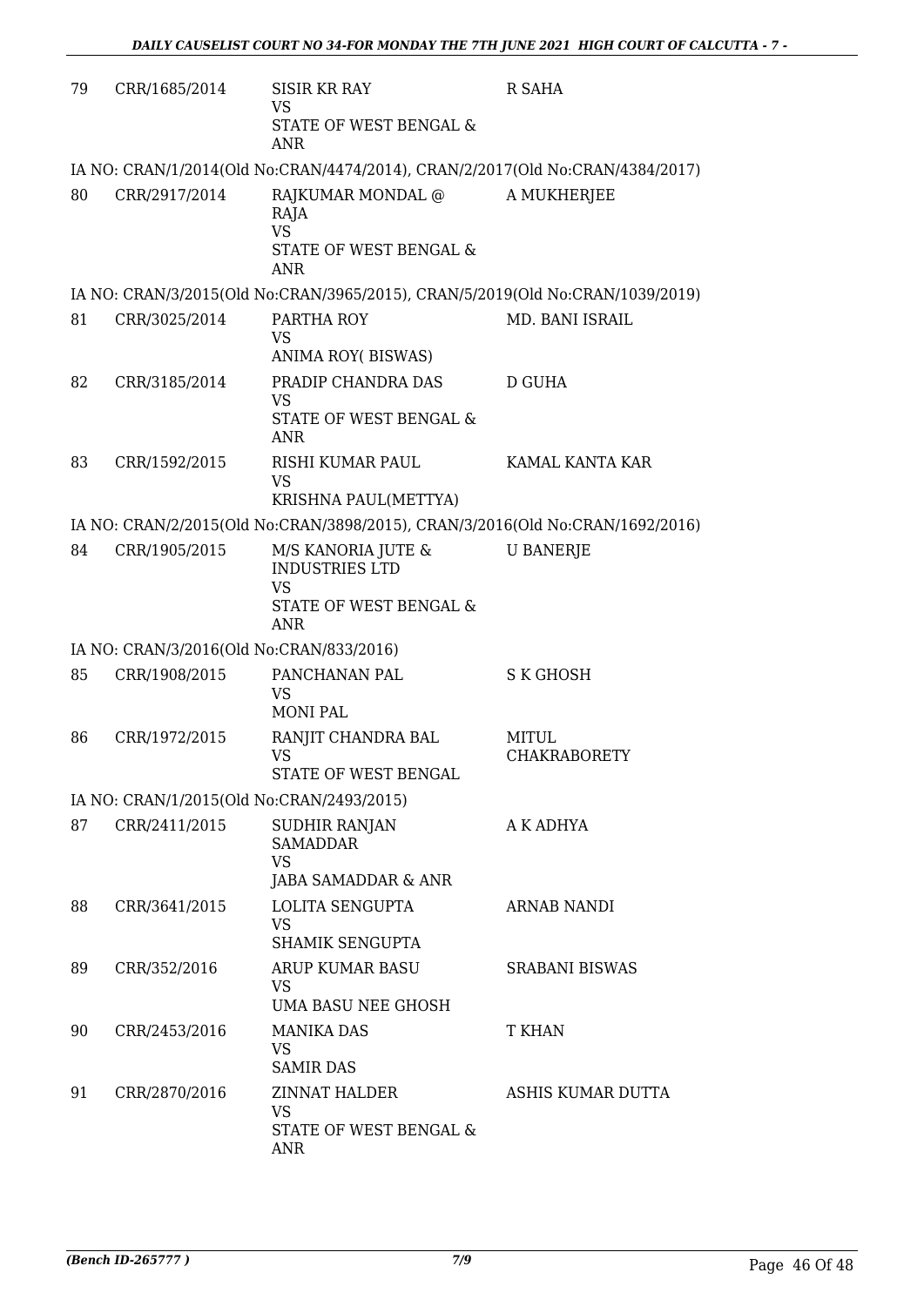| 79 | CRR/1685/2014 | SISIR KR RAY<br>VS<br>STATE OF WEST BENGAL & ANR | R SAHA |
|---|---|---|---|
| | IA NO: CRAN/1/2014(Old No:CRAN/4474/2014), CRAN/2/2017(Old No:CRAN/4384/2017) | | |
| 80 | CRR/2917/2014 | RAJKUMAR MONDAL @ RAJA<br>VS<br>STATE OF WEST BENGAL & ANR | A MUKHERJEE |
| | IA NO: CRAN/3/2015(Old No:CRAN/3965/2015), CRAN/5/2019(Old No:CRAN/1039/2019) | | |
| 81 | CRR/3025/2014 | PARTHA ROY<br>VS<br>ANIMA ROY( BISWAS) | MD. BANI ISRAIL |
| 82 | CRR/3185/2014 | PRADIP CHANDRA DAS<br>VS<br>STATE OF WEST BENGAL & ANR | D GUHA |
| 83 | CRR/1592/2015 | RISHI KUMAR PAUL<br>VS<br>KRISHNA PAUL(METTYA) | KAMAL KANTA KAR |
| | IA NO: CRAN/2/2015(Old No:CRAN/3898/2015), CRAN/3/2016(Old No:CRAN/1692/2016) | | |
| 84 | CRR/1905/2015 | M/S KANORIA JUTE & INDUSTRIES LTD<br>VS<br>STATE OF WEST BENGAL & ANR | U BANERJE |
| | IA NO: CRAN/3/2016(Old No:CRAN/833/2016) | | |
| 85 | CRR/1908/2015 | PANCHANAN PAL<br>VS<br>MONI PAL | S K GHOSH |
| 86 | CRR/1972/2015 | RANJIT CHANDRA BAL<br>VS<br>STATE OF WEST BENGAL | MITUL CHAKRABORETY |
| | IA NO: CRAN/1/2015(Old No:CRAN/2493/2015) | | |
| 87 | CRR/2411/2015 | SUDHIR RANJAN SAMADDAR<br>VS<br>JABA SAMADDAR & ANR | A K ADHYA |
| 88 | CRR/3641/2015 | LOLITA SENGUPTA<br>VS<br>SHAMIK SENGUPTA | ARNAB NANDI |
| 89 | CRR/352/2016 | ARUP KUMAR BASU<br>VS<br>UMA BASU NEE GHOSH | SRABANI BISWAS |
| 90 | CRR/2453/2016 | MANIKA DAS<br>VS<br>SAMIR DAS | T KHAN |
| 91 | CRR/2870/2016 | ZINNAT HALDER<br>VS<br>STATE OF WEST BENGAL & ANR | ASHIS KUMAR DUTTA |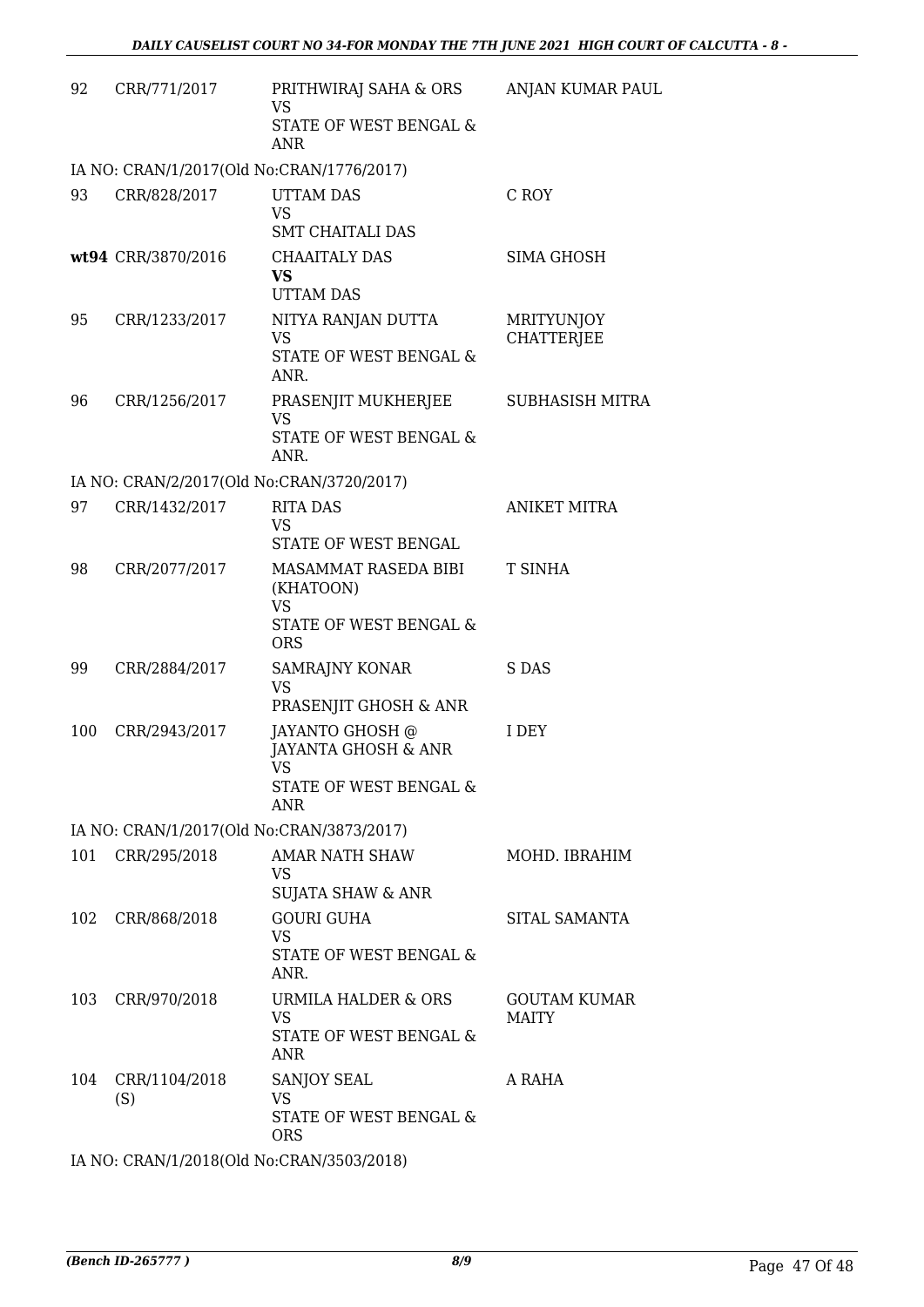| | | | |
|---|---|---|---|
| 92 | CRR/771/2017 | PRITHWIRAJ SAHA & ORS<br>VS<br>STATE OF WEST BENGAL & ANR | ANJAN KUMAR PAUL |
| IA NO: CRAN/1/2017(Old No:CRAN/1776/2017) | | | |
| 93 | CRR/828/2017 | UTTAM DAS<br>VS<br>SMT CHAITALI DAS | C ROY |
| **wt94** | CRR/3870/2016 | CHAAITALY DAS<br>**VS**<br>UTTAM DAS | SIMA GHOSH |
| 95 | CRR/1233/2017 | NITYA RANJAN DUTTA<br>VS<br>STATE OF WEST BENGAL & ANR. | MRITYUNJOY CHATTERJEE |
| 96 | CRR/1256/2017 | PRASENJIT MUKHERJEE<br>VS<br>STATE OF WEST BENGAL & ANR. | SUBHASISH MITRA |
| IA NO: CRAN/2/2017(Old No:CRAN/3720/2017) | | | |
| 97 | CRR/1432/2017 | RITA DAS<br>VS<br>STATE OF WEST BENGAL | ANIKET MITRA |
| 98 | CRR/2077/2017 | MASAMMAT RASEDA BIBI (KHATOON)<br>VS<br>STATE OF WEST BENGAL & ORS | T SINHA |
| 99 | CRR/2884/2017 | SAMRAJNY KONAR<br>VS<br>PRASENJIT GHOSH & ANR | S DAS |
| 100 | CRR/2943/2017 | JAYANTO GHOSH @ JAYANTA GHOSH & ANR<br>VS<br>STATE OF WEST BENGAL & ANR | I DEY |
| IA NO: CRAN/1/2017(Old No:CRAN/3873/2017) | | | |
| 101 | CRR/295/2018 | AMAR NATH SHAW<br>VS<br>SUJATA SHAW & ANR | MOHD. IBRAHIM |
| 102 | CRR/868/2018 | GOURI GUHA<br>VS<br>STATE OF WEST BENGAL & ANR. | SITAL SAMANTA |
| 103 | CRR/970/2018 | URMILA HALDER & ORS<br>VS<br>STATE OF WEST BENGAL & ANR | GOUTAM KUMAR MAITY |
| 104 | CRR/1104/2018 (S) | SANJOY SEAL<br>VS<br>STATE OF WEST BENGAL & ORS | A RAHA |
| IA NO: CRAN/1/2018(Old No:CRAN/3503/2018) | | | |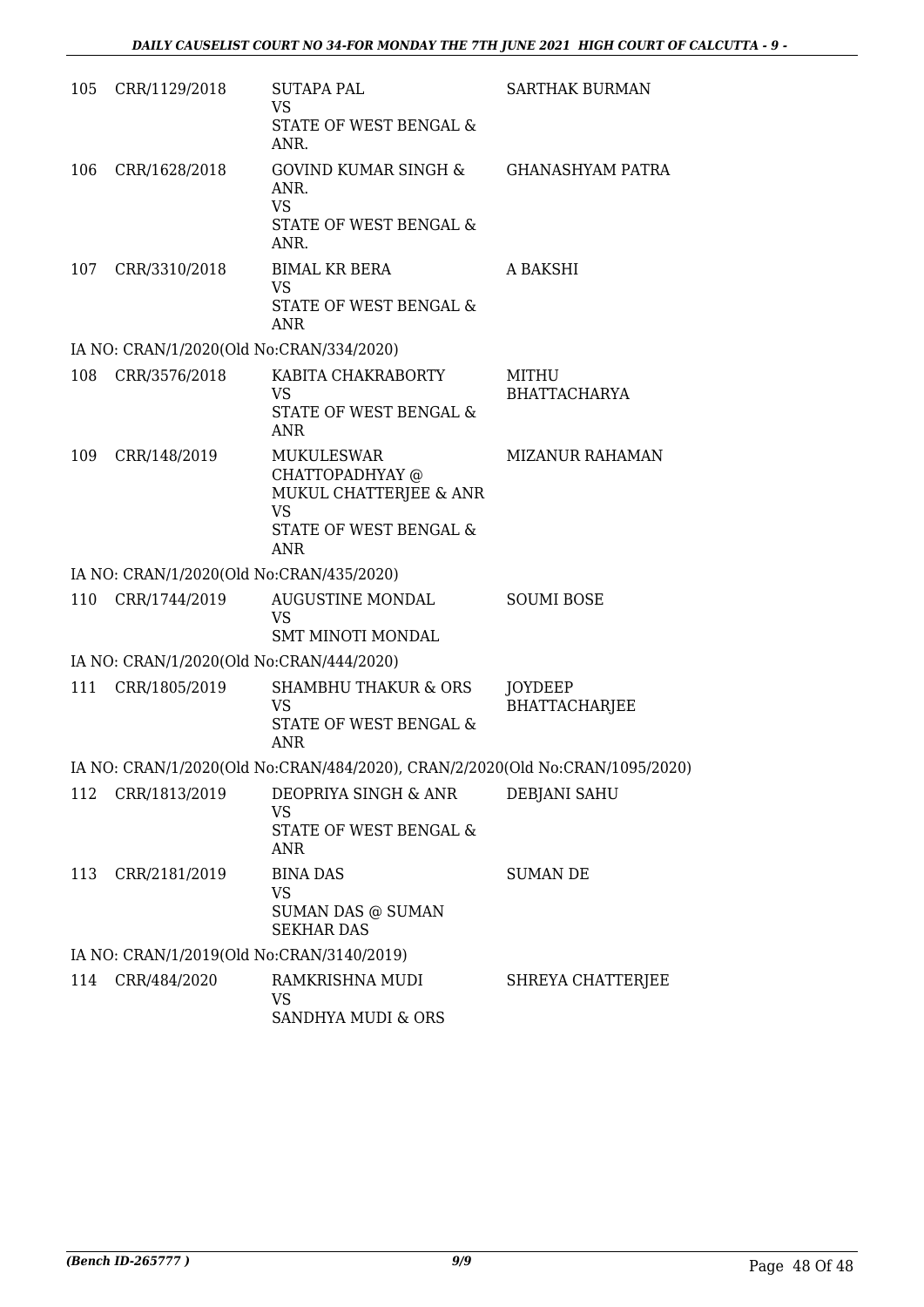| | | | |
|---|---|---|---|
| 105 | CRR/1129/2018 | SUTAPA PAL<br>VS<br>STATE OF WEST BENGAL & ANR. | SARTHAK BURMAN |
| 106 | CRR/1628/2018 | GOVIND KUMAR SINGH & ANR.<br>VS<br>STATE OF WEST BENGAL & ANR. | GHANASHYAM PATRA |
| 107 | CRR/3310/2018 | BIMAL KR BERA<br>VS<br>STATE OF WEST BENGAL & ANR | A BAKSHI |
| | IA NO: CRAN/1/2020(Old No:CRAN/334/2020) | | |
| 108 | CRR/3576/2018 | KABITA CHAKRABORTY<br>VS<br>STATE OF WEST BENGAL & ANR | MITHU BHATTACHARYA |
| 109 | CRR/148/2019 | MUKULESWAR CHATTOPADHYAY @ MUKUL CHATTERJEE & ANR<br>VS<br>STATE OF WEST BENGAL & ANR | MIZANUR RAHAMAN |
| | IA NO: CRAN/1/2020(Old No:CRAN/435/2020) | | |
| 110 | CRR/1744/2019 | AUGUSTINE MONDAL<br>VS<br>SMT MINOTI MONDAL | SOUMI BOSE |
| | IA NO: CRAN/1/2020(Old No:CRAN/444/2020) | | |
| 111 | CRR/1805/2019 | SHAMBHU THAKUR & ORS<br>VS<br>STATE OF WEST BENGAL & ANR | JOYDEEP BHATTACHARJEE |
| | IA NO: CRAN/1/2020(Old No:CRAN/484/2020), CRAN/2/2020(Old No:CRAN/1095/2020) | | |
| 112 | CRR/1813/2019 | DEOPRIYA SINGH & ANR<br>VS<br>STATE OF WEST BENGAL & ANR | DEBJANI SAHU |
| 113 | CRR/2181/2019 | BINA DAS<br>VS<br>SUMAN DAS @ SUMAN SEKHAR DAS | SUMAN DE |
| | IA NO: CRAN/1/2019(Old No:CRAN/3140/2019) | | |
| 114 | CRR/484/2020 | RAMKRISHNA MUDI<br>VS<br>SANDHYA MUDI & ORS | SHREYA CHATTERJEE |